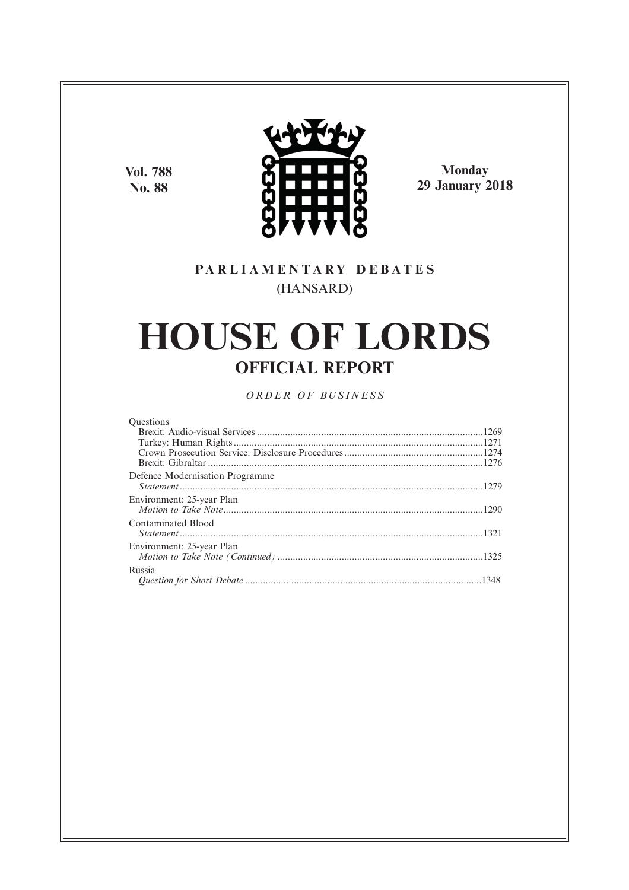Vol. 788
No. 88

Monday
29 January 2018

PARLIAMENTARY DEBATES

(HANSARD)

# HOUSE OF LORDS

## OFFICIAL REPORT

*ORDER OF BUSINESS*

Questions
- Brexit: Audio-visual Services ....................................................................................1269
- Turkey: Human Rights ..............................................................................................1271
- Crown Prosecution Service: Disclosure Procedures ...................................................1274
- Brexit: Gibraltar .......................................................................................................1276

Defence Modernisation Programme
- *Statement* ..................................................................................................................1279

Environment: 25-year Plan
- *Motion to Take Note* .................................................................................................1290

Contaminated Blood
- *Statement* ..................................................................................................................1321

Environment: 25-year Plan
- *Motion to Take Note (Continued)* ............................................................................1325

Russia
- *Question for Short Debate* ........................................................................................1348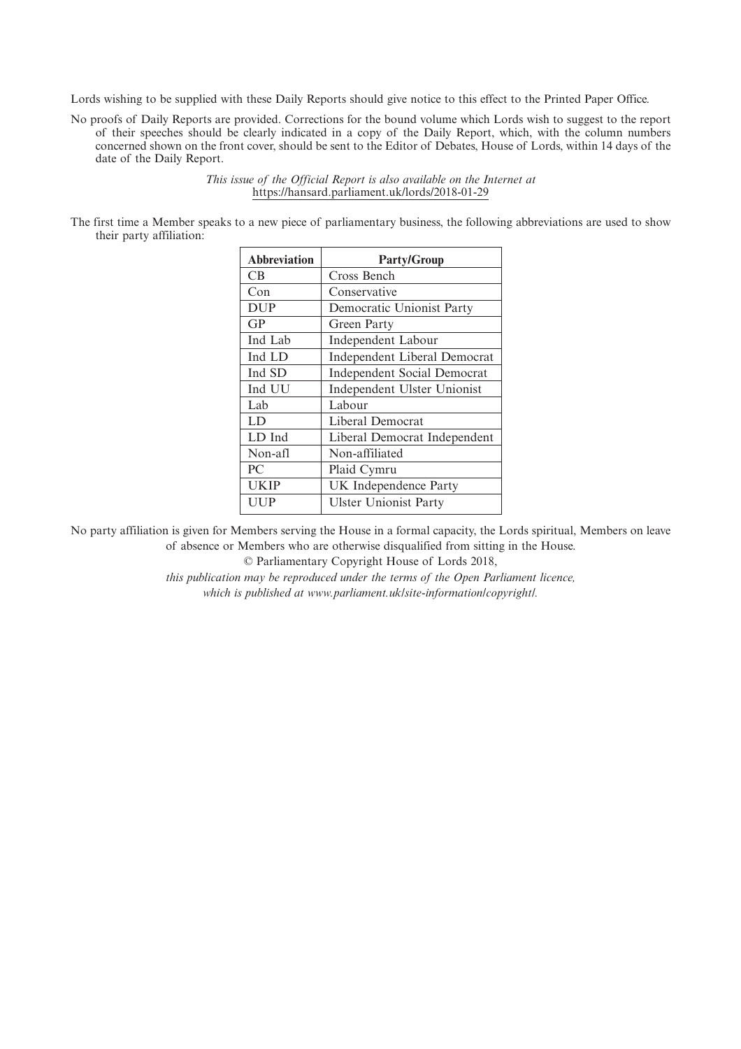Lords wishing to be supplied with these Daily Reports should give notice to this effect to the Printed Paper Office.

No proofs of Daily Reports are provided. Corrections for the bound volume which Lords wish to suggest to the report of their speeches should be clearly indicated in a copy of the Daily Report, which, with the column numbers concerned shown on the front cover, should be sent to the Editor of Debates, House of Lords, within 14 days of the date of the Daily Report.

*This issue of the Official Report is also available on the Internet at* https://hansard.parliament.uk/lords/2018-01-29

The first time a Member speaks to a new piece of parliamentary business, the following abbreviations are used to show their party affiliation:

| Abbreviation | Party/Group |
|---|---|
| CB | Cross Bench |
| Con | Conservative |
| DUP | Democratic Unionist Party |
| GP | Green Party |
| Ind Lab | Independent Labour |
| Ind LD | Independent Liberal Democrat |
| Ind SD | Independent Social Democrat |
| Ind UU | Independent Ulster Unionist |
| Lab | Labour |
| LD | Liberal Democrat |
| LD Ind | Liberal Democrat Independent |
| Non-afl | Non-affiliated |
| PC | Plaid Cymru |
| UKIP | UK Independence Party |
| UUP | Ulster Unionist Party |

No party affiliation is given for Members serving the House in a formal capacity, the Lords spiritual, Members on leave of absence or Members who are otherwise disqualified from sitting in the House.

© Parliamentary Copyright House of Lords 2018,

*this publication may be reproduced under the terms of the Open Parliament licence, which is published at www.parliament.uk/site-information/copyright/.*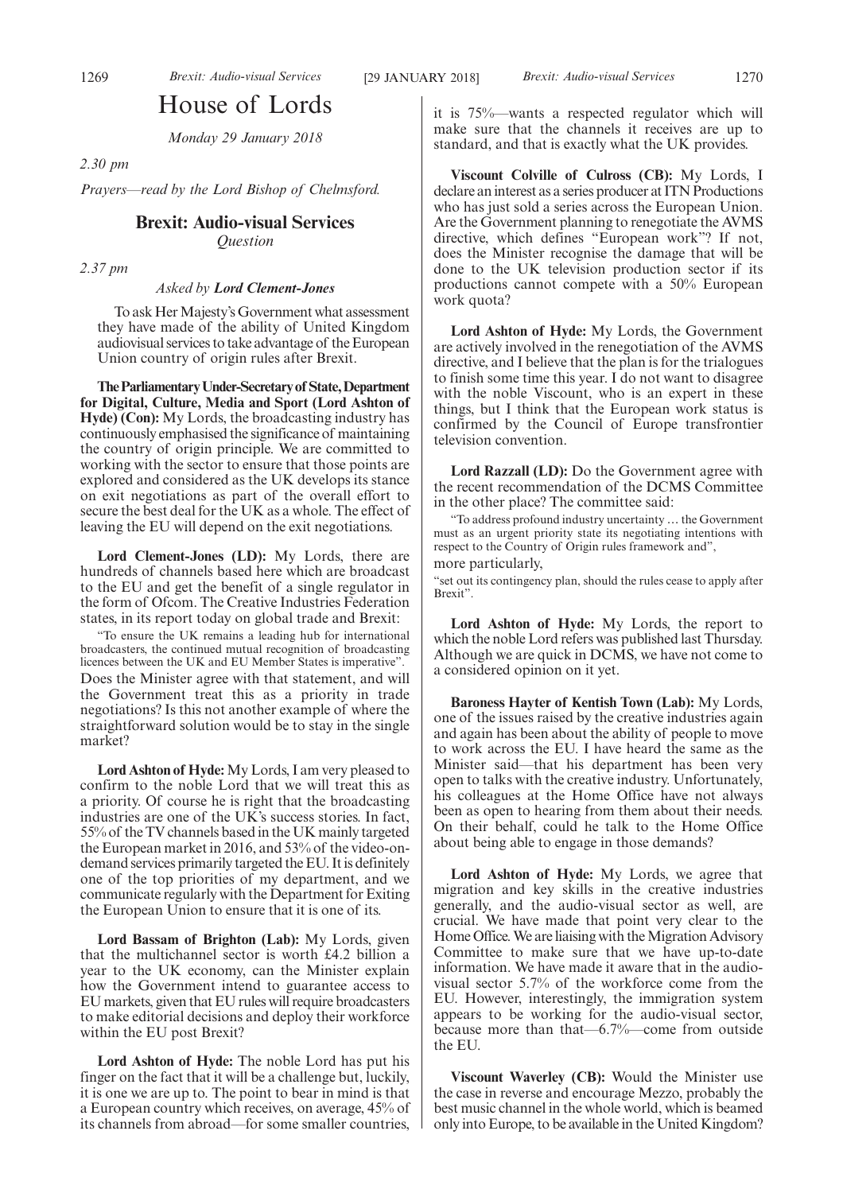# House of Lords

*Monday 29 January 2018*

*2.30 pm*

*Prayers—read by the Lord Bishop of Chelmsford.*

## Brexit: Audio-visual Services

*Question*

*2.37 pm*

*Asked by **Lord Clement-Jones***

To ask Her Majesty's Government what assessment they have made of the ability of United Kingdom audiovisual services to take advantage of the European Union country of origin rules after Brexit.

**The Parliamentary Under-Secretary of State, Department for Digital, Culture, Media and Sport (Lord Ashton of Hyde) (Con):** My Lords, the broadcasting industry has continuously emphasised the significance of maintaining the country of origin principle. We are committed to working with the sector to ensure that those points are explored and considered as the UK develops its stance on exit negotiations as part of the overall effort to secure the best deal for the UK as a whole. The effect of leaving the EU will depend on the exit negotiations.

**Lord Clement-Jones (LD):** My Lords, there are hundreds of channels based here which are broadcast to the EU and get the benefit of a single regulator in the form of Ofcom. The Creative Industries Federation states, in its report today on global trade and Brexit:

"To ensure the UK remains a leading hub for international broadcasters, the continued mutual recognition of broadcasting licences between the UK and EU Member States is imperative".

Does the Minister agree with that statement, and will the Government treat this as a priority in trade negotiations? Is this not another example of where the straightforward solution would be to stay in the single market?

**Lord Ashton of Hyde:** My Lords, I am very pleased to confirm to the noble Lord that we will treat this as a priority. Of course he is right that the broadcasting industries are one of the UK's success stories. In fact, 55% of the TV channels based in the UK mainly targeted the European market in 2016, and 53% of the video-on-demand services primarily targeted the EU. It is definitely one of the top priorities of my department, and we communicate regularly with the Department for Exiting the European Union to ensure that it is one of its.

**Lord Bassam of Brighton (Lab):** My Lords, given that the multichannel sector is worth £4.2 billion a year to the UK economy, can the Minister explain how the Government intend to guarantee access to EU markets, given that EU rules will require broadcasters to make editorial decisions and deploy their workforce within the EU post Brexit?

**Lord Ashton of Hyde:** The noble Lord has put his finger on the fact that it will be a challenge but, luckily, it is one we are up to. The point to bear in mind is that a European country which receives, on average, 45% of its channels from abroad—for some smaller countries, it is 75%—wants a respected regulator which will make sure that the channels it receives are up to standard, and that is exactly what the UK provides.

**Viscount Colville of Culross (CB):** My Lords, I declare an interest as a series producer at ITN Productions who has just sold a series across the European Union. Are the Government planning to renegotiate the AVMS directive, which defines "European work"? If not, does the Minister recognise the damage that will be done to the UK television production sector if its productions cannot compete with a 50% European work quota?

**Lord Ashton of Hyde:** My Lords, the Government are actively involved in the renegotiation of the AVMS directive, and I believe that the plan is for the trialogues to finish some time this year. I do not want to disagree with the noble Viscount, who is an expert in these things, but I think that the European work status is confirmed by the Council of Europe transfrontier television convention.

**Lord Razzall (LD):** Do the Government agree with the recent recommendation of the DCMS Committee in the other place? The committee said:

"To address profound industry uncertainty … the Government must as an urgent priority state its negotiating intentions with respect to the Country of Origin rules framework and",

more particularly,

"set out its contingency plan, should the rules cease to apply after Brexit".

**Lord Ashton of Hyde:** My Lords, the report to which the noble Lord refers was published last Thursday. Although we are quick in DCMS, we have not come to a considered opinion on it yet.

**Baroness Hayter of Kentish Town (Lab):** My Lords, one of the issues raised by the creative industries again and again has been about the ability of people to move to work across the EU. I have heard the same as the Minister said—that his department has been very open to talks with the creative industry. Unfortunately, his colleagues at the Home Office have not always been as open to hearing from them about their needs. On their behalf, could he talk to the Home Office about being able to engage in those demands?

**Lord Ashton of Hyde:** My Lords, we agree that migration and key skills in the creative industries generally, and the audio-visual sector as well, are crucial. We have made that point very clear to the Home Office. We are liaising with the Migration Advisory Committee to make sure that we have up-to-date information. We have made it aware that in the audio-visual sector 5.7% of the workforce come from the EU. However, interestingly, the immigration system appears to be working for the audio-visual sector, because more than that—6.7%—come from outside the EU.

**Viscount Waverley (CB):** Would the Minister use the case in reverse and encourage Mezzo, probably the best music channel in the whole world, which is beamed only into Europe, to be available in the United Kingdom?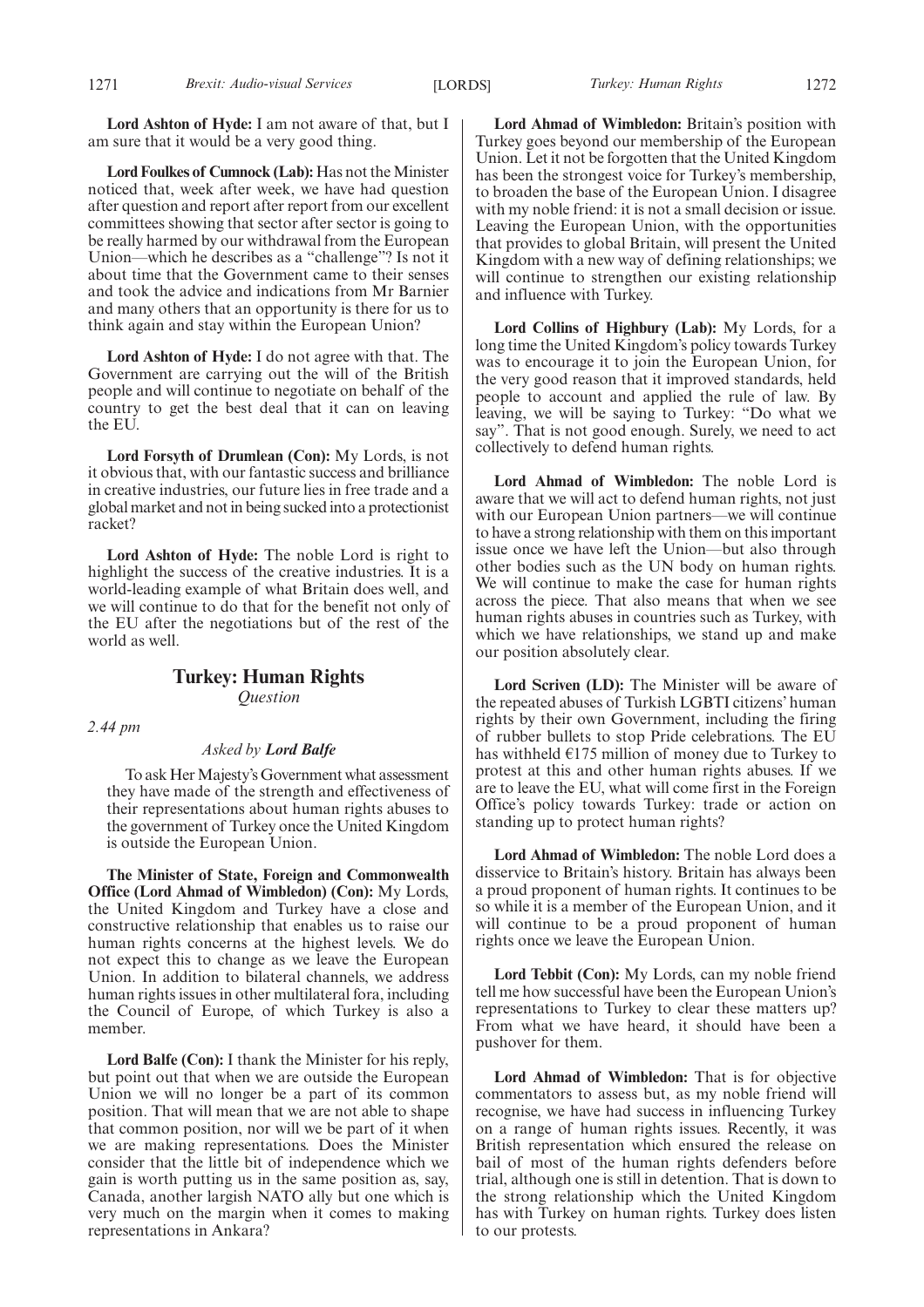**Lord Ashton of Hyde:** I am not aware of that, but I am sure that it would be a very good thing.

**Lord Foulkes of Cumnock (Lab):** Has not the Minister noticed that, week after week, we have had question after question and report after report from our excellent committees showing that sector after sector is going to be really harmed by our withdrawal from the European Union—which he describes as a "challenge"? Is not it about time that the Government came to their senses and took the advice and indications from Mr Barnier and many others that an opportunity is there for us to think again and stay within the European Union?

**Lord Ashton of Hyde:** I do not agree with that. The Government are carrying out the will of the British people and will continue to negotiate on behalf of the country to get the best deal that it can on leaving the EU.

**Lord Forsyth of Drumlean (Con):** My Lords, is not it obvious that, with our fantastic success and brilliance in creative industries, our future lies in free trade and a global market and not in being sucked into a protectionist racket?

**Lord Ashton of Hyde:** The noble Lord is right to highlight the success of the creative industries. It is a world-leading example of what Britain does well, and we will continue to do that for the benefit not only of the EU after the negotiations but of the rest of the world as well.

## Turkey: Human Rights

*Question*

*2.44 pm*

*Asked by* ***Lord Balfe***

To ask Her Majesty's Government what assessment they have made of the strength and effectiveness of their representations about human rights abuses to the government of Turkey once the United Kingdom is outside the European Union.

**The Minister of State, Foreign and Commonwealth Office (Lord Ahmad of Wimbledon) (Con):** My Lords, the United Kingdom and Turkey have a close and constructive relationship that enables us to raise our human rights concerns at the highest levels. We do not expect this to change as we leave the European Union. In addition to bilateral channels, we address human rights issues in other multilateral fora, including the Council of Europe, of which Turkey is also a member.

**Lord Balfe (Con):** I thank the Minister for his reply, but point out that when we are outside the European Union we will no longer be a part of its common position. That will mean that we are not able to shape that common position, nor will we be part of it when we are making representations. Does the Minister consider that the little bit of independence which we gain is worth putting us in the same position as, say, Canada, another largish NATO ally but one which is very much on the margin when it comes to making representations in Ankara?

**Lord Ahmad of Wimbledon:** Britain's position with Turkey goes beyond our membership of the European Union. Let it not be forgotten that the United Kingdom has been the strongest voice for Turkey's membership, to broaden the base of the European Union. I disagree with my noble friend: it is not a small decision or issue. Leaving the European Union, with the opportunities that provides to global Britain, will present the United Kingdom with a new way of defining relationships; we will continue to strengthen our existing relationship and influence with Turkey.

**Lord Collins of Highbury (Lab):** My Lords, for a long time the United Kingdom's policy towards Turkey was to encourage it to join the European Union, for the very good reason that it improved standards, held people to account and applied the rule of law. By leaving, we will be saying to Turkey: "Do what we say". That is not good enough. Surely, we need to act collectively to defend human rights.

**Lord Ahmad of Wimbledon:** The noble Lord is aware that we will act to defend human rights, not just with our European Union partners—we will continue to have a strong relationship with them on this important issue once we have left the Union—but also through other bodies such as the UN body on human rights. We will continue to make the case for human rights across the piece. That also means that when we see human rights abuses in countries such as Turkey, with which we have relationships, we stand up and make our position absolutely clear.

**Lord Scriven (LD):** The Minister will be aware of the repeated abuses of Turkish LGBTI citizens' human rights by their own Government, including the firing of rubber bullets to stop Pride celebrations. The EU has withheld €175 million of money due to Turkey to protest at this and other human rights abuses. If we are to leave the EU, what will come first in the Foreign Office's policy towards Turkey: trade or action on standing up to protect human rights?

**Lord Ahmad of Wimbledon:** The noble Lord does a disservice to Britain's history. Britain has always been a proud proponent of human rights. It continues to be so while it is a member of the European Union, and it will continue to be a proud proponent of human rights once we leave the European Union.

**Lord Tebbit (Con):** My Lords, can my noble friend tell me how successful have been the European Union's representations to Turkey to clear these matters up? From what we have heard, it should have been a pushover for them.

**Lord Ahmad of Wimbledon:** That is for objective commentators to assess but, as my noble friend will recognise, we have had success in influencing Turkey on a range of human rights issues. Recently, it was British representation which ensured the release on bail of most of the human rights defenders before trial, although one is still in detention. That is down to the strong relationship which the United Kingdom has with Turkey on human rights. Turkey does listen to our protests.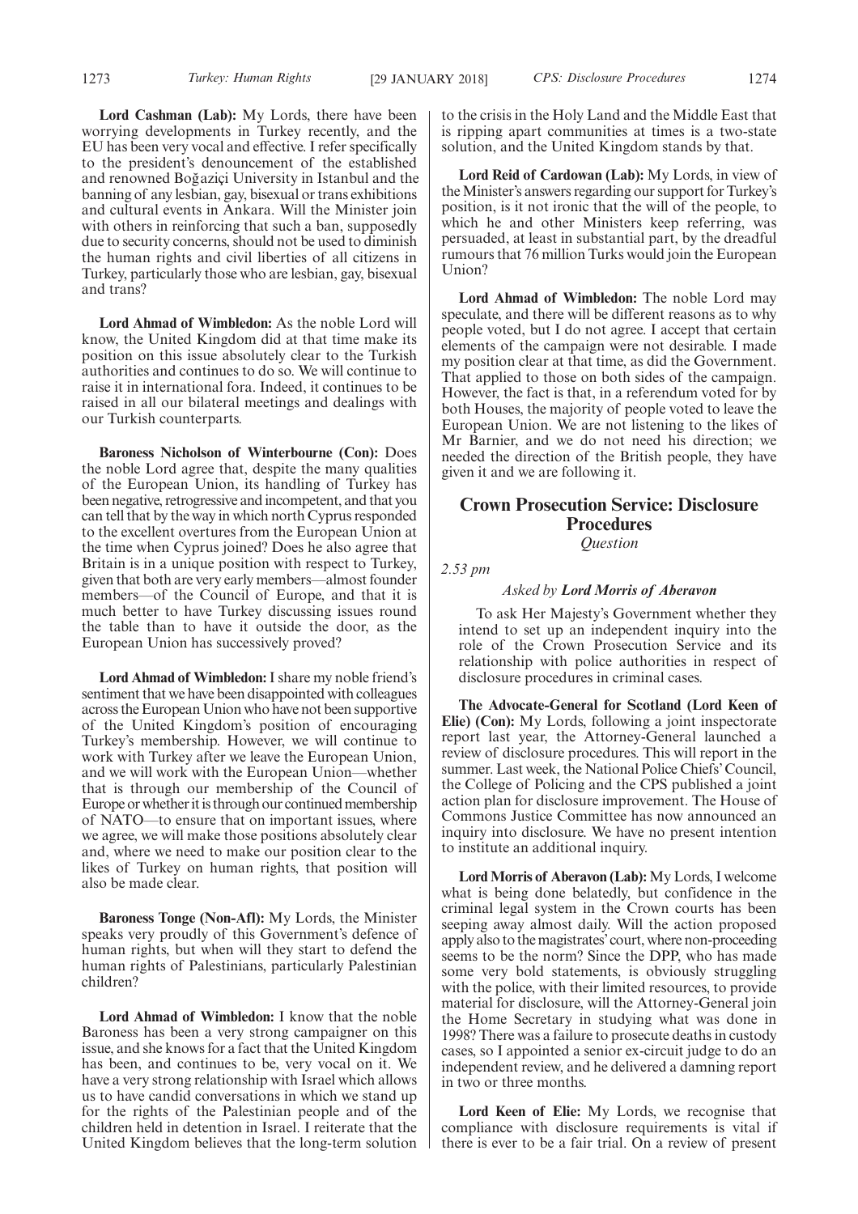**Lord Cashman (Lab):** My Lords, there have been worrying developments in Turkey recently, and the EU has been very vocal and effective. I refer specifically to the president's denouncement of the established and renowned Boğaziçi University in Istanbul and the banning of any lesbian, gay, bisexual or trans exhibitions and cultural events in Ankara. Will the Minister join with others in reinforcing that such a ban, supposedly due to security concerns, should not be used to diminish the human rights and civil liberties of all citizens in Turkey, particularly those who are lesbian, gay, bisexual and trans?

**Lord Ahmad of Wimbledon:** As the noble Lord will know, the United Kingdom did at that time make its position on this issue absolutely clear to the Turkish authorities and continues to do so. We will continue to raise it in international fora. Indeed, it continues to be raised in all our bilateral meetings and dealings with our Turkish counterparts.

**Baroness Nicholson of Winterbourne (Con):** Does the noble Lord agree that, despite the many qualities of the European Union, its handling of Turkey has been negative, retrogressive and incompetent, and that you can tell that by the way in which north Cyprus responded to the excellent overtures from the European Union at the time when Cyprus joined? Does he also agree that Britain is in a unique position with respect to Turkey, given that both are very early members—almost founder members—of the Council of Europe, and that it is much better to have Turkey discussing issues round the table than to have it outside the door, as the European Union has successively proved?

**Lord Ahmad of Wimbledon:** I share my noble friend's sentiment that we have been disappointed with colleagues across the European Union who have not been supportive of the United Kingdom's position of encouraging Turkey's membership. However, we will continue to work with Turkey after we leave the European Union, and we will work with the European Union—whether that is through our membership of the Council of Europe or whether it is through our continued membership of NATO—to ensure that on important issues, where we agree, we will make those positions absolutely clear and, where we need to make our position clear to the likes of Turkey on human rights, that position will also be made clear.

**Baroness Tonge (Non-Afl):** My Lords, the Minister speaks very proudly of this Government's defence of human rights, but when will they start to defend the human rights of Palestinians, particularly Palestinian children?

**Lord Ahmad of Wimbledon:** I know that the noble Baroness has been a very strong campaigner on this issue, and she knows for a fact that the United Kingdom has been, and continues to be, very vocal on it. We have a very strong relationship with Israel which allows us to have candid conversations in which we stand up for the rights of the Palestinian people and of the children held in detention in Israel. I reiterate that the United Kingdom believes that the long-term solution to the crisis in the Holy Land and the Middle East that is ripping apart communities at times is a two-state solution, and the United Kingdom stands by that.

**Lord Reid of Cardowan (Lab):** My Lords, in view of the Minister's answers regarding our support for Turkey's position, is it not ironic that the will of the people, to which he and other Ministers keep referring, was persuaded, at least in substantial part, by the dreadful rumours that 76 million Turks would join the European Union?

**Lord Ahmad of Wimbledon:** The noble Lord may speculate, and there will be different reasons as to why people voted, but I do not agree. I accept that certain elements of the campaign were not desirable. I made my position clear at that time, as did the Government. That applied to those on both sides of the campaign. However, the fact is that, in a referendum voted for by both Houses, the majority of people voted to leave the European Union. We are not listening to the likes of Mr Barnier, and we do not need his direction; we needed the direction of the British people, they have given it and we are following it.

## Crown Prosecution Service: Disclosure Procedures

*Question*

*2.53 pm*

*Asked by* ***Lord Morris of Aberavon***

To ask Her Majesty's Government whether they intend to set up an independent inquiry into the role of the Crown Prosecution Service and its relationship with police authorities in respect of disclosure procedures in criminal cases.

**The Advocate-General for Scotland (Lord Keen of Elie) (Con):** My Lords, following a joint inspectorate report last year, the Attorney-General launched a review of disclosure procedures. This will report in the summer. Last week, the National Police Chiefs' Council, the College of Policing and the CPS published a joint action plan for disclosure improvement. The House of Commons Justice Committee has now announced an inquiry into disclosure. We have no present intention to institute an additional inquiry.

**Lord Morris of Aberavon (Lab):** My Lords, I welcome what is being done belatedly, but confidence in the criminal legal system in the Crown courts has been seeping away almost daily. Will the action proposed apply also to the magistrates' court, where non-proceeding seems to be the norm? Since the DPP, who has made some very bold statements, is obviously struggling with the police, with their limited resources, to provide material for disclosure, will the Attorney-General join the Home Secretary in studying what was done in 1998? There was a failure to prosecute deaths in custody cases, so I appointed a senior ex-circuit judge to do an independent review, and he delivered a damning report in two or three months.

**Lord Keen of Elie:** My Lords, we recognise that compliance with disclosure requirements is vital if there is ever to be a fair trial. On a review of present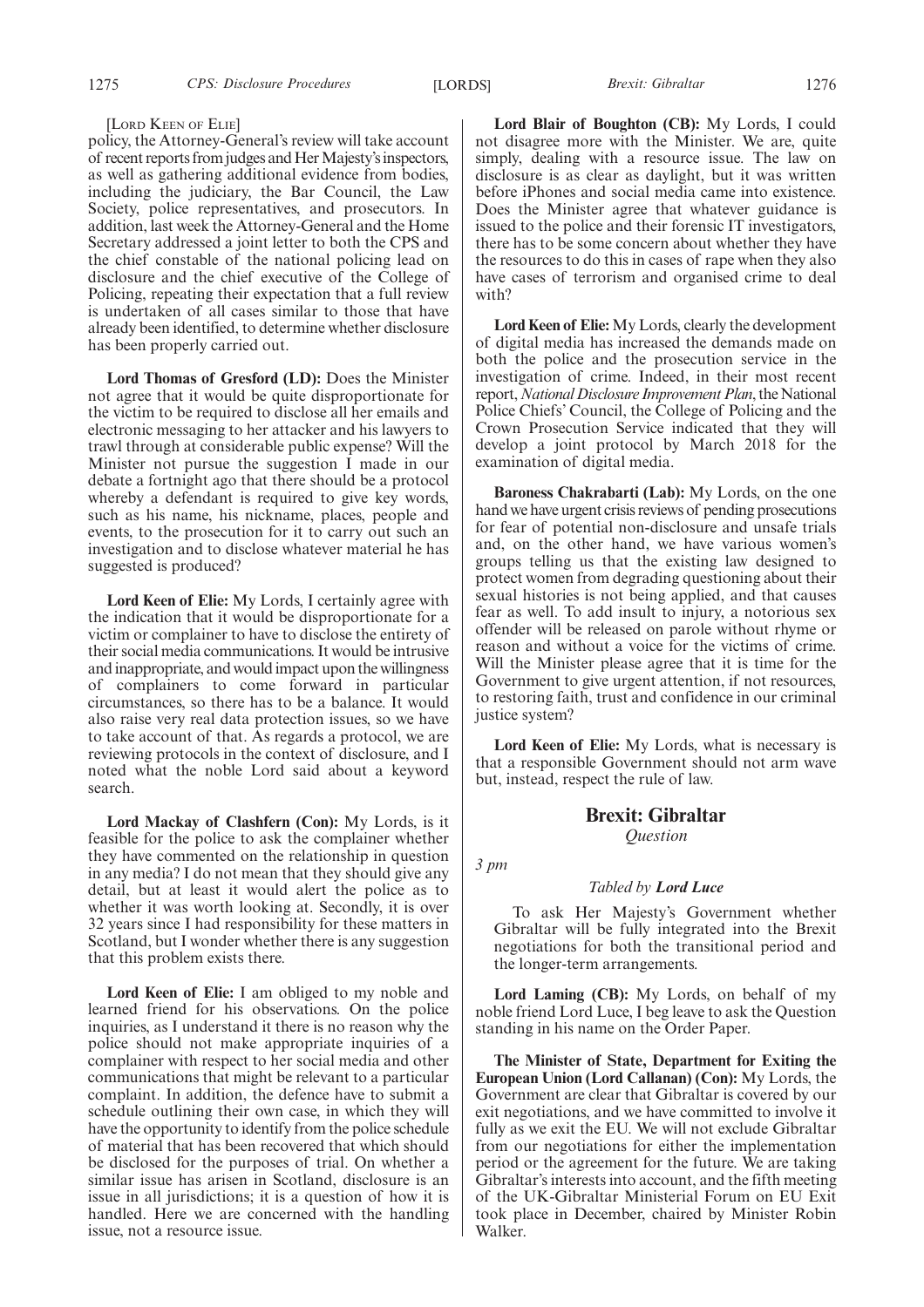[Lord Keen of Elie]

policy, the Attorney-General's review will take account of recent reports from judges and Her Majesty's inspectors, as well as gathering additional evidence from bodies, including the judiciary, the Bar Council, the Law Society, police representatives, and prosecutors. In addition, last week the Attorney-General and the Home Secretary addressed a joint letter to both the CPS and the chief constable of the national policing lead on disclosure and the chief executive of the College of Policing, repeating their expectation that a full review is undertaken of all cases similar to those that have already been identified, to determine whether disclosure has been properly carried out.

**Lord Thomas of Gresford (LD):** Does the Minister not agree that it would be quite disproportionate for the victim to be required to disclose all her emails and electronic messaging to her attacker and his lawyers to trawl through at considerable public expense? Will the Minister not pursue the suggestion I made in our debate a fortnight ago that there should be a protocol whereby a defendant is required to give key words, such as his name, his nickname, places, people and events, to the prosecution for it to carry out such an investigation and to disclose whatever material he has suggested is produced?

**Lord Keen of Elie:** My Lords, I certainly agree with the indication that it would be disproportionate for a victim or complainer to have to disclose the entirety of their social media communications. It would be intrusive and inappropriate, and would impact upon the willingness of complainers to come forward in particular circumstances, so there has to be a balance. It would also raise very real data protection issues, so we have to take account of that. As regards a protocol, we are reviewing protocols in the context of disclosure, and I noted what the noble Lord said about a keyword search.

**Lord Mackay of Clashfern (Con):** My Lords, is it feasible for the police to ask the complainer whether they have commented on the relationship in question in any media? I do not mean that they should give any detail, but at least it would alert the police as to whether it was worth looking at. Secondly, it is over 32 years since I had responsibility for these matters in Scotland, but I wonder whether there is any suggestion that this problem exists there.

**Lord Keen of Elie:** I am obliged to my noble and learned friend for his observations. On the police inquiries, as I understand it there is no reason why the police should not make appropriate inquiries of a complainer with respect to her social media and other communications that might be relevant to a particular complaint. In addition, the defence have to submit a schedule outlining their own case, in which they will have the opportunity to identify from the police schedule of material that has been recovered that which should be disclosed for the purposes of trial. On whether a similar issue has arisen in Scotland, disclosure is an issue in all jurisdictions; it is a question of how it is handled. Here we are concerned with the handling issue, not a resource issue.

**Lord Blair of Boughton (CB):** My Lords, I could not disagree more with the Minister. We are, quite simply, dealing with a resource issue. The law on disclosure is as clear as daylight, but it was written before iPhones and social media came into existence. Does the Minister agree that whatever guidance is issued to the police and their forensic IT investigators, there has to be some concern about whether they have the resources to do this in cases of rape when they also have cases of terrorism and organised crime to deal with?

**Lord Keen of Elie:** My Lords, clearly the development of digital media has increased the demands made on both the police and the prosecution service in the investigation of crime. Indeed, in their most recent report, *National Disclosure Improvement Plan*, the National Police Chiefs' Council, the College of Policing and the Crown Prosecution Service indicated that they will develop a joint protocol by March 2018 for the examination of digital media.

**Baroness Chakrabarti (Lab):** My Lords, on the one hand we have urgent crisis reviews of pending prosecutions for fear of potential non-disclosure and unsafe trials and, on the other hand, we have various women's groups telling us that the existing law designed to protect women from degrading questioning about their sexual histories is not being applied, and that causes fear as well. To add insult to injury, a notorious sex offender will be released on parole without rhyme or reason and without a voice for the victims of crime. Will the Minister please agree that it is time for the Government to give urgent attention, if not resources, to restoring faith, trust and confidence in our criminal justice system?

**Lord Keen of Elie:** My Lords, what is necessary is that a responsible Government should not arm wave but, instead, respect the rule of law.

## Brexit: Gibraltar

*Question*

*3 pm*

*Tabled by* ***Lord Luce***

To ask Her Majesty's Government whether Gibraltar will be fully integrated into the Brexit negotiations for both the transitional period and the longer-term arrangements.

**Lord Laming (CB):** My Lords, on behalf of my noble friend Lord Luce, I beg leave to ask the Question standing in his name on the Order Paper.

**The Minister of State, Department for Exiting the European Union (Lord Callanan) (Con):** My Lords, the Government are clear that Gibraltar is covered by our exit negotiations, and we have committed to involve it fully as we exit the EU. We will not exclude Gibraltar from our negotiations for either the implementation period or the agreement for the future. We are taking Gibraltar's interests into account, and the fifth meeting of the UK-Gibraltar Ministerial Forum on EU Exit took place in December, chaired by Minister Robin Walker.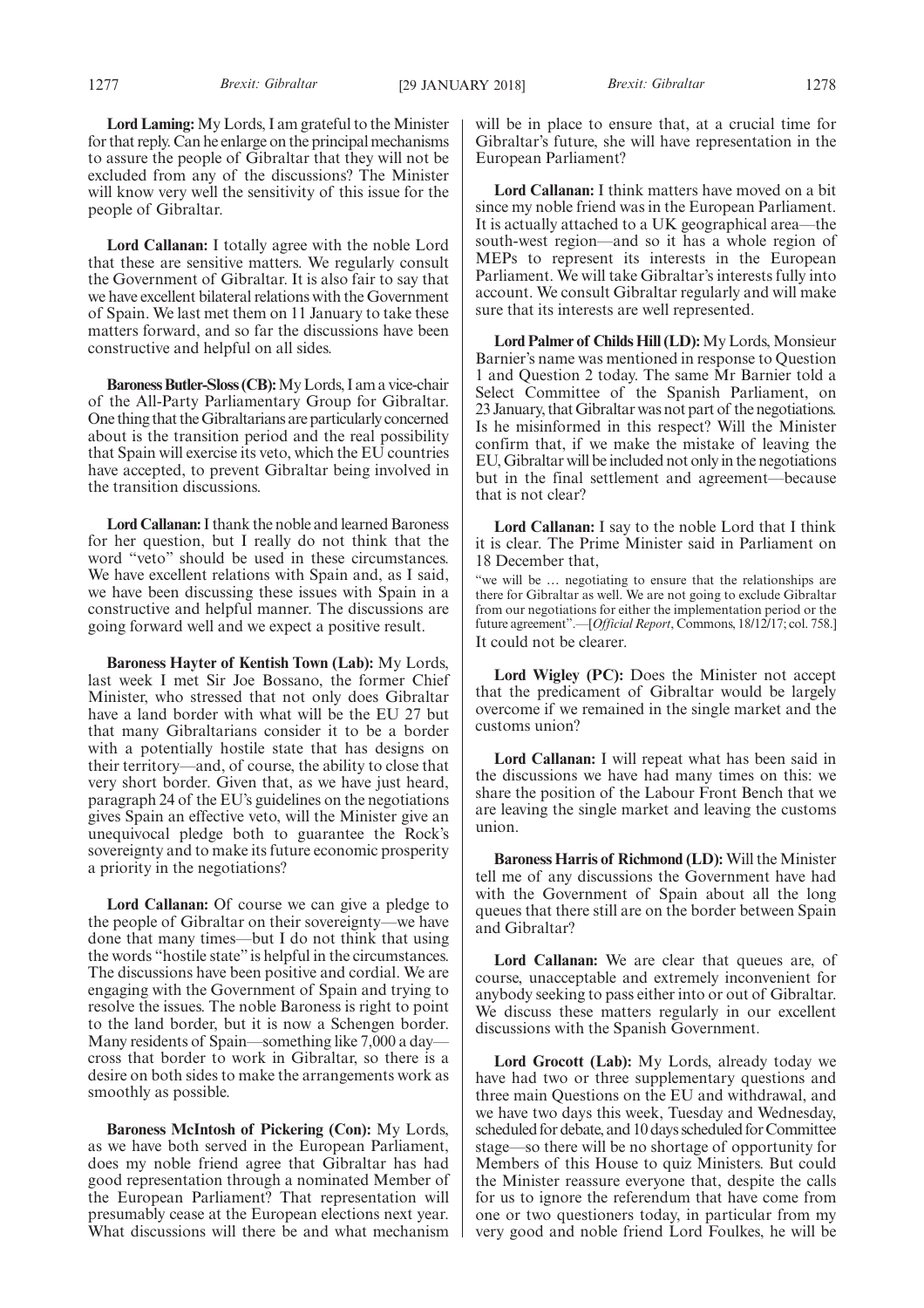**Lord Laming:** My Lords, I am grateful to the Minister for that reply. Can he enlarge on the principal mechanisms to assure the people of Gibraltar that they will not be excluded from any of the discussions? The Minister will know very well the sensitivity of this issue for the people of Gibraltar.

**Lord Callanan:** I totally agree with the noble Lord that these are sensitive matters. We regularly consult the Government of Gibraltar. It is also fair to say that we have excellent bilateral relations with the Government of Spain. We last met them on 11 January to take these matters forward, and so far the discussions have been constructive and helpful on all sides.

**Baroness Butler-Sloss (CB):** My Lords, I am a vice-chair of the All-Party Parliamentary Group for Gibraltar. One thing that the Gibraltarians are particularly concerned about is the transition period and the real possibility that Spain will exercise its veto, which the EU countries have accepted, to prevent Gibraltar being involved in the transition discussions.

**Lord Callanan:** I thank the noble and learned Baroness for her question, but I really do not think that the word "veto" should be used in these circumstances. We have excellent relations with Spain and, as I said, we have been discussing these issues with Spain in a constructive and helpful manner. The discussions are going forward well and we expect a positive result.

**Baroness Hayter of Kentish Town (Lab):** My Lords, last week I met Sir Joe Bossano, the former Chief Minister, who stressed that not only does Gibraltar have a land border with what will be the EU 27 but that many Gibraltarians consider it to be a border with a potentially hostile state that has designs on their territory—and, of course, the ability to close that very short border. Given that, as we have just heard, paragraph 24 of the EU's guidelines on the negotiations gives Spain an effective veto, will the Minister give an unequivocal pledge both to guarantee the Rock's sovereignty and to make its future economic prosperity a priority in the negotiations?

**Lord Callanan:** Of course we can give a pledge to the people of Gibraltar on their sovereignty—we have done that many times—but I do not think that using the words "hostile state" is helpful in the circumstances. The discussions have been positive and cordial. We are engaging with the Government of Spain and trying to resolve the issues. The noble Baroness is right to point to the land border, but it is now a Schengen border. Many residents of Spain—something like 7,000 a day—cross that border to work in Gibraltar, so there is a desire on both sides to make the arrangements work as smoothly as possible.

**Baroness McIntosh of Pickering (Con):** My Lords, as we have both served in the European Parliament, does my noble friend agree that Gibraltar has had good representation through a nominated Member of the European Parliament? That representation will presumably cease at the European elections next year. What discussions will there be and what mechanism will be in place to ensure that, at a crucial time for Gibraltar's future, she will have representation in the European Parliament?

**Lord Callanan:** I think matters have moved on a bit since my noble friend was in the European Parliament. It is actually attached to a UK geographical area—the south-west region—and so it has a whole region of MEPs to represent its interests in the European Parliament. We will take Gibraltar's interests fully into account. We consult Gibraltar regularly and will make sure that its interests are well represented.

**Lord Palmer of Childs Hill (LD):** My Lords, Monsieur Barnier's name was mentioned in response to Question 1 and Question 2 today. The same Mr Barnier told a Select Committee of the Spanish Parliament, on 23 January, that Gibraltar was not part of the negotiations. Is he misinformed in this respect? Will the Minister confirm that, if we make the mistake of leaving the EU, Gibraltar will be included not only in the negotiations but in the final settlement and agreement—because that is not clear?

**Lord Callanan:** I say to the noble Lord that I think it is clear. The Prime Minister said in Parliament on 18 December that,

"we will be … negotiating to ensure that the relationships are there for Gibraltar as well. We are not going to exclude Gibraltar from our negotiations for either the implementation period or the future agreement".—[*Official Report*, Commons, 18/12/17; col. 758.]

It could not be clearer.

**Lord Wigley (PC):** Does the Minister not accept that the predicament of Gibraltar would be largely overcome if we remained in the single market and the customs union?

**Lord Callanan:** I will repeat what has been said in the discussions we have had many times on this: we share the position of the Labour Front Bench that we are leaving the single market and leaving the customs union.

**Baroness Harris of Richmond (LD):** Will the Minister tell me of any discussions the Government have had with the Government of Spain about all the long queues that there still are on the border between Spain and Gibraltar?

**Lord Callanan:** We are clear that queues are, of course, unacceptable and extremely inconvenient for anybody seeking to pass either into or out of Gibraltar. We discuss these matters regularly in our excellent discussions with the Spanish Government.

**Lord Grocott (Lab):** My Lords, already today we have had two or three supplementary questions and three main Questions on the EU and withdrawal, and we have two days this week, Tuesday and Wednesday, scheduled for debate, and 10 days scheduled for Committee stage—so there will be no shortage of opportunity for Members of this House to quiz Ministers. But could the Minister reassure everyone that, despite the calls for us to ignore the referendum that have come from one or two questioners today, in particular from my very good and noble friend Lord Foulkes, he will be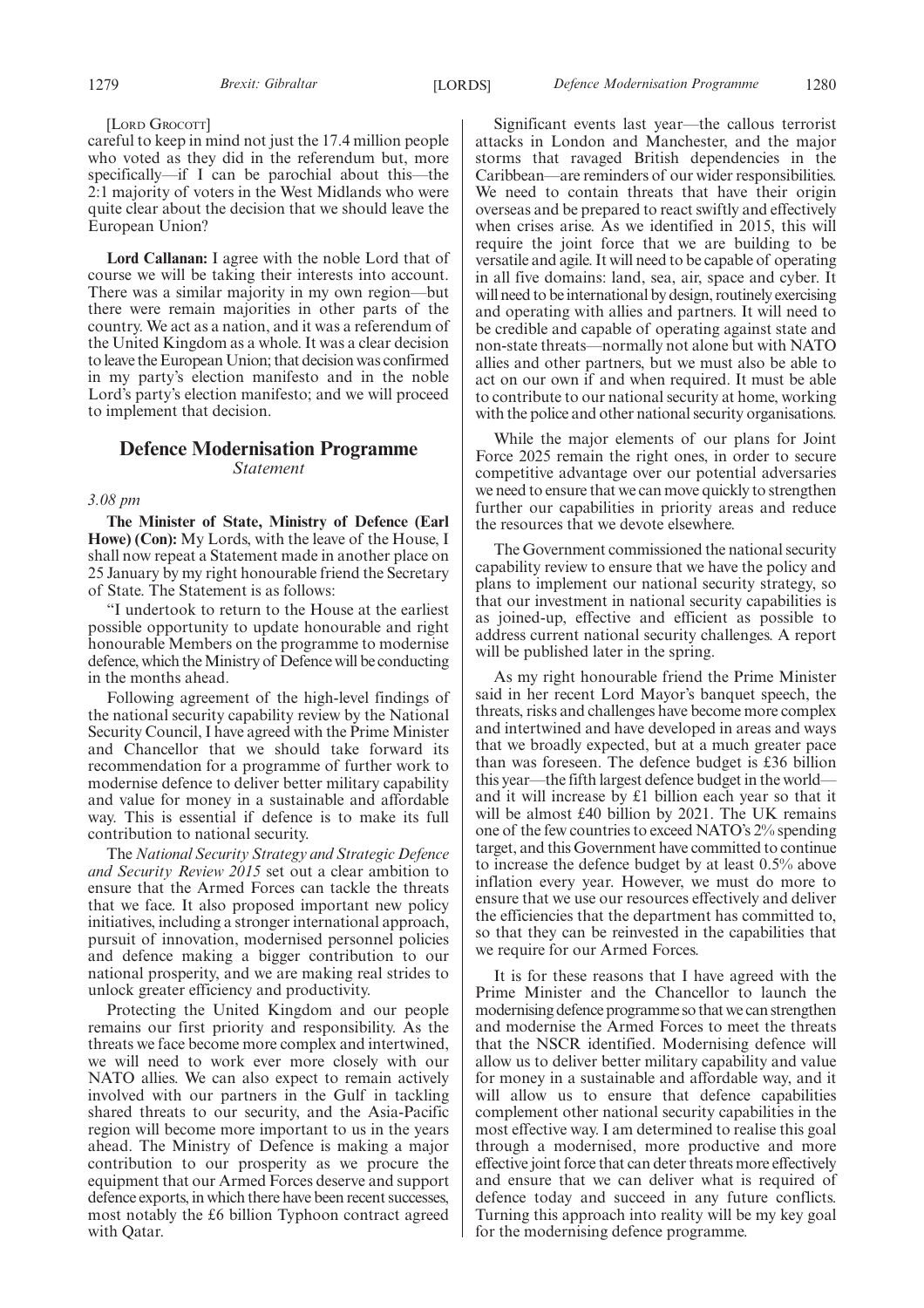[Lord Grocott]

careful to keep in mind not just the 17.4 million people who voted as they did in the referendum but, more specifically—if I can be parochial about this—the 2:1 majority of voters in the West Midlands who were quite clear about the decision that we should leave the European Union?

**Lord Callanan:** I agree with the noble Lord that of course we will be taking their interests into account. There was a similar majority in my own region—but there were remain majorities in other parts of the country. We act as a nation, and it was a referendum of the United Kingdom as a whole. It was a clear decision to leave the European Union; that decision was confirmed in my party's election manifesto and in the noble Lord's party's election manifesto; and we will proceed to implement that decision.

## Defence Modernisation Programme

*Statement*

*3.08 pm*

**The Minister of State, Ministry of Defence (Earl Howe) (Con):** My Lords, with the leave of the House, I shall now repeat a Statement made in another place on 25 January by my right honourable friend the Secretary of State. The Statement is as follows:

"I undertook to return to the House at the earliest possible opportunity to update honourable and right honourable Members on the programme to modernise defence, which the Ministry of Defence will be conducting in the months ahead.

Following agreement of the high-level findings of the national security capability review by the National Security Council, I have agreed with the Prime Minister and Chancellor that we should take forward its recommendation for a programme of further work to modernise defence to deliver better military capability and value for money in a sustainable and affordable way. This is essential if defence is to make its full contribution to national security.

The *National Security Strategy and Strategic Defence and Security Review 2015* set out a clear ambition to ensure that the Armed Forces can tackle the threats that we face. It also proposed important new policy initiatives, including a stronger international approach, pursuit of innovation, modernised personnel policies and defence making a bigger contribution to our national prosperity, and we are making real strides to unlock greater efficiency and productivity.

Protecting the United Kingdom and our people remains our first priority and responsibility. As the threats we face become more complex and intertwined, we will need to work ever more closely with our NATO allies. We can also expect to remain actively involved with our partners in the Gulf in tackling shared threats to our security, and the Asia-Pacific region will become more important to us in the years ahead. The Ministry of Defence is making a major contribution to our prosperity as we procure the equipment that our Armed Forces deserve and support defence exports, in which there have been recent successes, most notably the £6 billion Typhoon contract agreed with Qatar.

Significant events last year—the callous terrorist attacks in London and Manchester, and the major storms that ravaged British dependencies in the Caribbean—are reminders of our wider responsibilities. We need to contain threats that have their origin overseas and be prepared to react swiftly and effectively when crises arise. As we identified in 2015, this will require the joint force that we are building to be versatile and agile. It will need to be capable of operating in all five domains: land, sea, air, space and cyber. It will need to be international by design, routinely exercising and operating with allies and partners. It will need to be credible and capable of operating against state and non-state threats—normally not alone but with NATO allies and other partners, but we must also be able to act on our own if and when required. It must be able to contribute to our national security at home, working with the police and other national security organisations.

While the major elements of our plans for Joint Force 2025 remain the right ones, in order to secure competitive advantage over our potential adversaries we need to ensure that we can move quickly to strengthen further our capabilities in priority areas and reduce the resources that we devote elsewhere.

The Government commissioned the national security capability review to ensure that we have the policy and plans to implement our national security strategy, so that our investment in national security capabilities is as joined-up, effective and efficient as possible to address current national security challenges. A report will be published later in the spring.

As my right honourable friend the Prime Minister said in her recent Lord Mayor's banquet speech, the threats, risks and challenges have become more complex and intertwined and have developed in areas and ways that we broadly expected, but at a much greater pace than was foreseen. The defence budget is £36 billion this year—the fifth largest defence budget in the world—and it will increase by £1 billion each year so that it will be almost £40 billion by 2021. The UK remains one of the few countries to exceed NATO's 2% spending target, and this Government have committed to continue to increase the defence budget by at least 0.5% above inflation every year. However, we must do more to ensure that we use our resources effectively and deliver the efficiencies that the department has committed to, so that they can be reinvested in the capabilities that we require for our Armed Forces.

It is for these reasons that I have agreed with the Prime Minister and the Chancellor to launch the modernising defence programme so that we can strengthen and modernise the Armed Forces to meet the threats that the NSCR identified. Modernising defence will allow us to deliver better military capability and value for money in a sustainable and affordable way, and it will allow us to ensure that defence capabilities complement other national security capabilities in the most effective way. I am determined to realise this goal through a modernised, more productive and more effective joint force that can deter threats more effectively and ensure that we can deliver what is required of defence today and succeed in any future conflicts. Turning this approach into reality will be my key goal for the modernising defence programme.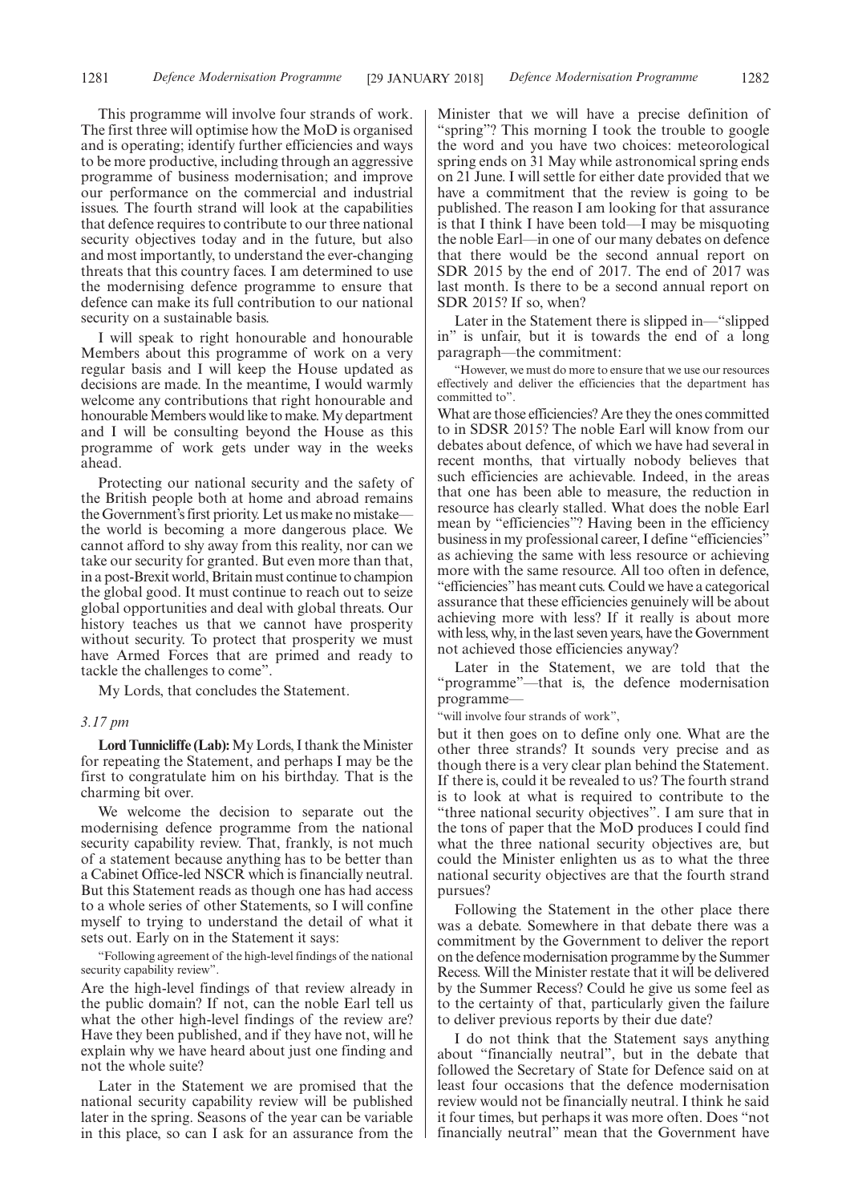This programme will involve four strands of work. The first three will optimise how the MoD is organised and is operating; identify further efficiencies and ways to be more productive, including through an aggressive programme of business modernisation; and improve our performance on the commercial and industrial issues. The fourth strand will look at the capabilities that defence requires to contribute to our three national security objectives today and in the future, but also and most importantly, to understand the ever-changing threats that this country faces. I am determined to use the modernising defence programme to ensure that defence can make its full contribution to our national security on a sustainable basis.

I will speak to right honourable and honourable Members about this programme of work on a very regular basis and I will keep the House updated as decisions are made. In the meantime, I would warmly welcome any contributions that right honourable and honourable Members would like to make. My department and I will be consulting beyond the House as this programme of work gets under way in the weeks ahead.

Protecting our national security and the safety of the British people both at home and abroad remains the Government's first priority. Let us make no mistake—the world is becoming a more dangerous place. We cannot afford to shy away from this reality, nor can we take our security for granted. But even more than that, in a post-Brexit world, Britain must continue to champion the global good. It must continue to reach out to seize global opportunities and deal with global threats. Our history teaches us that we cannot have prosperity without security. To protect that prosperity we must have Armed Forces that are primed and ready to tackle the challenges to come".

My Lords, that concludes the Statement.

*3.17 pm*

**Lord Tunnicliffe (Lab):** My Lords, I thank the Minister for repeating the Statement, and perhaps I may be the first to congratulate him on his birthday. That is the charming bit over.

We welcome the decision to separate out the modernising defence programme from the national security capability review. That, frankly, is not much of a statement because anything has to be better than a Cabinet Office-led NSCR which is financially neutral. But this Statement reads as though one has had access to a whole series of other Statements, so I will confine myself to trying to understand the detail of what it sets out. Early on in the Statement it says:

"Following agreement of the high-level findings of the national security capability review".

Are the high-level findings of that review already in the public domain? If not, can the noble Earl tell us what the other high-level findings of the review are? Have they been published, and if they have not, will he explain why we have heard about just one finding and not the whole suite?

Later in the Statement we are promised that the national security capability review will be published later in the spring. Seasons of the year can be variable in this place, so can I ask for an assurance from the Minister that we will have a precise definition of "spring"? This morning I took the trouble to google the word and you have two choices: meteorological spring ends on 31 May while astronomical spring ends on 21 June. I will settle for either date provided that we have a commitment that the review is going to be published. The reason I am looking for that assurance is that I think I have been told—I may be misquoting the noble Earl—in one of our many debates on defence that there would be the second annual report on SDR 2015 by the end of 2017. The end of 2017 was last month. Is there to be a second annual report on SDR 2015? If so, when?

Later in the Statement there is slipped in—"slipped in" is unfair, but it is towards the end of a long paragraph—the commitment:

"However, we must do more to ensure that we use our resources effectively and deliver the efficiencies that the department has committed to".

What are those efficiencies? Are they the ones committed to in SDSR 2015? The noble Earl will know from our debates about defence, of which we have had several in recent months, that virtually nobody believes that such efficiencies are achievable. Indeed, in the areas that one has been able to measure, the reduction in resource has clearly stalled. What does the noble Earl mean by "efficiencies"? Having been in the efficiency business in my professional career, I define "efficiencies" as achieving the same with less resource or achieving more with the same resource. All too often in defence, "efficiencies" has meant cuts. Could we have a categorical assurance that these efficiencies genuinely will be about achieving more with less? If it really is about more with less, why, in the last seven years, have the Government not achieved those efficiencies anyway?

Later in the Statement, we are told that the "programme"—that is, the defence modernisation programme—

"will involve four strands of work",

but it then goes on to define only one. What are the other three strands? It sounds very precise and as though there is a very clear plan behind the Statement. If there is, could it be revealed to us? The fourth strand is to look at what is required to contribute to the "three national security objectives". I am sure that in the tons of paper that the MoD produces I could find what the three national security objectives are, but could the Minister enlighten us as to what the three national security objectives are that the fourth strand pursues?

Following the Statement in the other place there was a debate. Somewhere in that debate there was a commitment by the Government to deliver the report on the defence modernisation programme by the Summer Recess. Will the Minister restate that it will be delivered by the Summer Recess? Could he give us some feel as to the certainty of that, particularly given the failure to deliver previous reports by their due date?

I do not think that the Statement says anything about "financially neutral", but in the debate that followed the Secretary of State for Defence said on at least four occasions that the defence modernisation review would not be financially neutral. I think he said it four times, but perhaps it was more often. Does "not financially neutral" mean that the Government have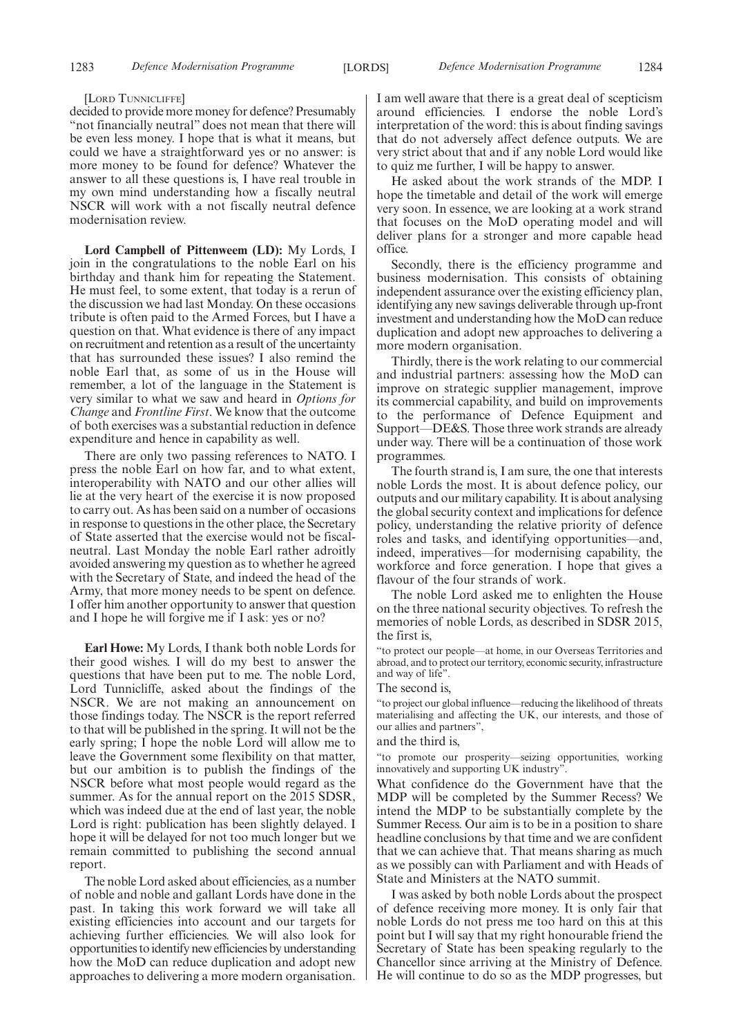[LORD TUNNICLIFFE]

decided to provide more money for defence? Presumably "not financially neutral" does not mean that there will be even less money. I hope that is what it means, but could we have a straightforward yes or no answer: is more money to be found for defence? Whatever the answer to all these questions is, I have real trouble in my own mind understanding how a fiscally neutral NSCR will work with a not fiscally neutral defence modernisation review.

**Lord Campbell of Pittenweem (LD):** My Lords, I join in the congratulations to the noble Earl on his birthday and thank him for repeating the Statement. He must feel, to some extent, that today is a rerun of the discussion we had last Monday. On these occasions tribute is often paid to the Armed Forces, but I have a question on that. What evidence is there of any impact on recruitment and retention as a result of the uncertainty that has surrounded these issues? I also remind the noble Earl that, as some of us in the House will remember, a lot of the language in the Statement is very similar to what we saw and heard in *Options for Change* and *Frontline First*. We know that the outcome of both exercises was a substantial reduction in defence expenditure and hence in capability as well.

There are only two passing references to NATO. I press the noble Earl on how far, and to what extent, interoperability with NATO and our other allies will lie at the very heart of the exercise it is now proposed to carry out. As has been said on a number of occasions in response to questions in the other place, the Secretary of State asserted that the exercise would not be fiscal-neutral. Last Monday the noble Earl rather adroitly avoided answering my question as to whether he agreed with the Secretary of State, and indeed the head of the Army, that more money needs to be spent on defence. I offer him another opportunity to answer that question and I hope he will forgive me if I ask: yes or no?

**Earl Howe:** My Lords, I thank both noble Lords for their good wishes. I will do my best to answer the questions that have been put to me. The noble Lord, Lord Tunnicliffe, asked about the findings of the NSCR. We are not making an announcement on those findings today. The NSCR is the report referred to that will be published in the spring. It will not be the early spring; I hope the noble Lord will allow me to leave the Government some flexibility on that matter, but our ambition is to publish the findings of the NSCR before what most people would regard as the summer. As for the annual report on the 2015 SDSR, which was indeed due at the end of last year, the noble Lord is right: publication has been slightly delayed. I hope it will be delayed for not too much longer but we remain committed to publishing the second annual report.

The noble Lord asked about efficiencies, as a number of noble and noble and gallant Lords have done in the past. In taking this work forward we will take all existing efficiencies into account and our targets for achieving further efficiencies. We will also look for opportunities to identify new efficiencies by understanding how the MoD can reduce duplication and adopt new approaches to delivering a more modern organisation. I am well aware that there is a great deal of scepticism around efficiencies. I endorse the noble Lord's interpretation of the word: this is about finding savings that do not adversely affect defence outputs. We are very strict about that and if any noble Lord would like to quiz me further, I will be happy to answer.

He asked about the work strands of the MDP. I hope the timetable and detail of the work will emerge very soon. In essence, we are looking at a work strand that focuses on the MoD operating model and will deliver plans for a stronger and more capable head office.

Secondly, there is the efficiency programme and business modernisation. This consists of obtaining independent assurance over the existing efficiency plan, identifying any new savings deliverable through up-front investment and understanding how the MoD can reduce duplication and adopt new approaches to delivering a more modern organisation.

Thirdly, there is the work relating to our commercial and industrial partners: assessing how the MoD can improve on strategic supplier management, improve its commercial capability, and build on improvements to the performance of Defence Equipment and Support—DE&S. Those three work strands are already under way. There will be a continuation of those work programmes.

The fourth strand is, I am sure, the one that interests noble Lords the most. It is about defence policy, our outputs and our military capability. It is about analysing the global security context and implications for defence policy, understanding the relative priority of defence roles and tasks, and identifying opportunities—and, indeed, imperatives—for modernising capability, the workforce and force generation. I hope that gives a flavour of the four strands of work.

The noble Lord asked me to enlighten the House on the three national security objectives. To refresh the memories of noble Lords, as described in SDSR 2015, the first is,

"to protect our people—at home, in our Overseas Territories and abroad, and to protect our territory, economic security, infrastructure and way of life".

The second is,

"to project our global influence—reducing the likelihood of threats materialising and affecting the UK, our interests, and those of our allies and partners",

and the third is,

"to promote our prosperity—seizing opportunities, working innovatively and supporting UK industry".

What confidence do the Government have that the MDP will be completed by the Summer Recess? We intend the MDP to be substantially complete by the Summer Recess. Our aim is to be in a position to share headline conclusions by that time and we are confident that we can achieve that. That means sharing as much as we possibly can with Parliament and with Heads of State and Ministers at the NATO summit.

I was asked by both noble Lords about the prospect of defence receiving more money. It is only fair that noble Lords do not press me too hard on this at this point but I will say that my right honourable friend the Secretary of State has been speaking regularly to the Chancellor since arriving at the Ministry of Defence. He will continue to do so as the MDP progresses, but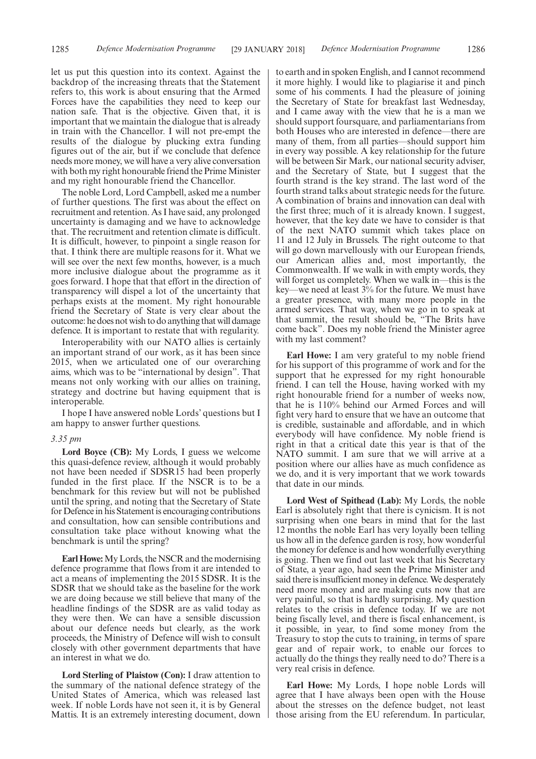let us put this question into its context. Against the backdrop of the increasing threats that the Statement refers to, this work is about ensuring that the Armed Forces have the capabilities they need to keep our nation safe. That is the objective. Given that, it is important that we maintain the dialogue that is already in train with the Chancellor. I will not pre-empt the results of the dialogue by plucking extra funding figures out of the air, but if we conclude that defence needs more money, we will have a very alive conversation with both my right honourable friend the Prime Minister and my right honourable friend the Chancellor.

The noble Lord, Lord Campbell, asked me a number of further questions. The first was about the effect on recruitment and retention. As I have said, any prolonged uncertainty is damaging and we have to acknowledge that. The recruitment and retention climate is difficult. It is difficult, however, to pinpoint a single reason for that. I think there are multiple reasons for it. What we will see over the next few months, however, is a much more inclusive dialogue about the programme as it goes forward. I hope that that effort in the direction of transparency will dispel a lot of the uncertainty that perhaps exists at the moment. My right honourable friend the Secretary of State is very clear about the outcome: he does not wish to do anything that will damage defence. It is important to restate that with regularity.

Interoperability with our NATO allies is certainly an important strand of our work, as it has been since 2015, when we articulated one of our overarching aims, which was to be "international by design". That means not only working with our allies on training, strategy and doctrine but having equipment that is interoperable.

I hope I have answered noble Lords' questions but I am happy to answer further questions.

*3.35 pm*

**Lord Boyce (CB):** My Lords, I guess we welcome this quasi-defence review, although it would probably not have been needed if SDSR15 had been properly funded in the first place. If the NSCR is to be a benchmark for this review but will not be published until the spring, and noting that the Secretary of State for Defence in his Statement is encouraging contributions and consultation, how can sensible contributions and consultation take place without knowing what the benchmark is until the spring?

**Earl Howe:** My Lords, the NSCR and the modernising defence programme that flows from it are intended to act a means of implementing the 2015 SDSR. It is the SDSR that we should take as the baseline for the work we are doing because we still believe that many of the headline findings of the SDSR are as valid today as they were then. We can have a sensible discussion about our defence needs but clearly, as the work proceeds, the Ministry of Defence will wish to consult closely with other government departments that have an interest in what we do.

**Lord Sterling of Plaistow (Con):** I draw attention to the summary of the national defence strategy of the United States of America, which was released last week. If noble Lords have not seen it, it is by General Mattis. It is an extremely interesting document, down to earth and in spoken English, and I cannot recommend it more highly. I would like to plagiarise it and pinch some of his comments. I had the pleasure of joining the Secretary of State for breakfast last Wednesday, and I came away with the view that he is a man we should support foursquare, and parliamentarians from both Houses who are interested in defence—there are many of them, from all parties—should support him in every way possible. A key relationship for the future will be between Sir Mark, our national security adviser, and the Secretary of State, but I suggest that the fourth strand is the key strand. The last word of the fourth strand talks about strategic needs for the future. A combination of brains and innovation can deal with the first three; much of it is already known. I suggest, however, that the key date we have to consider is that of the next NATO summit which takes place on 11 and 12 July in Brussels. The right outcome to that will go down marvellously with our European friends, our American allies and, most importantly, the Commonwealth. If we walk in with empty words, they will forget us completely. When we walk in—this is the key—we need at least 3% for the future. We must have a greater presence, with many more people in the armed services. That way, when we go in to speak at that summit, the result should be, "The Brits have come back". Does my noble friend the Minister agree with my last comment?

**Earl Howe:** I am very grateful to my noble friend for his support of this programme of work and for the support that he expressed for my right honourable friend. I can tell the House, having worked with my right honourable friend for a number of weeks now, that he is 110% behind our Armed Forces and will fight very hard to ensure that we have an outcome that is credible, sustainable and affordable, and in which everybody will have confidence. My noble friend is right in that a critical date this year is that of the NATO summit. I am sure that we will arrive at a position where our allies have as much confidence as we do, and it is very important that we work towards that date in our minds.

**Lord West of Spithead (Lab):** My Lords, the noble Earl is absolutely right that there is cynicism. It is not surprising when one bears in mind that for the last 12 months the noble Earl has very loyally been telling us how all in the defence garden is rosy, how wonderful the money for defence is and how wonderfully everything is going. Then we find out last week that his Secretary of State, a year ago, had seen the Prime Minister and said there is insufficient money in defence. We desperately need more money and are making cuts now that are very painful, so that is hardly surprising. My question relates to the crisis in defence today. If we are not being fiscally level, and there is fiscal enhancement, is it possible, in year, to find some money from the Treasury to stop the cuts to training, in terms of spare gear and of repair work, to enable our forces to actually do the things they really need to do? There is a very real crisis in defence.

**Earl Howe:** My Lords, I hope noble Lords will agree that I have always been open with the House about the stresses on the defence budget, not least those arising from the EU referendum. In particular,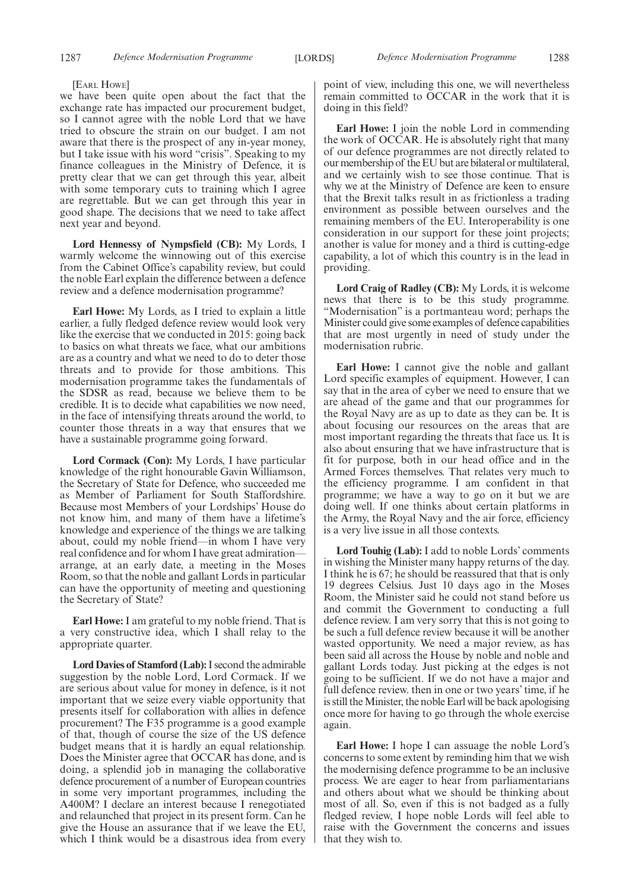[Earl Howe]

we have been quite open about the fact that the exchange rate has impacted our procurement budget, so I cannot agree with the noble Lord that we have tried to obscure the strain on our budget. I am not aware that there is the prospect of any in-year money, but I take issue with his word "crisis". Speaking to my finance colleagues in the Ministry of Defence, it is pretty clear that we can get through this year, albeit with some temporary cuts to training which I agree are regrettable. But we can get through this year in good shape. The decisions that we need to take affect next year and beyond.

**Lord Hennessy of Nympsfield (CB):** My Lords, I warmly welcome the winnowing out of this exercise from the Cabinet Office's capability review, but could the noble Earl explain the difference between a defence review and a defence modernisation programme?

**Earl Howe:** My Lords, as I tried to explain a little earlier, a fully fledged defence review would look very like the exercise that we conducted in 2015: going back to basics on what threats we face, what our ambitions are as a country and what we need to do to deter those threats and to provide for those ambitions. This modernisation programme takes the fundamentals of the SDSR as read, because we believe them to be credible. It is to decide what capabilities we now need, in the face of intensifying threats around the world, to counter those threats in a way that ensures that we have a sustainable programme going forward.

**Lord Cormack (Con):** My Lords, I have particular knowledge of the right honourable Gavin Williamson, the Secretary of State for Defence, who succeeded me as Member of Parliament for South Staffordshire. Because most Members of your Lordships' House do not know him, and many of them have a lifetime's knowledge and experience of the things we are talking about, could my noble friend—in whom I have very real confidence and for whom I have great admiration—arrange, at an early date, a meeting in the Moses Room, so that the noble and gallant Lords in particular can have the opportunity of meeting and questioning the Secretary of State?

**Earl Howe:** I am grateful to my noble friend. That is a very constructive idea, which I shall relay to the appropriate quarter.

**Lord Davies of Stamford (Lab):** I second the admirable suggestion by the noble Lord, Lord Cormack. If we are serious about value for money in defence, is it not important that we seize every viable opportunity that presents itself for collaboration with allies in defence procurement? The F35 programme is a good example of that, though of course the size of the US defence budget means that it is hardly an equal relationship. Does the Minister agree that OCCAR has done, and is doing, a splendid job in managing the collaborative defence procurement of a number of European countries in some very important programmes, including the A400M? I declare an interest because I renegotiated and relaunched that project in its present form. Can he give the House an assurance that if we leave the EU, which I think would be a disastrous idea from every point of view, including this one, we will nevertheless remain committed to OCCAR in the work that it is doing in this field?

**Earl Howe:** I join the noble Lord in commending the work of OCCAR. He is absolutely right that many of our defence programmes are not directly related to our membership of the EU but are bilateral or multilateral, and we certainly wish to see those continue. That is why we at the Ministry of Defence are keen to ensure that the Brexit talks result in as frictionless a trading environment as possible between ourselves and the remaining members of the EU. Interoperability is one consideration in our support for these joint projects; another is value for money and a third is cutting-edge capability, a lot of which this country is in the lead in providing.

**Lord Craig of Radley (CB):** My Lords, it is welcome news that there is to be this study programme. "Modernisation" is a portmanteau word; perhaps the Minister could give some examples of defence capabilities that are most urgently in need of study under the modernisation rubric.

**Earl Howe:** I cannot give the noble and gallant Lord specific examples of equipment. However, I can say that in the area of cyber we need to ensure that we are ahead of the game and that our programmes for the Royal Navy are as up to date as they can be. It is about focusing our resources on the areas that are most important regarding the threats that face us. It is also about ensuring that we have infrastructure that is fit for purpose, both in our head office and in the Armed Forces themselves. That relates very much to the efficiency programme. I am confident in that programme; we have a way to go on it but we are doing well. If one thinks about certain platforms in the Army, the Royal Navy and the air force, efficiency is a very live issue in all those contexts.

**Lord Touhig (Lab):** I add to noble Lords' comments in wishing the Minister many happy returns of the day. I think he is 67; he should be reassured that that is only 19 degrees Celsius. Just 10 days ago in the Moses Room, the Minister said he could not stand before us and commit the Government to conducting a full defence review. I am very sorry that this is not going to be such a full defence review because it will be another wasted opportunity. We need a major review, as has been said all across the House by noble and noble and gallant Lords today. Just picking at the edges is not going to be sufficient. If we do not have a major and full defence review. then in one or two years' time, if he is still the Minister, the noble Earl will be back apologising once more for having to go through the whole exercise again.

**Earl Howe:** I hope I can assuage the noble Lord's concerns to some extent by reminding him that we wish the modernising defence programme to be an inclusive process. We are eager to hear from parliamentarians and others about what we should be thinking about most of all. So, even if this is not badged as a fully fledged review, I hope noble Lords will feel able to raise with the Government the concerns and issues that they wish to.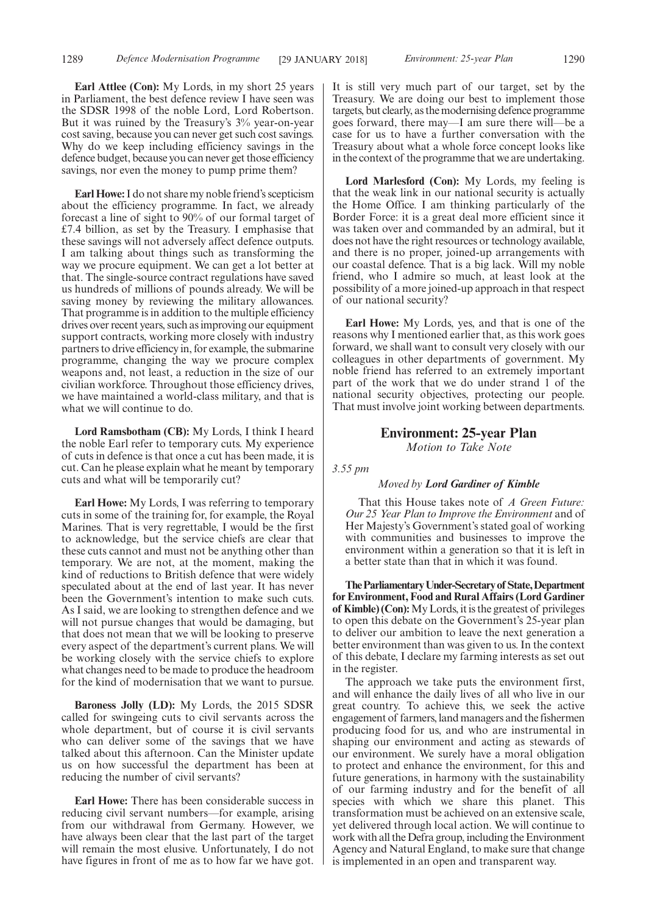**Earl Attlee (Con):** My Lords, in my short 25 years in Parliament, the best defence review I have seen was the SDSR 1998 of the noble Lord, Lord Robertson. But it was ruined by the Treasury's 3% year-on-year cost saving, because you can never get such cost savings. Why do we keep including efficiency savings in the defence budget, because you can never get those efficiency savings, nor even the money to pump prime them?

**Earl Howe:** I do not share my noble friend's scepticism about the efficiency programme. In fact, we already forecast a line of sight to 90% of our formal target of £7.4 billion, as set by the Treasury. I emphasise that these savings will not adversely affect defence outputs. I am talking about things such as transforming the way we procure equipment. We can get a lot better at that. The single-source contract regulations have saved us hundreds of millions of pounds already. We will be saving money by reviewing the military allowances. That programme is in addition to the multiple efficiency drives over recent years, such as improving our equipment support contracts, working more closely with industry partners to drive efficiency in, for example, the submarine programme, changing the way we procure complex weapons and, not least, a reduction in the size of our civilian workforce. Throughout those efficiency drives, we have maintained a world-class military, and that is what we will continue to do.

**Lord Ramsbotham (CB):** My Lords, I think I heard the noble Earl refer to temporary cuts. My experience of cuts in defence is that once a cut has been made, it is cut. Can he please explain what he meant by temporary cuts and what will be temporarily cut?

**Earl Howe:** My Lords, I was referring to temporary cuts in some of the training for, for example, the Royal Marines. That is very regrettable, I would be the first to acknowledge, but the service chiefs are clear that these cuts cannot and must not be anything other than temporary. We are not, at the moment, making the kind of reductions to British defence that were widely speculated about at the end of last year. It has never been the Government's intention to make such cuts. As I said, we are looking to strengthen defence and we will not pursue changes that would be damaging, but that does not mean that we will be looking to preserve every aspect of the department's current plans. We will be working closely with the service chiefs to explore what changes need to be made to produce the headroom for the kind of modernisation that we want to pursue.

**Baroness Jolly (LD):** My Lords, the 2015 SDSR called for swingeing cuts to civil servants across the whole department, but of course it is civil servants who can deliver some of the savings that we have talked about this afternoon. Can the Minister update us on how successful the department has been at reducing the number of civil servants?

**Earl Howe:** There has been considerable success in reducing civil servant numbers—for example, arising from our withdrawal from Germany. However, we have always been clear that the last part of the target will remain the most elusive. Unfortunately, I do not have figures in front of me as to how far we have got. It is still very much part of our target, set by the Treasury. We are doing our best to implement those targets, but clearly, as the modernising defence programme goes forward, there may—I am sure there will—be a case for us to have a further conversation with the Treasury about what a whole force concept looks like in the context of the programme that we are undertaking.

**Lord Marlesford (Con):** My Lords, my feeling is that the weak link in our national security is actually the Home Office. I am thinking particularly of the Border Force: it is a great deal more efficient since it was taken over and commanded by an admiral, but it does not have the right resources or technology available, and there is no proper, joined-up arrangements with our coastal defence. That is a big lack. Will my noble friend, who I admire so much, at least look at the possibility of a more joined-up approach in that respect of our national security?

**Earl Howe:** My Lords, yes, and that is one of the reasons why I mentioned earlier that, as this work goes forward, we shall want to consult very closely with our colleagues in other departments of government. My noble friend has referred to an extremely important part of the work that we do under strand 1 of the national security objectives, protecting our people. That must involve joint working between departments.

## Environment: 25-year Plan

*Motion to Take Note*

*3.55 pm*

*Moved by* ***Lord Gardiner of Kimble***

That this House takes note of *A Green Future: Our 25 Year Plan to Improve the Environment* and of Her Majesty's Government's stated goal of working with communities and businesses to improve the environment within a generation so that it is left in a better state than that in which it was found.

**The Parliamentary Under-Secretary of State, Department for Environment, Food and Rural Affairs (Lord Gardiner of Kimble) (Con):** My Lords, it is the greatest of privileges to open this debate on the Government's 25-year plan to deliver our ambition to leave the next generation a better environment than was given to us. In the context of this debate, I declare my farming interests as set out in the register.

The approach we take puts the environment first, and will enhance the daily lives of all who live in our great country. To achieve this, we seek the active engagement of farmers, land managers and the fishermen producing food for us, and who are instrumental in shaping our environment and acting as stewards of our environment. We surely have a moral obligation to protect and enhance the environment, for this and future generations, in harmony with the sustainability of our farming industry and for the benefit of all species with which we share this planet. This transformation must be achieved on an extensive scale, yet delivered through local action. We will continue to work with all the Defra group, including the Environment Agency and Natural England, to make sure that change is implemented in an open and transparent way.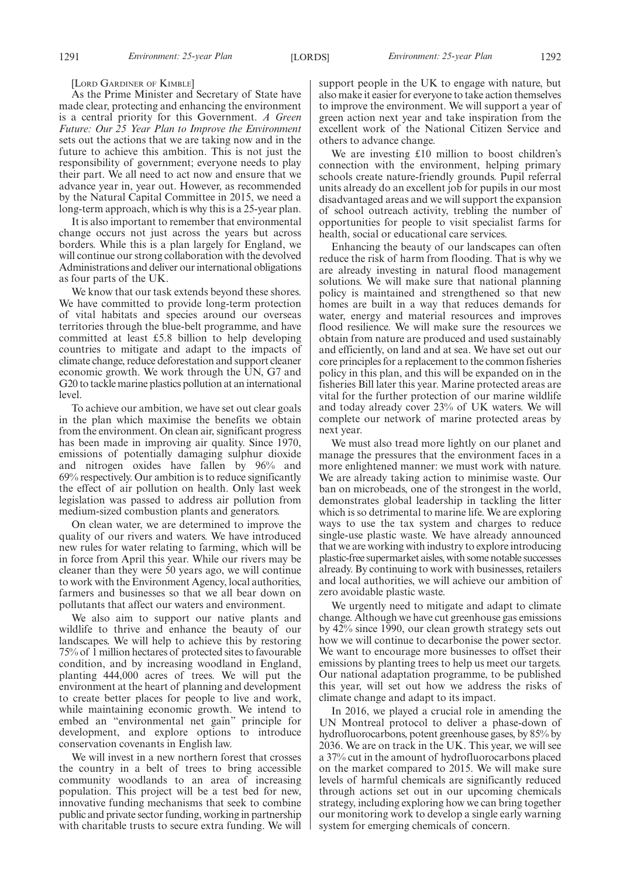[LORD GARDINER OF KIMBLE]

As the Prime Minister and Secretary of State have made clear, protecting and enhancing the environment is a central priority for this Government. *A Green Future: Our 25 Year Plan to Improve the Environment* sets out the actions that we are taking now and in the future to achieve this ambition. This is not just the responsibility of government; everyone needs to play their part. We all need to act now and ensure that we advance year in, year out. However, as recommended by the Natural Capital Committee in 2015, we need a long-term approach, which is why this is a 25-year plan.

It is also important to remember that environmental change occurs not just across the years but across borders. While this is a plan largely for England, we will continue our strong collaboration with the devolved Administrations and deliver our international obligations as four parts of the UK.

We know that our task extends beyond these shores. We have committed to provide long-term protection of vital habitats and species around our overseas territories through the blue-belt programme, and have committed at least £5.8 billion to help developing countries to mitigate and adapt to the impacts of climate change, reduce deforestation and support cleaner economic growth. We work through the UN, G7 and G20 to tackle marine plastics pollution at an international level.

To achieve our ambition, we have set out clear goals in the plan which maximise the benefits we obtain from the environment. On clean air, significant progress has been made in improving air quality. Since 1970, emissions of potentially damaging sulphur dioxide and nitrogen oxides have fallen by 96% and 69% respectively. Our ambition is to reduce significantly the effect of air pollution on health. Only last week legislation was passed to address air pollution from medium-sized combustion plants and generators.

On clean water, we are determined to improve the quality of our rivers and waters. We have introduced new rules for water relating to farming, which will be in force from April this year. While our rivers may be cleaner than they were 50 years ago, we will continue to work with the Environment Agency, local authorities, farmers and businesses so that we all bear down on pollutants that affect our waters and environment.

We also aim to support our native plants and wildlife to thrive and enhance the beauty of our landscapes. We will help to achieve this by restoring 75% of 1 million hectares of protected sites to favourable condition, and by increasing woodland in England, planting 444,000 acres of trees. We will put the environment at the heart of planning and development to create better places for people to live and work, while maintaining economic growth. We intend to embed an "environmental net gain" principle for development, and explore options to introduce conservation covenants in English law.

We will invest in a new northern forest that crosses the country in a belt of trees to bring accessible community woodlands to an area of increasing population. This project will be a test bed for new, innovative funding mechanisms that seek to combine public and private sector funding, working in partnership with charitable trusts to secure extra funding. We will support people in the UK to engage with nature, but also make it easier for everyone to take action themselves to improve the environment. We will support a year of green action next year and take inspiration from the excellent work of the National Citizen Service and others to advance change.

We are investing £10 million to boost children's connection with the environment, helping primary schools create nature-friendly grounds. Pupil referral units already do an excellent job for pupils in our most disadvantaged areas and we will support the expansion of school outreach activity, trebling the number of opportunities for people to visit specialist farms for health, social or educational care services.

Enhancing the beauty of our landscapes can often reduce the risk of harm from flooding. That is why we are already investing in natural flood management solutions. We will make sure that national planning policy is maintained and strengthened so that new homes are built in a way that reduces demands for water, energy and material resources and improves flood resilience. We will make sure the resources we obtain from nature are produced and used sustainably and efficiently, on land and at sea. We have set out our core principles for a replacement to the common fisheries policy in this plan, and this will be expanded on in the fisheries Bill later this year. Marine protected areas are vital for the further protection of our marine wildlife and today already cover 23% of UK waters. We will complete our network of marine protected areas by next year.

We must also tread more lightly on our planet and manage the pressures that the environment faces in a more enlightened manner: we must work with nature. We are already taking action to minimise waste. Our ban on microbeads, one of the strongest in the world, demonstrates global leadership in tackling the litter which is so detrimental to marine life. We are exploring ways to use the tax system and charges to reduce single-use plastic waste. We have already announced that we are working with industry to explore introducing plastic-free supermarket aisles, with some notable successes already. By continuing to work with businesses, retailers and local authorities, we will achieve our ambition of zero avoidable plastic waste.

We urgently need to mitigate and adapt to climate change. Although we have cut greenhouse gas emissions by 42% since 1990, our clean growth strategy sets out how we will continue to decarbonise the power sector. We want to encourage more businesses to offset their emissions by planting trees to help us meet our targets. Our national adaptation programme, to be published this year, will set out how we address the risks of climate change and adapt to its impact.

In 2016, we played a crucial role in amending the UN Montreal protocol to deliver a phase-down of hydrofluorocarbons, potent greenhouse gases, by 85% by 2036. We are on track in the UK. This year, we will see a 37% cut in the amount of hydrofluorocarbons placed on the market compared to 2015. We will make sure levels of harmful chemicals are significantly reduced through actions set out in our upcoming chemicals strategy, including exploring how we can bring together our monitoring work to develop a single early warning system for emerging chemicals of concern.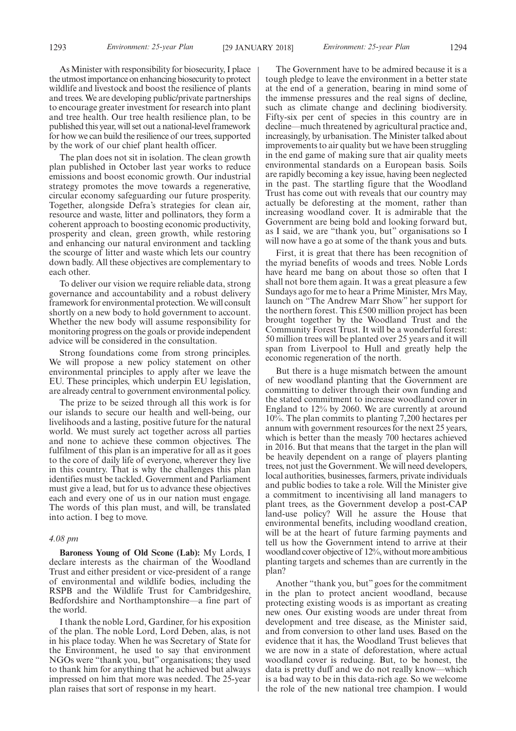As Minister with responsibility for biosecurity, I place the utmost importance on enhancing biosecurity to protect wildlife and livestock and boost the resilience of plants and trees. We are developing public/private partnerships to encourage greater investment for research into plant and tree health. Our tree health resilience plan, to be published this year, will set out a national-level framework for how we can build the resilience of our trees, supported by the work of our chief plant health officer.

The plan does not sit in isolation. The clean growth plan published in October last year works to reduce emissions and boost economic growth. Our industrial strategy promotes the move towards a regenerative, circular economy safeguarding our future prosperity. Together, alongside Defra's strategies for clean air, resource and waste, litter and pollinators, they form a coherent approach to boosting economic productivity, prosperity and clean, green growth, while restoring and enhancing our natural environment and tackling the scourge of litter and waste which lets our country down badly. All these objectives are complementary to each other.

To deliver our vision we require reliable data, strong governance and accountability and a robust delivery framework for environmental protection. We will consult shortly on a new body to hold government to account. Whether the new body will assume responsibility for monitoring progress on the goals or provide independent advice will be considered in the consultation.

Strong foundations come from strong principles. We will propose a new policy statement on other environmental principles to apply after we leave the EU. These principles, which underpin EU legislation, are already central to government environmental policy.

The prize to be seized through all this work is for our islands to secure our health and well-being, our livelihoods and a lasting, positive future for the natural world. We must surely act together across all parties and none to achieve these common objectives. The fulfilment of this plan is an imperative for all as it goes to the core of daily life of everyone, wherever they live in this country. That is why the challenges this plan identifies must be tackled. Government and Parliament must give a lead, but for us to advance these objectives each and every one of us in our nation must engage. The words of this plan must, and will, be translated into action. I beg to move.

*4.08 pm*

**Baroness Young of Old Scone (Lab):** My Lords, I declare interests as the chairman of the Woodland Trust and either president or vice-president of a range of environmental and wildlife bodies, including the RSPB and the Wildlife Trust for Cambridgeshire, Bedfordshire and Northamptonshire—a fine part of the world.

I thank the noble Lord, Gardiner, for his exposition of the plan. The noble Lord, Lord Deben, alas, is not in his place today. When he was Secretary of State for the Environment, he used to say that environment NGOs were "thank you, but" organisations; they used to thank him for anything that he achieved but always impressed on him that more was needed. The 25-year plan raises that sort of response in my heart.

The Government have to be admired because it is a tough pledge to leave the environment in a better state at the end of a generation, bearing in mind some of the immense pressures and the real signs of decline, such as climate change and declining biodiversity. Fifty-six per cent of species in this country are in decline—much threatened by agricultural practice and, increasingly, by urbanisation. The Minister talked about improvements to air quality but we have been struggling in the end game of making sure that air quality meets environmental standards on a European basis. Soils are rapidly becoming a key issue, having been neglected in the past. The startling figure that the Woodland Trust has come out with reveals that our country may actually be deforesting at the moment, rather than increasing woodland cover. It is admirable that the Government are being bold and looking forward but, as I said, we are "thank you, but" organisations so I will now have a go at some of the thank yous and buts.

First, it is great that there has been recognition of the myriad benefits of woods and trees. Noble Lords have heard me bang on about those so often that I shall not bore them again. It was a great pleasure a few Sundays ago for me to hear a Prime Minister, Mrs May, launch on "The Andrew Marr Show" her support for the northern forest. This £500 million project has been brought together by the Woodland Trust and the Community Forest Trust. It will be a wonderful forest: 50 million trees will be planted over 25 years and it will span from Liverpool to Hull and greatly help the economic regeneration of the north.

But there is a huge mismatch between the amount of new woodland planting that the Government are committing to deliver through their own funding and the stated commitment to increase woodland cover in England to 12% by 2060. We are currently at around 10%. The plan commits to planting 7,200 hectares per annum with government resources for the next 25 years, which is better than the measly 700 hectares achieved in 2016. But that means that the target in the plan will be heavily dependent on a range of players planting trees, not just the Government. We will need developers, local authorities, businesses, farmers, private individuals and public bodies to take a role. Will the Minister give a commitment to incentivising all land managers to plant trees, as the Government develop a post-CAP land-use policy? Will he assure the House that environmental benefits, including woodland creation, will be at the heart of future farming payments and tell us how the Government intend to arrive at their woodland cover objective of 12%, without more ambitious planting targets and schemes than are currently in the plan?

Another "thank you, but" goes for the commitment in the plan to protect ancient woodland, because protecting existing woods is as important as creating new ones. Our existing woods are under threat from development and tree disease, as the Minister said, and from conversion to other land uses. Based on the evidence that it has, the Woodland Trust believes that we are now in a state of deforestation, where actual woodland cover is reducing. But, to be honest, the data is pretty duff and we do not really know—which is a bad way to be in this data-rich age. So we welcome the role of the new national tree champion. I would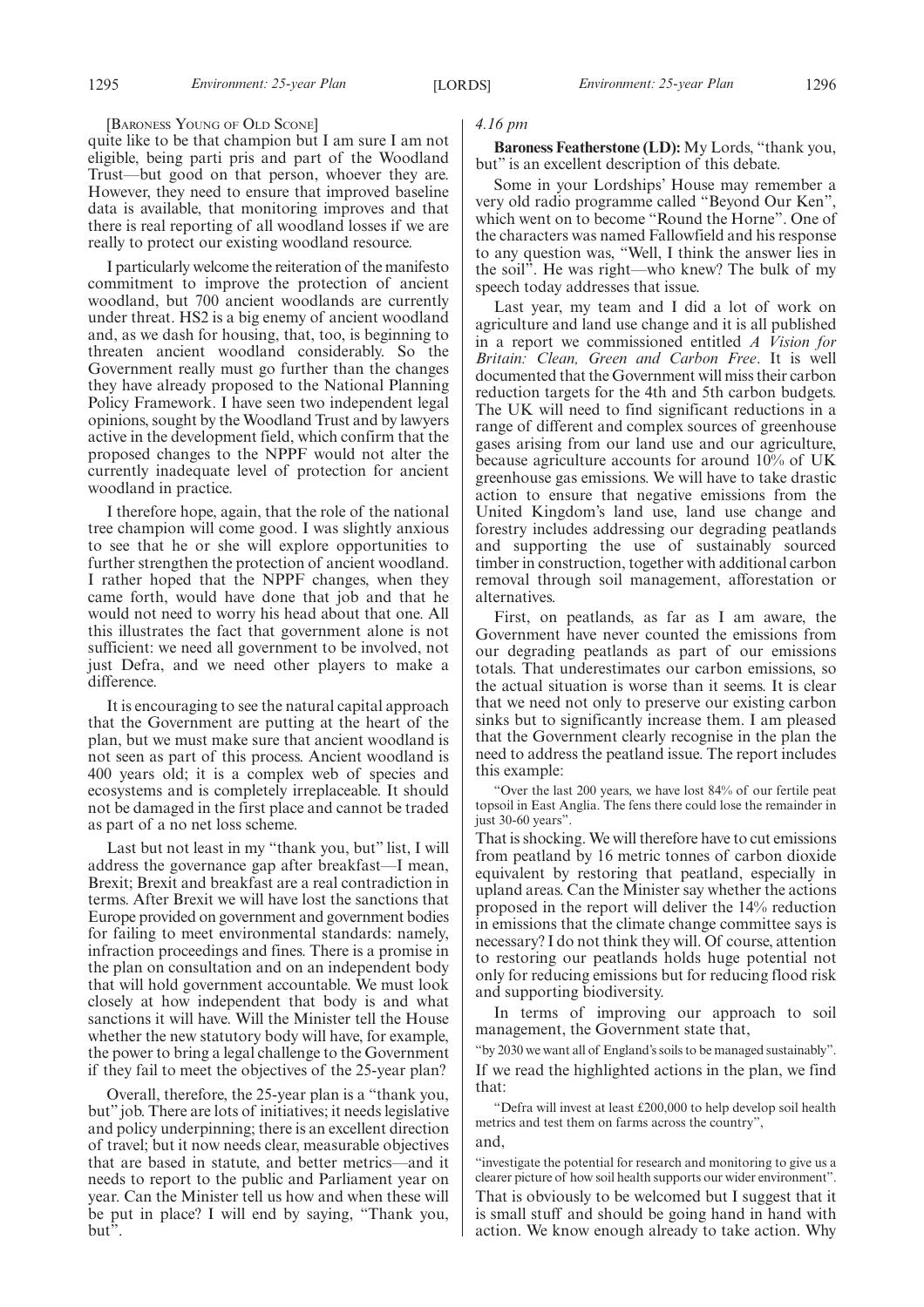[Baroness Young of Old Scone]

quite like to be that champion but I am sure I am not eligible, being parti pris and part of the Woodland Trust—but good on that person, whoever they are. However, they need to ensure that improved baseline data is available, that monitoring improves and that there is real reporting of all woodland losses if we are really to protect our existing woodland resource.

I particularly welcome the reiteration of the manifesto commitment to improve the protection of ancient woodland, but 700 ancient woodlands are currently under threat. HS2 is a big enemy of ancient woodland and, as we dash for housing, that, too, is beginning to threaten ancient woodland considerably. So the Government really must go further than the changes they have already proposed to the National Planning Policy Framework. I have seen two independent legal opinions, sought by the Woodland Trust and by lawyers active in the development field, which confirm that the proposed changes to the NPPF would not alter the currently inadequate level of protection for ancient woodland in practice.

I therefore hope, again, that the role of the national tree champion will come good. I was slightly anxious to see that he or she will explore opportunities to further strengthen the protection of ancient woodland. I rather hoped that the NPPF changes, when they came forth, would have done that job and that he would not need to worry his head about that one. All this illustrates the fact that government alone is not sufficient: we need all government to be involved, not just Defra, and we need other players to make a difference.

It is encouraging to see the natural capital approach that the Government are putting at the heart of the plan, but we must make sure that ancient woodland is not seen as part of this process. Ancient woodland is 400 years old; it is a complex web of species and ecosystems and is completely irreplaceable. It should not be damaged in the first place and cannot be traded as part of a no net loss scheme.

Last but not least in my "thank you, but" list, I will address the governance gap after breakfast—I mean, Brexit; Brexit and breakfast are a real contradiction in terms. After Brexit we will have lost the sanctions that Europe provided on government and government bodies for failing to meet environmental standards: namely, infraction proceedings and fines. There is a promise in the plan on consultation and on an independent body that will hold government accountable. We must look closely at how independent that body is and what sanctions it will have. Will the Minister tell the House whether the new statutory body will have, for example, the power to bring a legal challenge to the Government if they fail to meet the objectives of the 25-year plan?

Overall, therefore, the 25-year plan is a "thank you, but" job. There are lots of initiatives; it needs legislative and policy underpinning; there is an excellent direction of travel; but it now needs clear, measurable objectives that are based in statute, and better metrics—and it needs to report to the public and Parliament year on year. Can the Minister tell us how and when these will be put in place? I will end by saying, "Thank you, but".

*4.16 pm*

**Baroness Featherstone (LD):** My Lords, "thank you, but" is an excellent description of this debate.

Some in your Lordships' House may remember a very old radio programme called "Beyond Our Ken", which went on to become "Round the Horne". One of the characters was named Fallowfield and his response to any question was, "Well, I think the answer lies in the soil". He was right—who knew? The bulk of my speech today addresses that issue.

Last year, my team and I did a lot of work on agriculture and land use change and it is all published in a report we commissioned entitled *A Vision for Britain: Clean, Green and Carbon Free*. It is well documented that the Government will miss their carbon reduction targets for the 4th and 5th carbon budgets. The UK will need to find significant reductions in a range of different and complex sources of greenhouse gases arising from our land use and our agriculture, because agriculture accounts for around 10% of UK greenhouse gas emissions. We will have to take drastic action to ensure that negative emissions from the United Kingdom's land use, land use change and forestry includes addressing our degrading peatlands and supporting the use of sustainably sourced timber in construction, together with additional carbon removal through soil management, afforestation or alternatives.

First, on peatlands, as far as I am aware, the Government have never counted the emissions from our degrading peatlands as part of our emissions totals. That underestimates our carbon emissions, so the actual situation is worse than it seems. It is clear that we need not only to preserve our existing carbon sinks but to significantly increase them. I am pleased that the Government clearly recognise in the plan the need to address the peatland issue. The report includes this example:

"Over the last 200 years, we have lost 84% of our fertile peat topsoil in East Anglia. The fens there could lose the remainder in just 30-60 years".

That is shocking. We will therefore have to cut emissions from peatland by 16 metric tonnes of carbon dioxide equivalent by restoring that peatland, especially in upland areas. Can the Minister say whether the actions proposed in the report will deliver the 14% reduction in emissions that the climate change committee says is necessary? I do not think they will. Of course, attention to restoring our peatlands holds huge potential not only for reducing emissions but for reducing flood risk and supporting biodiversity.

In terms of improving our approach to soil management, the Government state that,

"by 2030 we want all of England's soils to be managed sustainably".

If we read the highlighted actions in the plan, we find that:

"Defra will invest at least £200,000 to help develop soil health metrics and test them on farms across the country",

and,

"investigate the potential for research and monitoring to give us a clearer picture of how soil health supports our wider environment".

That is obviously to be welcomed but I suggest that it is small stuff and should be going hand in hand with action. We know enough already to take action. Why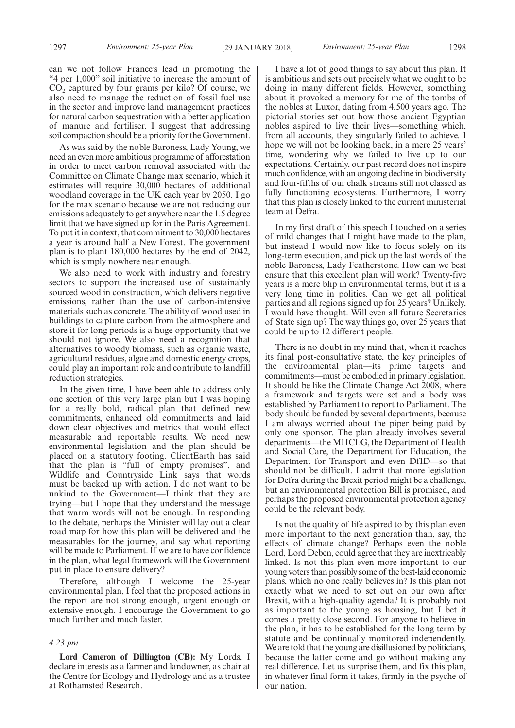can we not follow France's lead in promoting the "4 per 1,000" soil initiative to increase the amount of $CO_2$ captured by four grams per kilo? Of course, we also need to manage the reduction of fossil fuel use in the sector and improve land management practices for natural carbon sequestration with a better application of manure and fertiliser. I suggest that addressing soil compaction should be a priority for the Government.

As was said by the noble Baroness, Lady Young, we need an even more ambitious programme of afforestation in order to meet carbon removal associated with the Committee on Climate Change max scenario, which it estimates will require 30,000 hectares of additional woodland coverage in the UK each year by 2050. I go for the max scenario because we are not reducing our emissions adequately to get anywhere near the 1.5 degree limit that we have signed up for in the Paris Agreement. To put it in context, that commitment to 30,000 hectares a year is around half a New Forest. The government plan is to plant 180,000 hectares by the end of 2042, which is simply nowhere near enough.

We also need to work with industry and forestry sectors to support the increased use of sustainably sourced wood in construction, which delivers negative emissions, rather than the use of carbon-intensive materials such as concrete. The ability of wood used in buildings to capture carbon from the atmosphere and store it for long periods is a huge opportunity that we should not ignore. We also need a recognition that alternatives to woody biomass, such as organic waste, agricultural residues, algae and domestic energy crops, could play an important role and contribute to landfill reduction strategies.

In the given time, I have been able to address only one section of this very large plan but I was hoping for a really bold, radical plan that defined new commitments, enhanced old commitments and laid down clear objectives and metrics that would effect measurable and reportable results. We need new environmental legislation and the plan should be placed on a statutory footing. ClientEarth has said that the plan is "full of empty promises", and Wildlife and Countryside Link says that words must be backed up with action. I do not want to be unkind to the Government—I think that they are trying—but I hope that they understand the message that warm words will not be enough. In responding to the debate, perhaps the Minister will lay out a clear road map for how this plan will be delivered and the measurables for the journey, and say what reporting will be made to Parliament. If we are to have confidence in the plan, what legal framework will the Government put in place to ensure delivery?

Therefore, although I welcome the 25-year environmental plan, I feel that the proposed actions in the report are not strong enough, urgent enough or extensive enough. I encourage the Government to go much further and much faster.

*4.23 pm*

**Lord Cameron of Dillington (CB):** My Lords, I declare interests as a farmer and landowner, as chair at the Centre for Ecology and Hydrology and as a trustee at Rothamsted Research.

I have a lot of good things to say about this plan. It is ambitious and sets out precisely what we ought to be doing in many different fields. However, something about it provoked a memory for me of the tombs of the nobles at Luxor, dating from 4,500 years ago. The pictorial stories set out how those ancient Egyptian nobles aspired to live their lives—something which, from all accounts, they singularly failed to achieve. I hope we will not be looking back, in a mere 25 years' time, wondering why we failed to live up to our expectations. Certainly, our past record does not inspire much confidence, with an ongoing decline in biodiversity and four-fifths of our chalk streams still not classed as fully functioning ecosystems. Furthermore, I worry that this plan is closely linked to the current ministerial team at Defra.

In my first draft of this speech I touched on a series of mild changes that I might have made to the plan, but instead I would now like to focus solely on its long-term execution, and pick up the last words of the noble Baroness, Lady Featherstone. How can we best ensure that this excellent plan will work? Twenty-five years is a mere blip in environmental terms, but it is a very long time in politics. Can we get all political parties and all regions signed up for 25 years? Unlikely, I would have thought. Will even all future Secretaries of State sign up? The way things go, over 25 years that could be up to 12 different people.

There is no doubt in my mind that, when it reaches its final post-consultative state, the key principles of the environmental plan—its prime targets and commitments—must be embodied in primary legislation. It should be like the Climate Change Act 2008, where a framework and targets were set and a body was established by Parliament to report to Parliament. The body should be funded by several departments, because I am always worried about the piper being paid by only one sponsor. The plan already involves several departments—the MHCLG, the Department of Health and Social Care, the Department for Education, the Department for Transport and even DfID—so that should not be difficult. I admit that more legislation for Defra during the Brexit period might be a challenge, but an environmental protection Bill is promised, and perhaps the proposed environmental protection agency could be the relevant body.

Is not the quality of life aspired to by this plan even more important to the next generation than, say, the effects of climate change? Perhaps even the noble Lord, Lord Deben, could agree that they are inextricably linked. Is not this plan even more important to our young voters than possibly some of the best-laid economic plans, which no one really believes in? Is this plan not exactly what we need to set out on our own after Brexit, with a high-quality agenda? It is probably not as important to the young as housing, but I bet it comes a pretty close second. For anyone to believe in the plan, it has to be established for the long term by statute and be continually monitored independently. We are told that the young are disillusioned by politicians, because the latter come and go without making any real difference. Let us surprise them, and fix this plan, in whatever final form it takes, firmly in the psyche of our nation.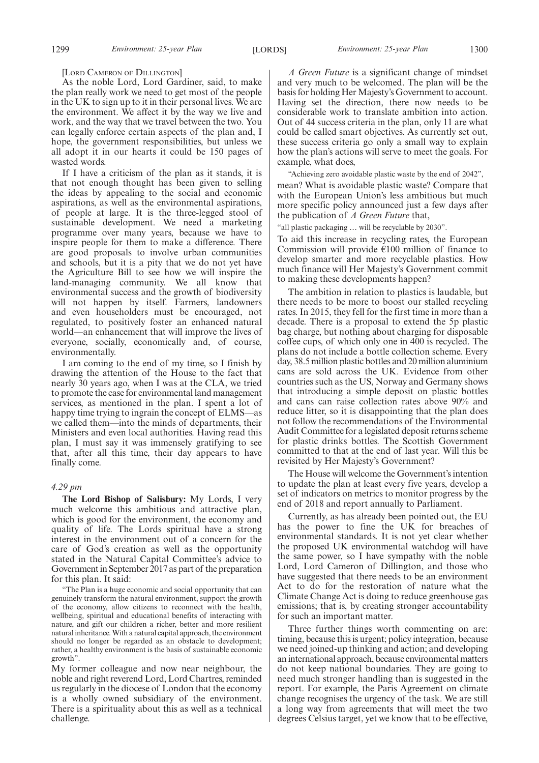[LORD CAMERON OF DILLINGTON]

As the noble Lord, Lord Gardiner, said, to make the plan really work we need to get most of the people in the UK to sign up to it in their personal lives. We are the environment. We affect it by the way we live and work, and the way that we travel between the two. You can legally enforce certain aspects of the plan and, I hope, the government responsibilities, but unless we all adopt it in our hearts it could be 150 pages of wasted words.

If I have a criticism of the plan as it stands, it is that not enough thought has been given to selling the ideas by appealing to the social and economic aspirations, as well as the environmental aspirations, of people at large. It is the three-legged stool of sustainable development. We need a marketing programme over many years, because we have to inspire people for them to make a difference. There are good proposals to involve urban communities and schools, but it is a pity that we do not yet have the Agriculture Bill to see how we will inspire the land-managing community. We all know that environmental success and the growth of biodiversity will not happen by itself. Farmers, landowners and even householders must be encouraged, not regulated, to positively foster an enhanced natural world—an enhancement that will improve the lives of everyone, socially, economically and, of course, environmentally.

I am coming to the end of my time, so I finish by drawing the attention of the House to the fact that nearly 30 years ago, when I was at the CLA, we tried to promote the case for environmental land management services, as mentioned in the plan. I spent a lot of happy time trying to ingrain the concept of ELMS—as we called them—into the minds of departments, their Ministers and even local authorities. Having read this plan, I must say it was immensely gratifying to see that, after all this time, their day appears to have finally come.

*4.29 pm*

**The Lord Bishop of Salisbury:** My Lords, I very much welcome this ambitious and attractive plan, which is good for the environment, the economy and quality of life. The Lords spiritual have a strong interest in the environment out of a concern for the care of God's creation as well as the opportunity stated in the Natural Capital Committee's advice to Government in September 2017 as part of the preparation for this plan. It said:

"The Plan is a huge economic and social opportunity that can genuinely transform the natural environment, support the growth of the economy, allow citizens to reconnect with the health, wellbeing, spiritual and educational benefits of interacting with nature, and gift our children a richer, better and more resilient natural inheritance. With a natural capital approach, the environment should no longer be regarded as an obstacle to development; rather, a healthy environment is the basis of sustainable economic growth".

My former colleague and now near neighbour, the noble and right reverend Lord, Lord Chartres, reminded us regularly in the diocese of London that the economy is a wholly owned subsidiary of the environment. There is a spirituality about this as well as a technical challenge.

*A Green Future* is a significant change of mindset and very much to be welcomed. The plan will be the basis for holding Her Majesty's Government to account. Having set the direction, there now needs to be considerable work to translate ambition into action. Out of 44 success criteria in the plan, only 11 are what could be called smart objectives. As currently set out, these success criteria go only a small way to explain how the plan's actions will serve to meet the goals. For example, what does,

"Achieving zero avoidable plastic waste by the end of 2042",

mean? What is avoidable plastic waste? Compare that with the European Union's less ambitious but much more specific policy announced just a few days after the publication of *A Green Future* that,

"all plastic packaging … will be recyclable by 2030".

To aid this increase in recycling rates, the European Commission will provide €100 million of finance to develop smarter and more recyclable plastics. How much finance will Her Majesty's Government commit to making these developments happen?

The ambition in relation to plastics is laudable, but there needs to be more to boost our stalled recycling rates. In 2015, they fell for the first time in more than a decade. There is a proposal to extend the 5p plastic bag charge, but nothing about charging for disposable coffee cups, of which only one in 400 is recycled. The plans do not include a bottle collection scheme. Every day, 38.5 million plastic bottles and 20 million aluminium cans are sold across the UK. Evidence from other countries such as the US, Norway and Germany shows that introducing a simple deposit on plastic bottles and cans can raise collection rates above 90% and reduce litter, so it is disappointing that the plan does not follow the recommendations of the Environmental Audit Committee for a legislated deposit returns scheme for plastic drinks bottles. The Scottish Government committed to that at the end of last year. Will this be revisited by Her Majesty's Government?

The House will welcome the Government's intention to update the plan at least every five years, develop a set of indicators on metrics to monitor progress by the end of 2018 and report annually to Parliament.

Currently, as has already been pointed out, the EU has the power to fine the UK for breaches of environmental standards. It is not yet clear whether the proposed UK environmental watchdog will have the same power, so I have sympathy with the noble Lord, Lord Cameron of Dillington, and those who have suggested that there needs to be an environment Act to do for the restoration of nature what the Climate Change Act is doing to reduce greenhouse gas emissions; that is, by creating stronger accountability for such an important matter.

Three further things worth commenting on are: timing, because this is urgent; policy integration, because we need joined-up thinking and action; and developing an international approach, because environmental matters do not keep national boundaries. They are going to need much stronger handling than is suggested in the report. For example, the Paris Agreement on climate change recognises the urgency of the task. We are still a long way from agreements that will meet the two degrees Celsius target, yet we know that to be effective,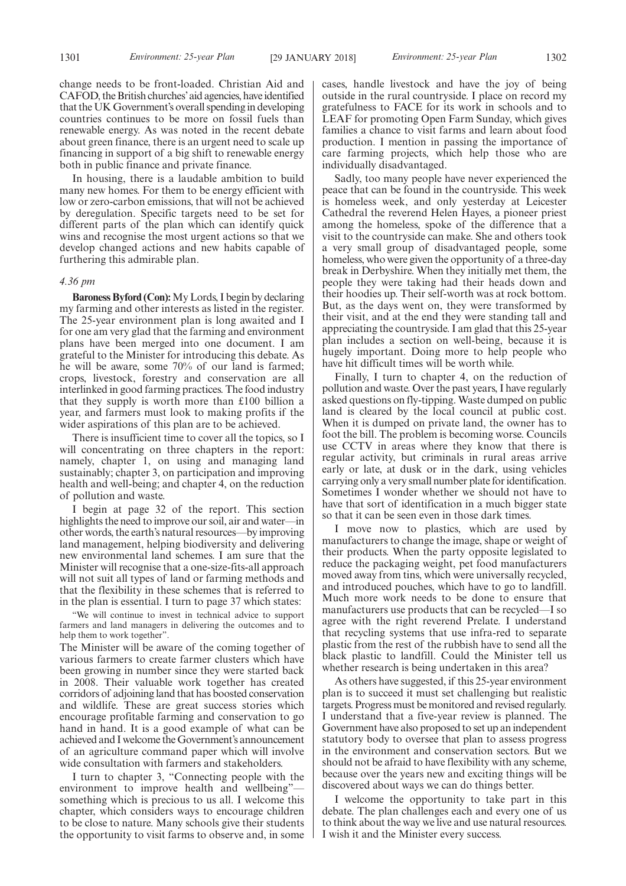change needs to be front-loaded. Christian Aid and CAFOD, the British churches' aid agencies, have identified that the UK Government's overall spending in developing countries continues to be more on fossil fuels than renewable energy. As was noted in the recent debate about green finance, there is an urgent need to scale up financing in support of a big shift to renewable energy both in public finance and private finance.

In housing, there is a laudable ambition to build many new homes. For them to be energy efficient with low or zero-carbon emissions, that will not be achieved by deregulation. Specific targets need to be set for different parts of the plan which can identify quick wins and recognise the most urgent actions so that we develop changed actions and new habits capable of furthering this admirable plan.

*4.36 pm*

**Baroness Byford (Con):** My Lords, I begin by declaring my farming and other interests as listed in the register. The 25-year environment plan is long awaited and I for one am very glad that the farming and environment plans have been merged into one document. I am grateful to the Minister for introducing this debate. As he will be aware, some 70% of our land is farmed; crops, livestock, forestry and conservation are all interlinked in good farming practices. The food industry that they supply is worth more than £100 billion a year, and farmers must look to making profits if the wider aspirations of this plan are to be achieved.

There is insufficient time to cover all the topics, so I will concentrating on three chapters in the report: namely, chapter 1, on using and managing land sustainably; chapter 3, on participation and improving health and well-being; and chapter 4, on the reduction of pollution and waste.

I begin at page 32 of the report. This section highlights the need to improve our soil, air and water—in other words, the earth's natural resources—by improving land management, helping biodiversity and delivering new environmental land schemes. I am sure that the Minister will recognise that a one-size-fits-all approach will not suit all types of land or farming methods and that the flexibility in these schemes that is referred to in the plan is essential. I turn to page 37 which states:

"We will continue to invest in technical advice to support farmers and land managers in delivering the outcomes and to help them to work together".

The Minister will be aware of the coming together of various farmers to create farmer clusters which have been growing in number since they were started back in 2008. Their valuable work together has created corridors of adjoining land that has boosted conservation and wildlife. These are great success stories which encourage profitable farming and conservation to go hand in hand. It is a good example of what can be achieved and I welcome the Government's announcement of an agriculture command paper which will involve wide consultation with farmers and stakeholders.

I turn to chapter 3, "Connecting people with the environment to improve health and wellbeing"—something which is precious to us all. I welcome this chapter, which considers ways to encourage children to be close to nature. Many schools give their students the opportunity to visit farms to observe and, in some cases, handle livestock and have the joy of being outside in the rural countryside. I place on record my gratefulness to FACE for its work in schools and to LEAF for promoting Open Farm Sunday, which gives families a chance to visit farms and learn about food production. I mention in passing the importance of care farming projects, which help those who are individually disadvantaged.

Sadly, too many people have never experienced the peace that can be found in the countryside. This week is homeless week, and only yesterday at Leicester Cathedral the reverend Helen Hayes, a pioneer priest among the homeless, spoke of the difference that a visit to the countryside can make. She and others took a very small group of disadvantaged people, some homeless, who were given the opportunity of a three-day break in Derbyshire. When they initially met them, the people they were taking had their heads down and their hoodies up. Their self-worth was at rock bottom. But, as the days went on, they were transformed by their visit, and at the end they were standing tall and appreciating the countryside. I am glad that this 25-year plan includes a section on well-being, because it is hugely important. Doing more to help people who have hit difficult times will be worth while.

Finally, I turn to chapter 4, on the reduction of pollution and waste. Over the past years, I have regularly asked questions on fly-tipping. Waste dumped on public land is cleared by the local council at public cost. When it is dumped on private land, the owner has to foot the bill. The problem is becoming worse. Councils use CCTV in areas where they know that there is regular activity, but criminals in rural areas arrive early or late, at dusk or in the dark, using vehicles carrying only a very small number plate for identification. Sometimes I wonder whether we should not have to have that sort of identification in a much bigger state so that it can be seen even in those dark times.

I move now to plastics, which are used by manufacturers to change the image, shape or weight of their products. When the party opposite legislated to reduce the packaging weight, pet food manufacturers moved away from tins, which were universally recycled, and introduced pouches, which have to go to landfill. Much more work needs to be done to ensure that manufacturers use products that can be recycled—I so agree with the right reverend Prelate. I understand that recycling systems that use infra-red to separate plastic from the rest of the rubbish have to send all the black plastic to landfill. Could the Minister tell us whether research is being undertaken in this area?

As others have suggested, if this 25-year environment plan is to succeed it must set challenging but realistic targets. Progress must be monitored and revised regularly. I understand that a five-year review is planned. The Government have also proposed to set up an independent statutory body to oversee that plan to assess progress in the environment and conservation sectors. But we should not be afraid to have flexibility with any scheme, because over the years new and exciting things will be discovered about ways we can do things better.

I welcome the opportunity to take part in this debate. The plan challenges each and every one of us to think about the way we live and use natural resources. I wish it and the Minister every success.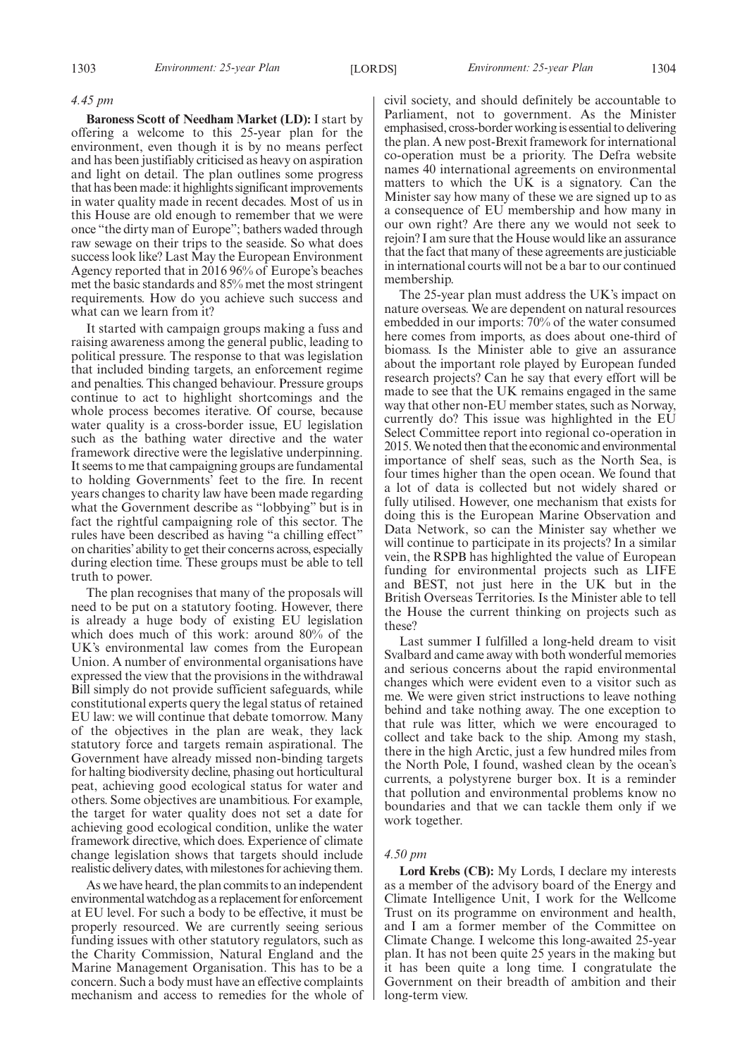*4.45 pm*

**Baroness Scott of Needham Market (LD):** I start by offering a welcome to this 25-year plan for the environment, even though it is by no means perfect and has been justifiably criticised as heavy on aspiration and light on detail. The plan outlines some progress that has been made: it highlights significant improvements in water quality made in recent decades. Most of us in this House are old enough to remember that we were once "the dirty man of Europe"; bathers waded through raw sewage on their trips to the seaside. So what does success look like? Last May the European Environment Agency reported that in 2016 96% of Europe's beaches met the basic standards and 85% met the most stringent requirements. How do you achieve such success and what can we learn from it?

It started with campaign groups making a fuss and raising awareness among the general public, leading to political pressure. The response to that was legislation that included binding targets, an enforcement regime and penalties. This changed behaviour. Pressure groups continue to act to highlight shortcomings and the whole process becomes iterative. Of course, because water quality is a cross-border issue, EU legislation such as the bathing water directive and the water framework directive were the legislative underpinning. It seems to me that campaigning groups are fundamental to holding Governments' feet to the fire. In recent years changes to charity law have been made regarding what the Government describe as "lobbying" but is in fact the rightful campaigning role of this sector. The rules have been described as having "a chilling effect" on charities' ability to get their concerns across, especially during election time. These groups must be able to tell truth to power.

The plan recognises that many of the proposals will need to be put on a statutory footing. However, there is already a huge body of existing EU legislation which does much of this work: around 80% of the UK's environmental law comes from the European Union. A number of environmental organisations have expressed the view that the provisions in the withdrawal Bill simply do not provide sufficient safeguards, while constitutional experts query the legal status of retained EU law: we will continue that debate tomorrow. Many of the objectives in the plan are weak, they lack statutory force and targets remain aspirational. The Government have already missed non-binding targets for halting biodiversity decline, phasing out horticultural peat, achieving good ecological status for water and others. Some objectives are unambitious. For example, the target for water quality does not set a date for achieving good ecological condition, unlike the water framework directive, which does. Experience of climate change legislation shows that targets should include realistic delivery dates, with milestones for achieving them.

As we have heard, the plan commits to an independent environmental watchdog as a replacement for enforcement at EU level. For such a body to be effective, it must be properly resourced. We are currently seeing serious funding issues with other statutory regulators, such as the Charity Commission, Natural England and the Marine Management Organisation. This has to be a concern. Such a body must have an effective complaints mechanism and access to remedies for the whole of civil society, and should definitely be accountable to Parliament, not to government. As the Minister emphasised, cross-border working is essential to delivering the plan. A new post-Brexit framework for international co-operation must be a priority. The Defra website names 40 international agreements on environmental matters to which the UK is a signatory. Can the Minister say how many of these we are signed up to as a consequence of EU membership and how many in our own right? Are there any we would not seek to rejoin? I am sure that the House would like an assurance that the fact that many of these agreements are justiciable in international courts will not be a bar to our continued membership.

The 25-year plan must address the UK's impact on nature overseas. We are dependent on natural resources embedded in our imports: 70% of the water consumed here comes from imports, as does about one-third of biomass. Is the Minister able to give an assurance about the important role played by European funded research projects? Can he say that every effort will be made to see that the UK remains engaged in the same way that other non-EU member states, such as Norway, currently do? This issue was highlighted in the EU Select Committee report into regional co-operation in 2015. We noted then that the economic and environmental importance of shelf seas, such as the North Sea, is four times higher than the open ocean. We found that a lot of data is collected but not widely shared or fully utilised. However, one mechanism that exists for doing this is the European Marine Observation and Data Network, so can the Minister say whether we will continue to participate in its projects? In a similar vein, the RSPB has highlighted the value of European funding for environmental projects such as LIFE and BEST, not just here in the UK but in the British Overseas Territories. Is the Minister able to tell the House the current thinking on projects such as these?

Last summer I fulfilled a long-held dream to visit Svalbard and came away with both wonderful memories and serious concerns about the rapid environmental changes which were evident even to a visitor such as me. We were given strict instructions to leave nothing behind and take nothing away. The one exception to that rule was litter, which we were encouraged to collect and take back to the ship. Among my stash, there in the high Arctic, just a few hundred miles from the North Pole, I found, washed clean by the ocean's currents, a polystyrene burger box. It is a reminder that pollution and environmental problems know no boundaries and that we can tackle them only if we work together.

*4.50 pm*

**Lord Krebs (CB):** My Lords, I declare my interests as a member of the advisory board of the Energy and Climate Intelligence Unit, I work for the Wellcome Trust on its programme on environment and health, and I am a former member of the Committee on Climate Change. I welcome this long-awaited 25-year plan. It has not been quite 25 years in the making but it has been quite a long time. I congratulate the Government on their breadth of ambition and their long-term view.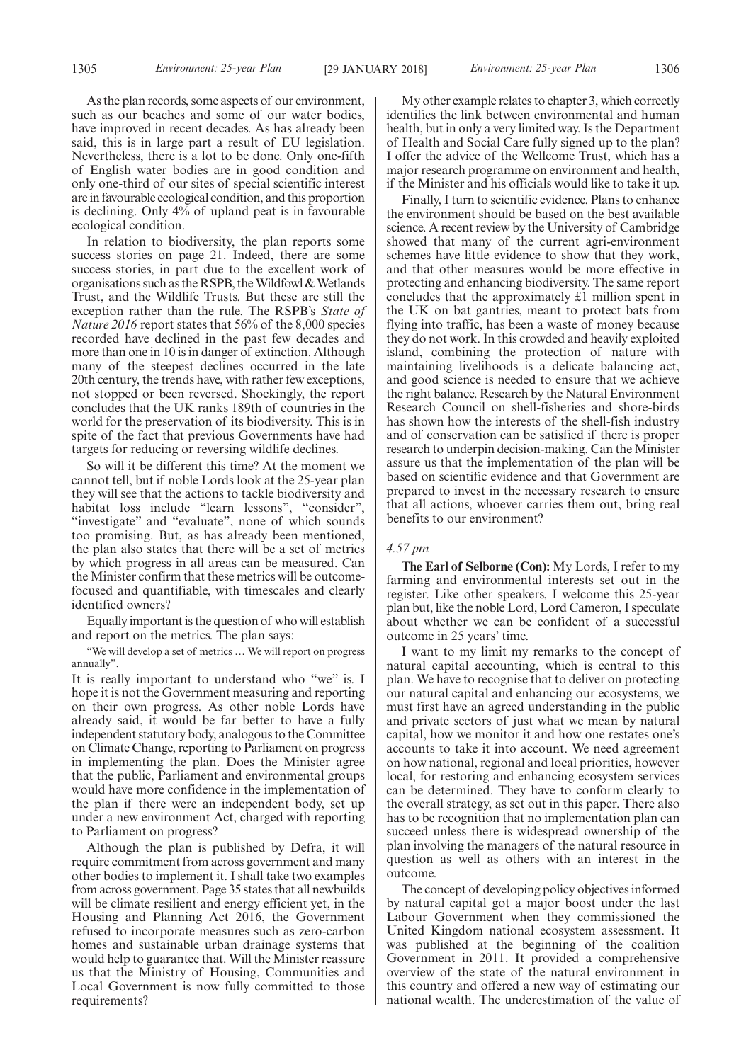As the plan records, some aspects of our environment, such as our beaches and some of our water bodies, have improved in recent decades. As has already been said, this is in large part a result of EU legislation. Nevertheless, there is a lot to be done. Only one-fifth of English water bodies are in good condition and only one-third of our sites of special scientific interest are in favourable ecological condition, and this proportion is declining. Only 4% of upland peat is in favourable ecological condition.

In relation to biodiversity, the plan reports some success stories on page 21. Indeed, there are some success stories, in part due to the excellent work of organisations such as the RSPB, the Wildfowl & Wetlands Trust, and the Wildlife Trusts. But these are still the exception rather than the rule. The RSPB's *State of Nature 2016* report states that 56% of the 8,000 species recorded have declined in the past few decades and more than one in 10 is in danger of extinction. Although many of the steepest declines occurred in the late 20th century, the trends have, with rather few exceptions, not stopped or been reversed. Shockingly, the report concludes that the UK ranks 189th of countries in the world for the preservation of its biodiversity. This is in spite of the fact that previous Governments have had targets for reducing or reversing wildlife declines.

So will it be different this time? At the moment we cannot tell, but if noble Lords look at the 25-year plan they will see that the actions to tackle biodiversity and habitat loss include "learn lessons", "consider", "investigate" and "evaluate", none of which sounds too promising. But, as has already been mentioned, the plan also states that there will be a set of metrics by which progress in all areas can be measured. Can the Minister confirm that these metrics will be outcome-focused and quantifiable, with timescales and clearly identified owners?

Equally important is the question of who will establish and report on the metrics. The plan says:

"We will develop a set of metrics … We will report on progress annually".

It is really important to understand who "we" is. I hope it is not the Government measuring and reporting on their own progress. As other noble Lords have already said, it would be far better to have a fully independent statutory body, analogous to the Committee on Climate Change, reporting to Parliament on progress in implementing the plan. Does the Minister agree that the public, Parliament and environmental groups would have more confidence in the implementation of the plan if there were an independent body, set up under a new environment Act, charged with reporting to Parliament on progress?

Although the plan is published by Defra, it will require commitment from across government and many other bodies to implement it. I shall take two examples from across government. Page 35 states that all newbuilds will be climate resilient and energy efficient yet, in the Housing and Planning Act 2016, the Government refused to incorporate measures such as zero-carbon homes and sustainable urban drainage systems that would help to guarantee that. Will the Minister reassure us that the Ministry of Housing, Communities and Local Government is now fully committed to those requirements?

My other example relates to chapter 3, which correctly identifies the link between environmental and human health, but in only a very limited way. Is the Department of Health and Social Care fully signed up to the plan? I offer the advice of the Wellcome Trust, which has a major research programme on environment and health, if the Minister and his officials would like to take it up.

Finally, I turn to scientific evidence. Plans to enhance the environment should be based on the best available science. A recent review by the University of Cambridge showed that many of the current agri-environment schemes have little evidence to show that they work, and that other measures would be more effective in protecting and enhancing biodiversity. The same report concludes that the approximately £1 million spent in the UK on bat gantries, meant to protect bats from flying into traffic, has been a waste of money because they do not work. In this crowded and heavily exploited island, combining the protection of nature with maintaining livelihoods is a delicate balancing act, and good science is needed to ensure that we achieve the right balance. Research by the Natural Environment Research Council on shell-fisheries and shore-birds has shown how the interests of the shell-fish industry and of conservation can be satisfied if there is proper research to underpin decision-making. Can the Minister assure us that the implementation of the plan will be based on scientific evidence and that Government are prepared to invest in the necessary research to ensure that all actions, whoever carries them out, bring real benefits to our environment?

*4.57 pm*

**The Earl of Selborne (Con):** My Lords, I refer to my farming and environmental interests set out in the register. Like other speakers, I welcome this 25-year plan but, like the noble Lord, Lord Cameron, I speculate about whether we can be confident of a successful outcome in 25 years' time.

I want to my limit my remarks to the concept of natural capital accounting, which is central to this plan. We have to recognise that to deliver on protecting our natural capital and enhancing our ecosystems, we must first have an agreed understanding in the public and private sectors of just what we mean by natural capital, how we monitor it and how one restates one's accounts to take it into account. We need agreement on how national, regional and local priorities, however local, for restoring and enhancing ecosystem services can be determined. They have to conform clearly to the overall strategy, as set out in this paper. There also has to be recognition that no implementation plan can succeed unless there is widespread ownership of the plan involving the managers of the natural resource in question as well as others with an interest in the outcome.

The concept of developing policy objectives informed by natural capital got a major boost under the last Labour Government when they commissioned the United Kingdom national ecosystem assessment. It was published at the beginning of the coalition Government in 2011. It provided a comprehensive overview of the state of the natural environment in this country and offered a new way of estimating our national wealth. The underestimation of the value of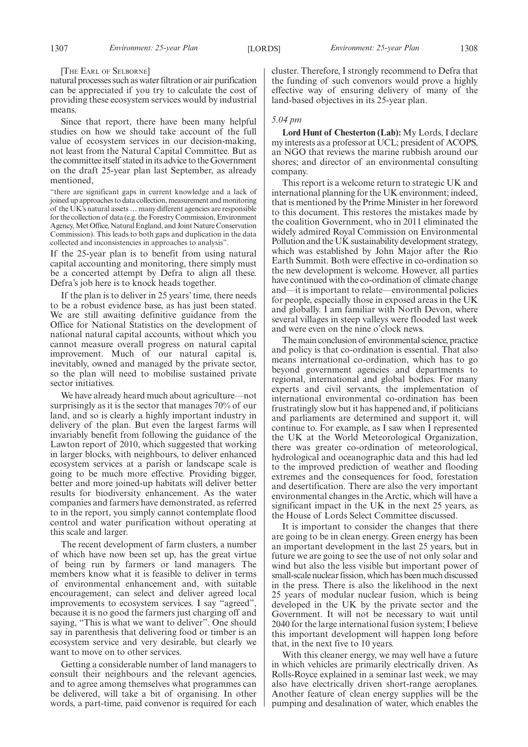[THE EARL OF SELBORNE]

natural processes such as water filtration or air purification can be appreciated if you try to calculate the cost of providing these ecosystem services would by industrial means.

Since that report, there have been many helpful studies on how we should take account of the full value of ecosystem services in our decision-making, not least from the Natural Capital Committee. But as the committee itself stated in its advice to the Government on the draft 25-year plan last September, as already mentioned,

"there are significant gaps in current knowledge and a lack of joined up approaches to data collection, measurement and monitoring of the UK's natural assets … many different agencies are responsible for the collection of data (e.g. the Forestry Commission, Environment Agency, Met Office, Natural England, and Joint Nature Conservation Commission). This leads to both gaps and duplication in the data collected and inconsistencies in approaches to analysis".

If the 25-year plan is to benefit from using natural capital accounting and monitoring, there simply must be a concerted attempt by Defra to align all these. Defra's job here is to knock heads together.

If the plan is to deliver in 25 years' time, there needs to be a robust evidence base, as has just been stated. We are still awaiting definitive guidance from the Office for National Statistics on the development of national natural capital accounts, without which you cannot measure overall progress on natural capital improvement. Much of our natural capital is, inevitably, owned and managed by the private sector, so the plan will need to mobilise sustained private sector initiatives.

We have already heard much about agriculture—not surprisingly as it is the sector that manages 70% of our land, and so is clearly a highly important industry in delivery of the plan. But even the largest farms will invariably benefit from following the guidance of the Lawton report of 2010, which suggested that working in larger blocks, with neighbours, to deliver enhanced ecosystem services at a parish or landscape scale is going to be much more effective. Providing bigger, better and more joined-up habitats will deliver better results for biodiversity enhancement. As the water companies and farmers have demonstrated, as referred to in the report, you simply cannot contemplate flood control and water purification without operating at this scale and larger.

The recent development of farm clusters, a number of which have now been set up, has the great virtue of being run by farmers or land managers. The members know what it is feasible to deliver in terms of environmental enhancement and, with suitable encouragement, can select and deliver agreed local improvements to ecosystem services. I say "agreed", because it is no good the farmers just charging off and saying, "This is what we want to deliver". One should say in parenthesis that delivering food or timber is an ecosystem service and very desirable, but clearly we want to move on to other services.

Getting a considerable number of land managers to consult their neighbours and the relevant agencies, and to agree among themselves what programmes can be delivered, will take a bit of organising. In other words, a part-time, paid convenor is required for each cluster. Therefore, I strongly recommend to Defra that the funding of such convenors would prove a highly effective way of ensuring delivery of many of the land-based objectives in its 25-year plan.

*5.04 pm*

**Lord Hunt of Chesterton (Lab):** My Lords, I declare my interests as a professor at UCL; president of ACOPS, an NGO that reviews the marine rubbish around our shores; and director of an environmental consulting company.

This report is a welcome return to strategic UK and international planning for the UK environment; indeed, that is mentioned by the Prime Minister in her foreword to this document. This restores the mistakes made by the coalition Government, who in 2011 eliminated the widely admired Royal Commission on Environmental Pollution and the UK sustainability development strategy, which was established by John Major after the Rio Earth Summit. Both were effective in co-ordination so the new development is welcome. However, all parties have continued with the co-ordination of climate change and—it is important to relate—environmental policies for people, especially those in exposed areas in the UK and globally. I am familiar with North Devon, where several villages in steep valleys were flooded last week and were even on the nine o'clock news.

The main conclusion of environmental science, practice and policy is that co-ordination is essential. That also means international co-ordination, which has to go beyond government agencies and departments to regional, international and global bodies. For many experts and civil servants, the implementation of international environmental co-ordination has been frustratingly slow but it has happened and, if politicians and parliaments are determined and support it, will continue to. For example, as I saw when I represented the UK at the World Meteorological Organization, there was greater co-ordination of meteorological, hydrological and oceanographic data and this had led to the improved prediction of weather and flooding extremes and the consequences for food, forestation and desertification. There are also the very important environmental changes in the Arctic, which will have a significant impact in the UK in the next 25 years, as the House of Lords Select Committee discussed.

It is important to consider the changes that there are going to be in clean energy. Green energy has been an important development in the last 25 years, but in future we are going to see the use of not only solar and wind but also the less visible but important power of small-scale nuclear fission, which has been much discussed in the press. There is also the likelihood in the next 25 years of modular nuclear fusion, which is being developed in the UK by the private sector and the Government. It will not be necessary to wait until 2040 for the large international fusion system; I believe this important development will happen long before that, in the next five to 10 years.

With this cleaner energy, we may well have a future in which vehicles are primarily electrically driven. As Rolls-Royce explained in a seminar last week, we may also have electrically driven short-range aeroplanes. Another feature of clean energy supplies will be the pumping and desalination of water, which enables the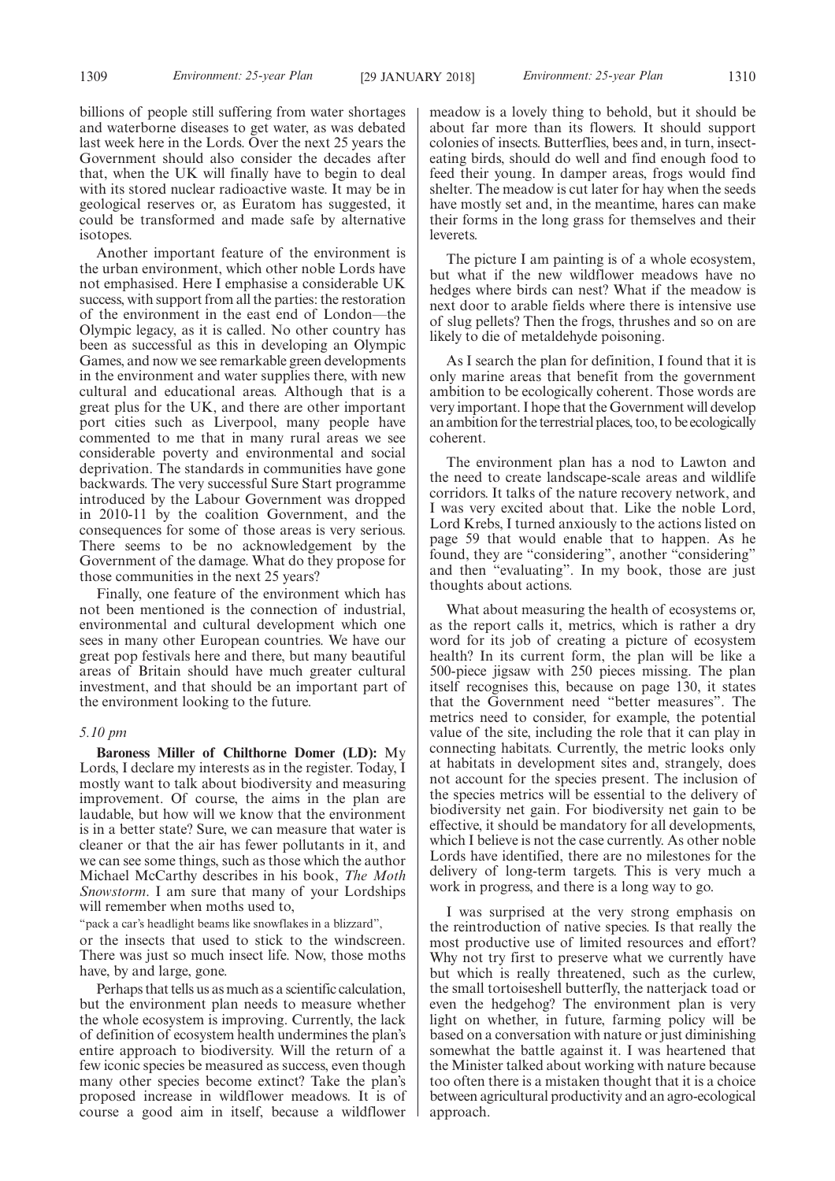billions of people still suffering from water shortages and waterborne diseases to get water, as was debated last week here in the Lords. Over the next 25 years the Government should also consider the decades after that, when the UK will finally have to begin to deal with its stored nuclear radioactive waste. It may be in geological reserves or, as Euratom has suggested, it could be transformed and made safe by alternative isotopes.

Another important feature of the environment is the urban environment, which other noble Lords have not emphasised. Here I emphasise a considerable UK success, with support from all the parties: the restoration of the environment in the east end of London—the Olympic legacy, as it is called. No other country has been as successful as this in developing an Olympic Games, and now we see remarkable green developments in the environment and water supplies there, with new cultural and educational areas. Although that is a great plus for the UK, and there are other important port cities such as Liverpool, many people have commented to me that in many rural areas we see considerable poverty and environmental and social deprivation. The standards in communities have gone backwards. The very successful Sure Start programme introduced by the Labour Government was dropped in 2010-11 by the coalition Government, and the consequences for some of those areas is very serious. There seems to be no acknowledgement by the Government of the damage. What do they propose for those communities in the next 25 years?

Finally, one feature of the environment which has not been mentioned is the connection of industrial, environmental and cultural development which one sees in many other European countries. We have our great pop festivals here and there, but many beautiful areas of Britain should have much greater cultural investment, and that should be an important part of the environment looking to the future.

*5.10 pm*

**Baroness Miller of Chilthorne Domer (LD):** My Lords, I declare my interests as in the register. Today, I mostly want to talk about biodiversity and measuring improvement. Of course, the aims in the plan are laudable, but how will we know that the environment is in a better state? Sure, we can measure that water is cleaner or that the air has fewer pollutants in it, and we can see some things, such as those which the author Michael McCarthy describes in his book, *The Moth Snowstorm*. I am sure that many of your Lordships will remember when moths used to,

"pack a car's headlight beams like snowflakes in a blizzard",

or the insects that used to stick to the windscreen. There was just so much insect life. Now, those moths have, by and large, gone.

Perhaps that tells us as much as a scientific calculation, but the environment plan needs to measure whether the whole ecosystem is improving. Currently, the lack of definition of ecosystem health undermines the plan's entire approach to biodiversity. Will the return of a few iconic species be measured as success, even though many other species become extinct? Take the plan's proposed increase in wildflower meadows. It is of course a good aim in itself, because a wildflower meadow is a lovely thing to behold, but it should be about far more than its flowers. It should support colonies of insects. Butterflies, bees and, in turn, insect-eating birds, should do well and find enough food to feed their young. In damper areas, frogs would find shelter. The meadow is cut later for hay when the seeds have mostly set and, in the meantime, hares can make their forms in the long grass for themselves and their leverets.

The picture I am painting is of a whole ecosystem, but what if the new wildflower meadows have no hedges where birds can nest? What if the meadow is next door to arable fields where there is intensive use of slug pellets? Then the frogs, thrushes and so on are likely to die of metaldehyde poisoning.

As I search the plan for definition, I found that it is only marine areas that benefit from the government ambition to be ecologically coherent. Those words are very important. I hope that the Government will develop an ambition for the terrestrial places, too, to be ecologically coherent.

The environment plan has a nod to Lawton and the need to create landscape-scale areas and wildlife corridors. It talks of the nature recovery network, and I was very excited about that. Like the noble Lord, Lord Krebs, I turned anxiously to the actions listed on page 59 that would enable that to happen. As he found, they are "considering", another "considering" and then "evaluating". In my book, those are just thoughts about actions.

What about measuring the health of ecosystems or, as the report calls it, metrics, which is rather a dry word for its job of creating a picture of ecosystem health? In its current form, the plan will be like a 500-piece jigsaw with 250 pieces missing. The plan itself recognises this, because on page 130, it states that the Government need "better measures". The metrics need to consider, for example, the potential value of the site, including the role that it can play in connecting habitats. Currently, the metric looks only at habitats in development sites and, strangely, does not account for the species present. The inclusion of the species metrics will be essential to the delivery of biodiversity net gain. For biodiversity net gain to be effective, it should be mandatory for all developments, which I believe is not the case currently. As other noble Lords have identified, there are no milestones for the delivery of long-term targets. This is very much a work in progress, and there is a long way to go.

I was surprised at the very strong emphasis on the reintroduction of native species. Is that really the most productive use of limited resources and effort? Why not try first to preserve what we currently have but which is really threatened, such as the curlew, the small tortoiseshell butterfly, the natterjack toad or even the hedgehog? The environment plan is very light on whether, in future, farming policy will be based on a conversation with nature or just diminishing somewhat the battle against it. I was heartened that the Minister talked about working with nature because too often there is a mistaken thought that it is a choice between agricultural productivity and an agro-ecological approach.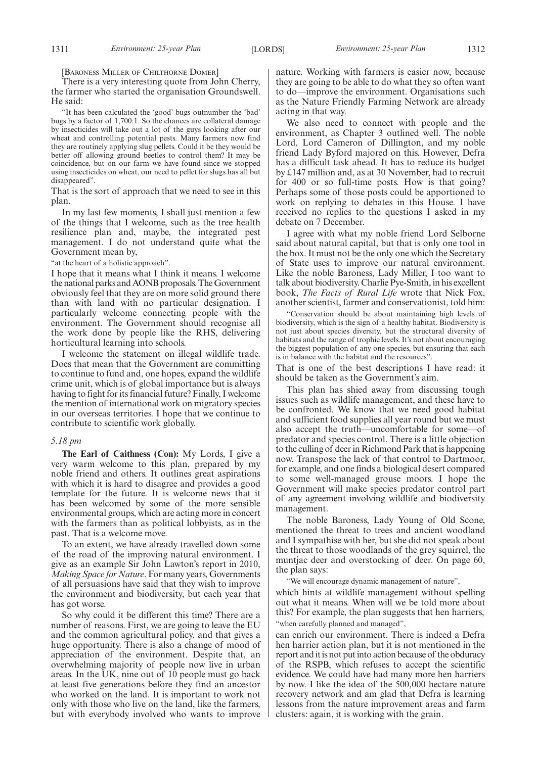[BARONESS MILLER OF CHILTHORNE DOMER]

There is a very interesting quote from John Cherry, the farmer who started the organisation Groundswell. He said:

"It has been calculated the 'good' bugs outnumber the 'bad' bugs by a factor of 1,700:1. So the chances are collateral damage by insecticides will take out a lot of the guys looking after our wheat and controlling potential pests. Many farmers now find they are routinely applying slug pellets. Could it be they would be better off allowing ground beetles to control them? It may be coincidence, but on our farm we have found since we stopped using insecticides on wheat, our need to pellet for slugs has all but disappeared".

That is the sort of approach that we need to see in this plan.

In my last few moments, I shall just mention a few of the things that I welcome, such as the tree health resilience plan and, maybe, the integrated pest management. I do not understand quite what the Government mean by,

"at the heart of a holistic approach".

I hope that it means what I think it means. I welcome the national parks and AONB proposals. The Government obviously feel that they are on more solid ground there than with land with no particular designation. I particularly welcome connecting people with the environment. The Government should recognise all the work done by people like the RHS, delivering horticultural learning into schools.

I welcome the statement on illegal wildlife trade. Does that mean that the Government are committing to continue to fund and, one hopes, expand the wildlife crime unit, which is of global importance but is always having to fight for its financial future? Finally, I welcome the mention of international work on migratory species in our overseas territories. I hope that we continue to contribute to scientific work globally.

*5.18 pm*

**The Earl of Caithness (Con):** My Lords, I give a very warm welcome to this plan, prepared by my noble friend and others. It outlines great aspirations with which it is hard to disagree and provides a good template for the future. It is welcome news that it has been welcomed by some of the more sensible environmental groups, which are acting more in concert with the farmers than as political lobbyists, as in the past. That is a welcome move.

To an extent, we have already travelled down some of the road of the improving natural environment. I give as an example Sir John Lawton's report in 2010, *Making Space for Nature*. For many years, Governments of all persuasions have said that they wish to improve the environment and biodiversity, but each year that has got worse.

So why could it be different this time? There are a number of reasons. First, we are going to leave the EU and the common agricultural policy, and that gives a huge opportunity. There is also a change of mood of appreciation of the environment. Despite that, an overwhelming majority of people now live in urban areas. In the UK, nine out of 10 people must go back at least five generations before they find an ancestor who worked on the land. It is important to work not only with those who live on the land, like the farmers, but with everybody involved who wants to improve nature. Working with farmers is easier now, because they are going to be able to do what they so often want to do—improve the environment. Organisations such as the Nature Friendly Farming Network are already acting in that way.

We also need to connect with people and the environment, as Chapter 3 outlined well. The noble Lord, Lord Cameron of Dillington, and my noble friend Lady Byford majored on this. However, Defra has a difficult task ahead. It has to reduce its budget by £147 million and, as at 30 November, had to recruit for 400 or so full-time posts. How is that going? Perhaps some of those posts could be apportioned to work on replying to debates in this House. I have received no replies to the questions I asked in my debate on 7 December.

I agree with what my noble friend Lord Selborne said about natural capital, but that is only one tool in the box. It must not be the only one which the Secretary of State uses to improve our natural environment. Like the noble Baroness, Lady Miller, I too want to talk about biodiversity. Charlie Pye-Smith, in his excellent book, *The Facts of Rural Life* wrote that Nick Fox, another scientist, farmer and conservationist, told him:

"Conservation should be about maintaining high levels of biodiversity, which is the sign of a healthy habitat. Biodiversity is not just about species diversity, but the structural diversity of habitats and the range of trophic levels. It's not about encouraging the biggest population of any one species, but ensuring that each is in balance with the habitat and the resources".

That is one of the best descriptions I have read: it should be taken as the Government's aim.

This plan has shied away from discussing tough issues such as wildlife management, and these have to be confronted. We know that we need good habitat and sufficient food supplies all year round but we must also accept the truth—uncomfortable for some—of predator and species control. There is a little objection to the culling of deer in Richmond Park that is happening now. Transpose the lack of that control to Dartmoor, for example, and one finds a biological desert compared to some well-managed grouse moors. I hope the Government will make species predator control part of any agreement involving wildlife and biodiversity management.

The noble Baroness, Lady Young of Old Scone, mentioned the threat to trees and ancient woodland and I sympathise with her, but she did not speak about the threat to those woodlands of the grey squirrel, the muntjac deer and overstocking of deer. On page 60, the plan says:

"We will encourage dynamic management of nature",

which hints at wildlife management without spelling out what it means. When will we be told more about this? For example, the plan suggests that hen harriers,

"when carefully planned and managed",

can enrich our environment. There is indeed a Defra hen harrier action plan, but it is not mentioned in the report and it is not put into action because of the obduracy of the RSPB, which refuses to accept the scientific evidence. We could have had many more hen harriers by now. I like the idea of the 500,000 hectare nature recovery network and am glad that Defra is learning lessons from the nature improvement areas and farm clusters: again, it is working with the grain.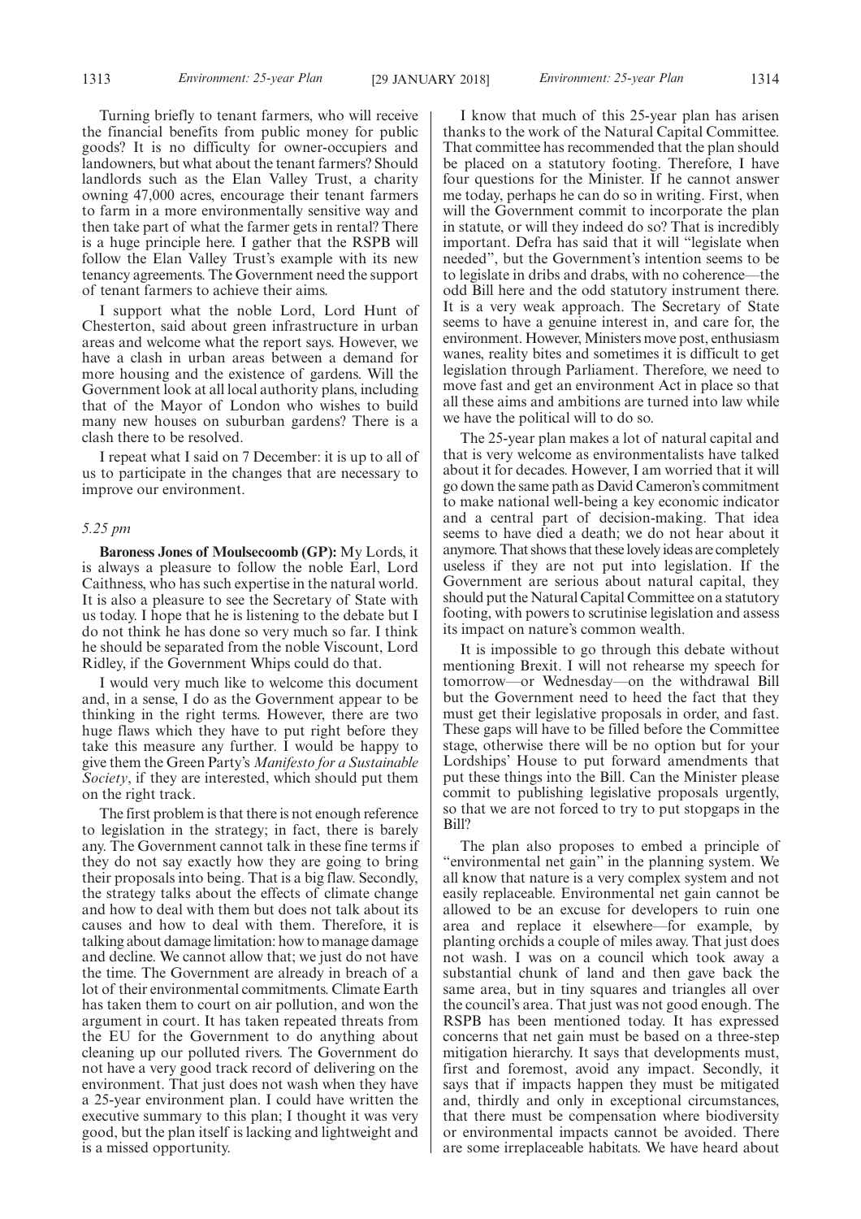Turning briefly to tenant farmers, who will receive the financial benefits from public money for public goods? It is no difficulty for owner-occupiers and landowners, but what about the tenant farmers? Should landlords such as the Elan Valley Trust, a charity owning 47,000 acres, encourage their tenant farmers to farm in a more environmentally sensitive way and then take part of what the farmer gets in rental? There is a huge principle here. I gather that the RSPB will follow the Elan Valley Trust's example with its new tenancy agreements. The Government need the support of tenant farmers to achieve their aims.

I support what the noble Lord, Lord Hunt of Chesterton, said about green infrastructure in urban areas and welcome what the report says. However, we have a clash in urban areas between a demand for more housing and the existence of gardens. Will the Government look at all local authority plans, including that of the Mayor of London who wishes to build many new houses on suburban gardens? There is a clash there to be resolved.

I repeat what I said on 7 December: it is up to all of us to participate in the changes that are necessary to improve our environment.

*5.25 pm*

**Baroness Jones of Moulsecoomb (GP):** My Lords, it is always a pleasure to follow the noble Earl, Lord Caithness, who has such expertise in the natural world. It is also a pleasure to see the Secretary of State with us today. I hope that he is listening to the debate but I do not think he has done so very much so far. I think he should be separated from the noble Viscount, Lord Ridley, if the Government Whips could do that.

I would very much like to welcome this document and, in a sense, I do as the Government appear to be thinking in the right terms. However, there are two huge flaws which they have to put right before they take this measure any further. I would be happy to give them the Green Party's *Manifesto for a Sustainable Society*, if they are interested, which should put them on the right track.

The first problem is that there is not enough reference to legislation in the strategy; in fact, there is barely any. The Government cannot talk in these fine terms if they do not say exactly how they are going to bring their proposals into being. That is a big flaw. Secondly, the strategy talks about the effects of climate change and how to deal with them but does not talk about its causes and how to deal with them. Therefore, it is talking about damage limitation: how to manage damage and decline. We cannot allow that; we just do not have the time. The Government are already in breach of a lot of their environmental commitments. Climate Earth has taken them to court on air pollution, and won the argument in court. It has taken repeated threats from the EU for the Government to do anything about cleaning up our polluted rivers. The Government do not have a very good track record of delivering on the environment. That just does not wash when they have a 25-year environment plan. I could have written the executive summary to this plan; I thought it was very good, but the plan itself is lacking and lightweight and is a missed opportunity.

I know that much of this 25-year plan has arisen thanks to the work of the Natural Capital Committee. That committee has recommended that the plan should be placed on a statutory footing. Therefore, I have four questions for the Minister. If he cannot answer me today, perhaps he can do so in writing. First, when will the Government commit to incorporate the plan in statute, or will they indeed do so? That is incredibly important. Defra has said that it will "legislate when needed", but the Government's intention seems to be to legislate in dribs and drabs, with no coherence—the odd Bill here and the odd statutory instrument there. It is a very weak approach. The Secretary of State seems to have a genuine interest in, and care for, the environment. However, Ministers move post, enthusiasm wanes, reality bites and sometimes it is difficult to get legislation through Parliament. Therefore, we need to move fast and get an environment Act in place so that all these aims and ambitions are turned into law while we have the political will to do so.

The 25-year plan makes a lot of natural capital and that is very welcome as environmentalists have talked about it for decades. However, I am worried that it will go down the same path as David Cameron's commitment to make national well-being a key economic indicator and a central part of decision-making. That idea seems to have died a death; we do not hear about it anymore. That shows that these lovely ideas are completely useless if they are not put into legislation. If the Government are serious about natural capital, they should put the Natural Capital Committee on a statutory footing, with powers to scrutinise legislation and assess its impact on nature's common wealth.

It is impossible to go through this debate without mentioning Brexit. I will not rehearse my speech for tomorrow—or Wednesday—on the withdrawal Bill but the Government need to heed the fact that they must get their legislative proposals in order, and fast. These gaps will have to be filled before the Committee stage, otherwise there will be no option but for your Lordships' House to put forward amendments that put these things into the Bill. Can the Minister please commit to publishing legislative proposals urgently, so that we are not forced to try to put stopgaps in the Bill?

The plan also proposes to embed a principle of "environmental net gain" in the planning system. We all know that nature is a very complex system and not easily replaceable. Environmental net gain cannot be allowed to be an excuse for developers to ruin one area and replace it elsewhere—for example, by planting orchids a couple of miles away. That just does not wash. I was on a council which took away a substantial chunk of land and then gave back the same area, but in tiny squares and triangles all over the council's area. That just was not good enough. The RSPB has been mentioned today. It has expressed concerns that net gain must be based on a three-step mitigation hierarchy. It says that developments must, first and foremost, avoid any impact. Secondly, it says that if impacts happen they must be mitigated and, thirdly and only in exceptional circumstances, that there must be compensation where biodiversity or environmental impacts cannot be avoided. There are some irreplaceable habitats. We have heard about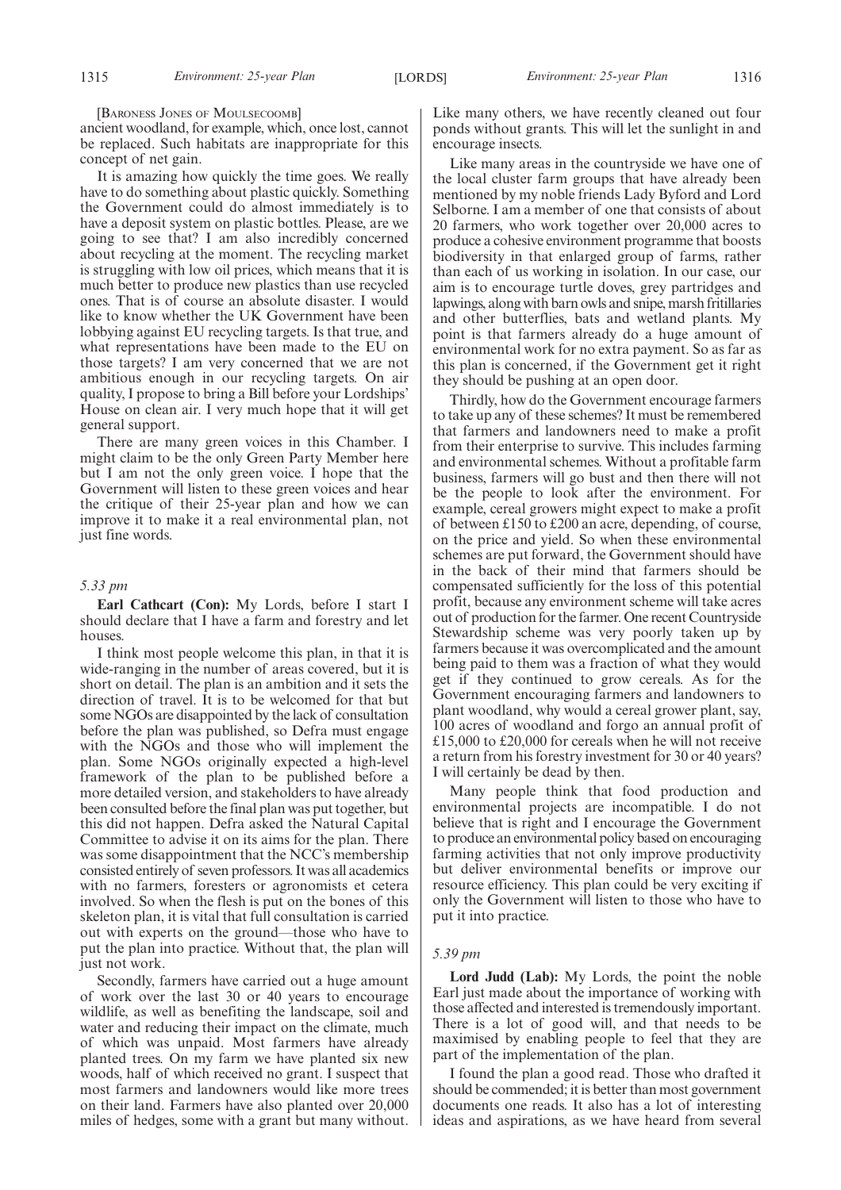[Baroness Jones of Moulsecoomb]

ancient woodland, for example, which, once lost, cannot be replaced. Such habitats are inappropriate for this concept of net gain.

It is amazing how quickly the time goes. We really have to do something about plastic quickly. Something the Government could do almost immediately is to have a deposit system on plastic bottles. Please, are we going to see that? I am also incredibly concerned about recycling at the moment. The recycling market is struggling with low oil prices, which means that it is much better to produce new plastics than use recycled ones. That is of course an absolute disaster. I would like to know whether the UK Government have been lobbying against EU recycling targets. Is that true, and what representations have been made to the EU on those targets? I am very concerned that we are not ambitious enough in our recycling targets. On air quality, I propose to bring a Bill before your Lordships' House on clean air. I very much hope that it will get general support.

There are many green voices in this Chamber. I might claim to be the only Green Party Member here but I am not the only green voice. I hope that the Government will listen to these green voices and hear the critique of their 25-year plan and how we can improve it to make it a real environmental plan, not just fine words.

*5.33 pm*

**Earl Cathcart (Con):** My Lords, before I start I should declare that I have a farm and forestry and let houses.

I think most people welcome this plan, in that it is wide-ranging in the number of areas covered, but it is short on detail. The plan is an ambition and it sets the direction of travel. It is to be welcomed for that but some NGOs are disappointed by the lack of consultation before the plan was published, so Defra must engage with the NGOs and those who will implement the plan. Some NGOs originally expected a high-level framework of the plan to be published before a more detailed version, and stakeholders to have already been consulted before the final plan was put together, but this did not happen. Defra asked the Natural Capital Committee to advise it on its aims for the plan. There was some disappointment that the NCC's membership consisted entirely of seven professors. It was all academics with no farmers, foresters or agronomists et cetera involved. So when the flesh is put on the bones of this skeleton plan, it is vital that full consultation is carried out with experts on the ground—those who have to put the plan into practice. Without that, the plan will just not work.

Secondly, farmers have carried out a huge amount of work over the last 30 or 40 years to encourage wildlife, as well as benefiting the landscape, soil and water and reducing their impact on the climate, much of which was unpaid. Most farmers have already planted trees. On my farm we have planted six new woods, half of which received no grant. I suspect that most farmers and landowners would like more trees on their land. Farmers have also planted over 20,000 miles of hedges, some with a grant but many without. Like many others, we have recently cleaned out four ponds without grants. This will let the sunlight in and encourage insects.

Like many areas in the countryside we have one of the local cluster farm groups that have already been mentioned by my noble friends Lady Byford and Lord Selborne. I am a member of one that consists of about 20 farmers, who work together over 20,000 acres to produce a cohesive environment programme that boosts biodiversity in that enlarged group of farms, rather than each of us working in isolation. In our case, our aim is to encourage turtle doves, grey partridges and lapwings, along with barn owls and snipe, marsh fritillaries and other butterflies, bats and wetland plants. My point is that farmers already do a huge amount of environmental work for no extra payment. So as far as this plan is concerned, if the Government get it right they should be pushing at an open door.

Thirdly, how do the Government encourage farmers to take up any of these schemes? It must be remembered that farmers and landowners need to make a profit from their enterprise to survive. This includes farming and environmental schemes. Without a profitable farm business, farmers will go bust and then there will not be the people to look after the environment. For example, cereal growers might expect to make a profit of between £150 to £200 an acre, depending, of course, on the price and yield. So when these environmental schemes are put forward, the Government should have in the back of their mind that farmers should be compensated sufficiently for the loss of this potential profit, because any environment scheme will take acres out of production for the farmer. One recent Countryside Stewardship scheme was very poorly taken up by farmers because it was overcomplicated and the amount being paid to them was a fraction of what they would get if they continued to grow cereals. As for the Government encouraging farmers and landowners to plant woodland, why would a cereal grower plant, say, 100 acres of woodland and forgo an annual profit of £15,000 to £20,000 for cereals when he will not receive a return from his forestry investment for 30 or 40 years? I will certainly be dead by then.

Many people think that food production and environmental projects are incompatible. I do not believe that is right and I encourage the Government to produce an environmental policy based on encouraging farming activities that not only improve productivity but deliver environmental benefits or improve our resource efficiency. This plan could be very exciting if only the Government will listen to those who have to put it into practice.

*5.39 pm*

**Lord Judd (Lab):** My Lords, the point the noble Earl just made about the importance of working with those affected and interested is tremendously important. There is a lot of good will, and that needs to be maximised by enabling people to feel that they are part of the implementation of the plan.

I found the plan a good read. Those who drafted it should be commended; it is better than most government documents one reads. It also has a lot of interesting ideas and aspirations, as we have heard from several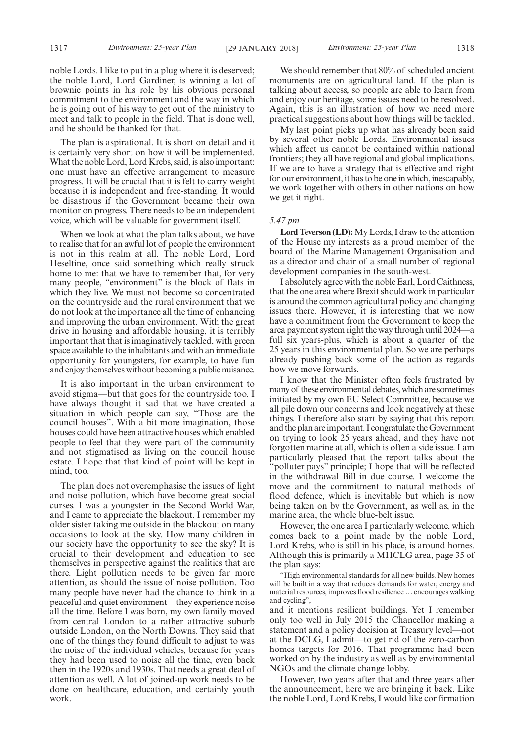noble Lords. I like to put in a plug where it is deserved; the noble Lord, Lord Gardiner, is winning a lot of brownie points in his role by his obvious personal commitment to the environment and the way in which he is going out of his way to get out of the ministry to meet and talk to people in the field. That is done well, and he should be thanked for that.

The plan is aspirational. It is short on detail and it is certainly very short on how it will be implemented. What the noble Lord, Lord Krebs, said, is also important: one must have an effective arrangement to measure progress. It will be crucial that it is felt to carry weight because it is independent and free-standing. It would be disastrous if the Government became their own monitor on progress. There needs to be an independent voice, which will be valuable for government itself.

When we look at what the plan talks about, we have to realise that for an awful lot of people the environment is not in this realm at all. The noble Lord, Lord Heseltine, once said something which really struck home to me: that we have to remember that, for very many people, "environment" is the block of flats in which they live. We must not become so concentrated on the countryside and the rural environment that we do not look at the importance all the time of enhancing and improving the urban environment. With the great drive in housing and affordable housing, it is terribly important that that is imaginatively tackled, with green space available to the inhabitants and with an immediate opportunity for youngsters, for example, to have fun and enjoy themselves without becoming a public nuisance.

It is also important in the urban environment to avoid stigma—but that goes for the countryside too. I have always thought it sad that we have created a situation in which people can say, "Those are the council houses". With a bit more imagination, those houses could have been attractive houses which enabled people to feel that they were part of the community and not stigmatised as living on the council house estate. I hope that that kind of point will be kept in mind, too.

The plan does not overemphasise the issues of light and noise pollution, which have become great social curses. I was a youngster in the Second World War, and I came to appreciate the blackout. I remember my older sister taking me outside in the blackout on many occasions to look at the sky. How many children in our society have the opportunity to see the sky? It is crucial to their development and education to see themselves in perspective against the realities that are there. Light pollution needs to be given far more attention, as should the issue of noise pollution. Too many people have never had the chance to think in a peaceful and quiet environment—they experience noise all the time. Before I was born, my own family moved from central London to a rather attractive suburb outside London, on the North Downs. They said that one of the things they found difficult to adjust to was the noise of the individual vehicles, because for years they had been used to noise all the time, even back then in the 1920s and 1930s. That needs a great deal of attention as well. A lot of joined-up work needs to be done on healthcare, education, and certainly youth work.

We should remember that 80% of scheduled ancient monuments are on agricultural land. If the plan is talking about access, so people are able to learn from and enjoy our heritage, some issues need to be resolved. Again, this is an illustration of how we need more practical suggestions about how things will be tackled.

My last point picks up what has already been said by several other noble Lords. Environmental issues which affect us cannot be contained within national frontiers; they all have regional and global implications. If we are to have a strategy that is effective and right for our environment, it has to be one in which, inescapably, we work together with others in other nations on how we get it right.

*5.47 pm*

**Lord Teverson (LD):** My Lords, I draw to the attention of the House my interests as a proud member of the board of the Marine Management Organisation and as a director and chair of a small number of regional development companies in the south-west.

I absolutely agree with the noble Earl, Lord Caithness, that the one area where Brexit should work in particular is around the common agricultural policy and changing issues there. However, it is interesting that we now have a commitment from the Government to keep the area payment system right the way through until 2024—a full six years-plus, which is about a quarter of the 25 years in this environmental plan. So we are perhaps already pushing back some of the action as regards how we move forwards.

I know that the Minister often feels frustrated by many of these environmental debates, which are sometimes initiated by my own EU Select Committee, because we all pile down our concerns and look negatively at these things. I therefore also start by saying that this report and the plan are important. I congratulate the Government on trying to look 25 years ahead, and they have not forgotten marine at all, which is often a side issue. I am particularly pleased that the report talks about the "polluter pays" principle; I hope that will be reflected in the withdrawal Bill in due course. I welcome the move and the commitment to natural methods of flood defence, which is inevitable but which is now being taken on by the Government, as well as, in the marine area, the whole blue-belt issue.

However, the one area I particularly welcome, which comes back to a point made by the noble Lord, Lord Krebs, who is still in his place, is around homes. Although this is primarily a MHCLG area, page 35 of the plan says:

"High environmental standards for all new builds. New homes will be built in a way that reduces demands for water, energy and material resources, improves flood resilience … encourages walking and cycling",

and it mentions resilient buildings. Yet I remember only too well in July 2015 the Chancellor making a statement and a policy decision at Treasury level—not at the DCLG, I admit—to get rid of the zero-carbon homes targets for 2016. That programme had been worked on by the industry as well as by environmental NGOs and the climate change lobby.

However, two years after that and three years after the announcement, here we are bringing it back. Like the noble Lord, Lord Krebs, I would like confirmation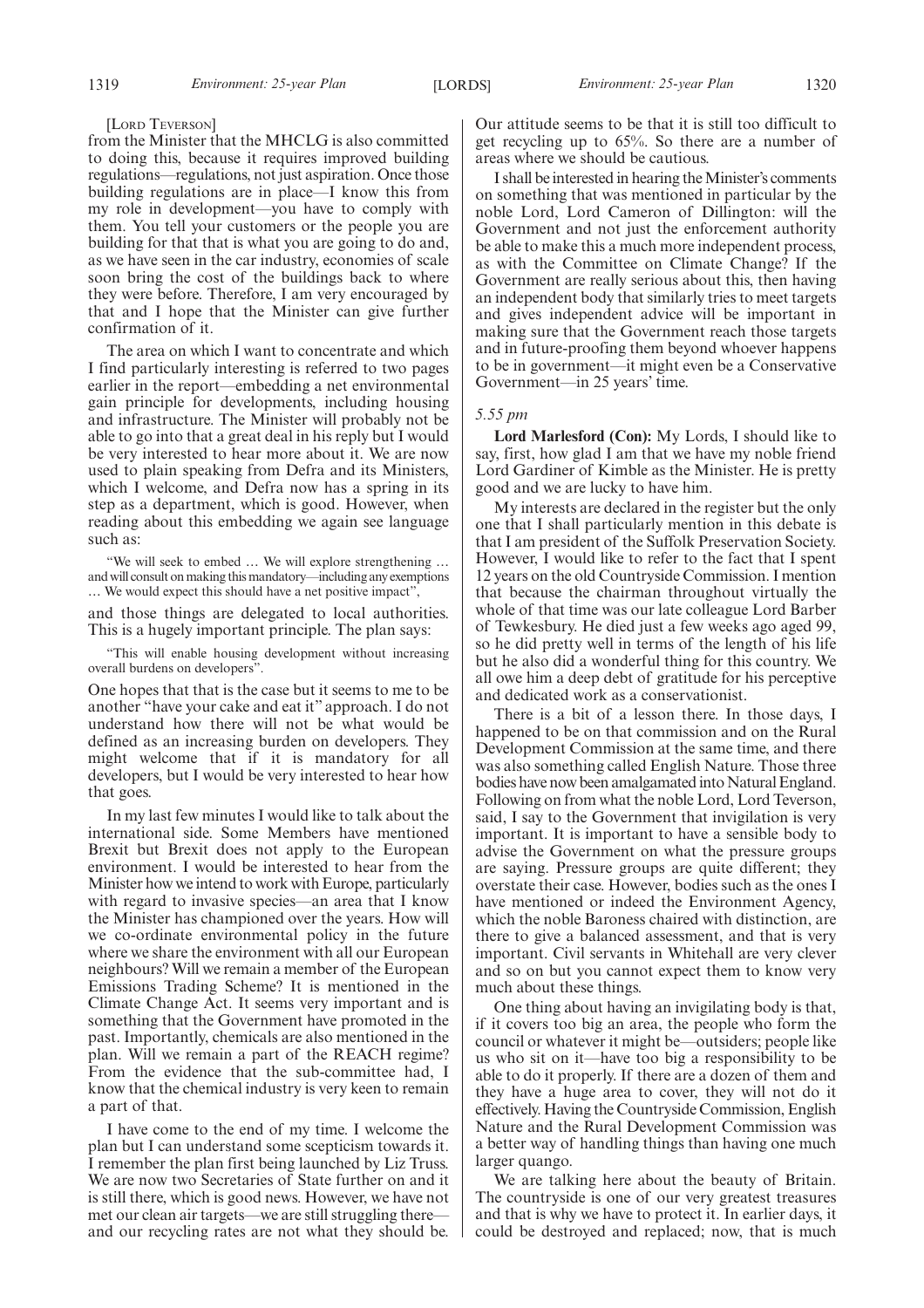[LORD TEVERSON]

from the Minister that the MHCLG is also committed to doing this, because it requires improved building regulations—regulations, not just aspiration. Once those building regulations are in place—I know this from my role in development—you have to comply with them. You tell your customers or the people you are building for that that is what you are going to do and, as we have seen in the car industry, economies of scale soon bring the cost of the buildings back to where they were before. Therefore, I am very encouraged by that and I hope that the Minister can give further confirmation of it.

The area on which I want to concentrate and which I find particularly interesting is referred to two pages earlier in the report—embedding a net environmental gain principle for developments, including housing and infrastructure. The Minister will probably not be able to go into that a great deal in his reply but I would be very interested to hear more about it. We are now used to plain speaking from Defra and its Ministers, which I welcome, and Defra now has a spring in its step as a department, which is good. However, when reading about this embedding we again see language such as:

> "We will seek to embed … We will explore strengthening … and will consult on making this mandatory—including any exemptions … We would expect this should have a net positive impact",

and those things are delegated to local authorities. This is a hugely important principle. The plan says:

> "This will enable housing development without increasing overall burdens on developers".

One hopes that that is the case but it seems to me to be another "have your cake and eat it" approach. I do not understand how there will not be what would be defined as an increasing burden on developers. They might welcome that if it is mandatory for all developers, but I would be very interested to hear how that goes.

In my last few minutes I would like to talk about the international side. Some Members have mentioned Brexit but Brexit does not apply to the European environment. I would be interested to hear from the Minister how we intend to work with Europe, particularly with regard to invasive species—an area that I know the Minister has championed over the years. How will we co-ordinate environmental policy in the future where we share the environment with all our European neighbours? Will we remain a member of the European Emissions Trading Scheme? It is mentioned in the Climate Change Act. It seems very important and is something that the Government have promoted in the past. Importantly, chemicals are also mentioned in the plan. Will we remain a part of the REACH regime? From the evidence that the sub-committee had, I know that the chemical industry is very keen to remain a part of that.

I have come to the end of my time. I welcome the plan but I can understand some scepticism towards it. I remember the plan first being launched by Liz Truss. We are now two Secretaries of State further on and it is still there, which is good news. However, we have not met our clean air targets—we are still struggling there—and our recycling rates are not what they should be. Our attitude seems to be that it is still too difficult to get recycling up to 65%. So there are a number of areas where we should be cautious.

I shall be interested in hearing the Minister's comments on something that was mentioned in particular by the noble Lord, Lord Cameron of Dillington: will the Government and not just the enforcement authority be able to make this a much more independent process, as with the Committee on Climate Change? If the Government are really serious about this, then having an independent body that similarly tries to meet targets and gives independent advice will be important in making sure that the Government reach those targets and in future-proofing them beyond whoever happens to be in government—it might even be a Conservative Government—in 25 years' time.

*5.55 pm*

**Lord Marlesford (Con):** My Lords, I should like to say, first, how glad I am that we have my noble friend Lord Gardiner of Kimble as the Minister. He is pretty good and we are lucky to have him.

My interests are declared in the register but the only one that I shall particularly mention in this debate is that I am president of the Suffolk Preservation Society. However, I would like to refer to the fact that I spent 12 years on the old Countryside Commission. I mention that because the chairman throughout virtually the whole of that time was our late colleague Lord Barber of Tewkesbury. He died just a few weeks ago aged 99, so he did pretty well in terms of the length of his life but he also did a wonderful thing for this country. We all owe him a deep debt of gratitude for his perceptive and dedicated work as a conservationist.

There is a bit of a lesson there. In those days, I happened to be on that commission and on the Rural Development Commission at the same time, and there was also something called English Nature. Those three bodies have now been amalgamated into Natural England. Following on from what the noble Lord, Lord Teverson, said, I say to the Government that invigilation is very important. It is important to have a sensible body to advise the Government on what the pressure groups are saying. Pressure groups are quite different; they overstate their case. However, bodies such as the ones I have mentioned or indeed the Environment Agency, which the noble Baroness chaired with distinction, are there to give a balanced assessment, and that is very important. Civil servants in Whitehall are very clever and so on but you cannot expect them to know very much about these things.

One thing about having an invigilating body is that, if it covers too big an area, the people who form the council or whatever it might be—outsiders; people like us who sit on it—have too big a responsibility to be able to do it properly. If there are a dozen of them and they have a huge area to cover, they will not do it effectively. Having the Countryside Commission, English Nature and the Rural Development Commission was a better way of handling things than having one much larger quango.

We are talking here about the beauty of Britain. The countryside is one of our very greatest treasures and that is why we have to protect it. In earlier days, it could be destroyed and replaced; now, that is much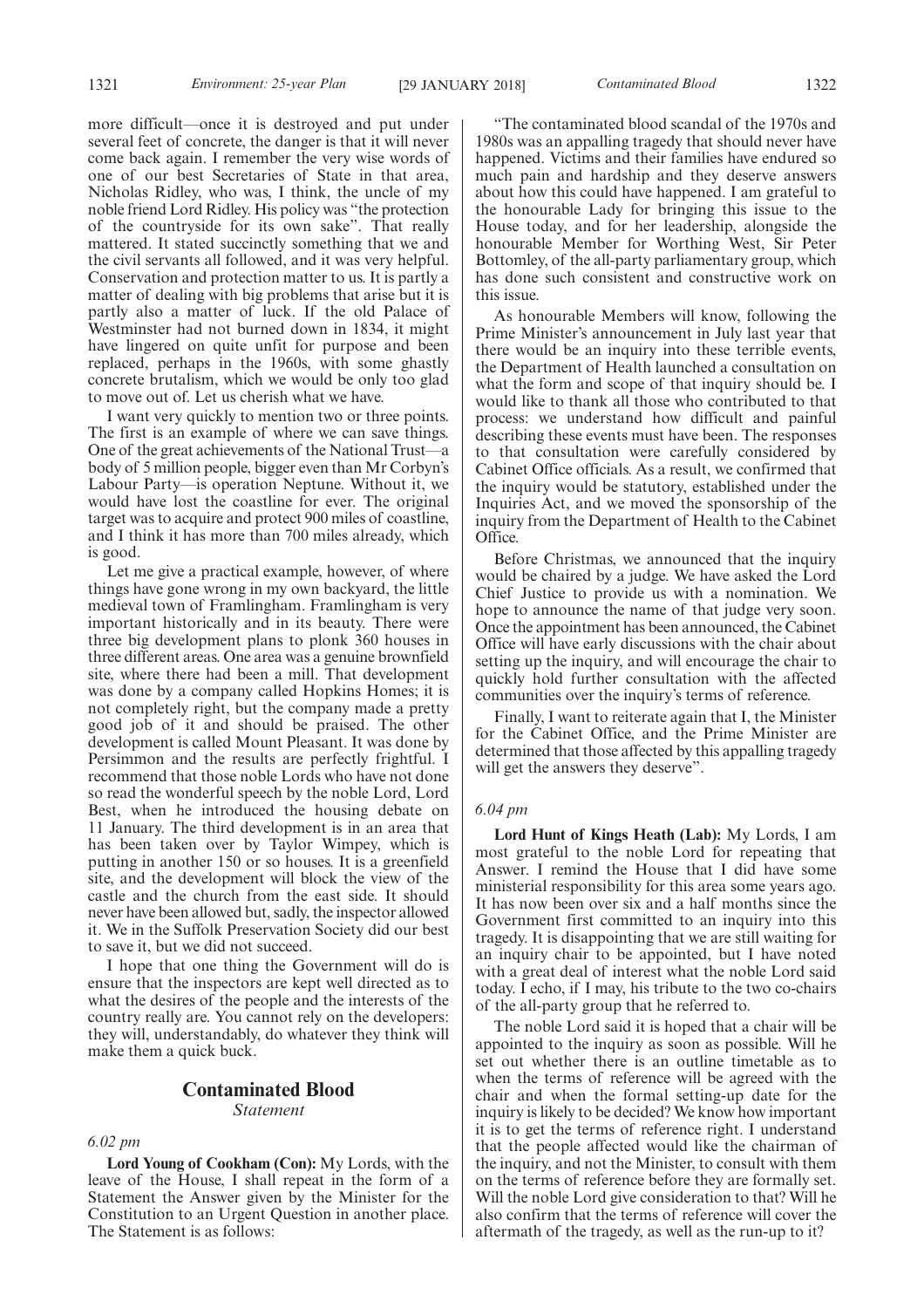more difficult—once it is destroyed and put under several feet of concrete, the danger is that it will never come back again. I remember the very wise words of one of our best Secretaries of State in that area, Nicholas Ridley, who was, I think, the uncle of my noble friend Lord Ridley. His policy was "the protection of the countryside for its own sake". That really mattered. It stated succinctly something that we and the civil servants all followed, and it was very helpful. Conservation and protection matter to us. It is partly a matter of dealing with big problems that arise but it is partly also a matter of luck. If the old Palace of Westminster had not burned down in 1834, it might have lingered on quite unfit for purpose and been replaced, perhaps in the 1960s, with some ghastly concrete brutalism, which we would be only too glad to move out of. Let us cherish what we have.

I want very quickly to mention two or three points. The first is an example of where we can save things. One of the great achievements of the National Trust—a body of 5 million people, bigger even than Mr Corbyn's Labour Party—is operation Neptune. Without it, we would have lost the coastline for ever. The original target was to acquire and protect 900 miles of coastline, and I think it has more than 700 miles already, which is good.

Let me give a practical example, however, of where things have gone wrong in my own backyard, the little medieval town of Framlingham. Framlingham is very important historically and in its beauty. There were three big development plans to plonk 360 houses in three different areas. One area was a genuine brownfield site, where there had been a mill. That development was done by a company called Hopkins Homes; it is not completely right, but the company made a pretty good job of it and should be praised. The other development is called Mount Pleasant. It was done by Persimmon and the results are perfectly frightful. I recommend that those noble Lords who have not done so read the wonderful speech by the noble Lord, Lord Best, when he introduced the housing debate on 11 January. The third development is in an area that has been taken over by Taylor Wimpey, which is putting in another 150 or so houses. It is a greenfield site, and the development will block the view of the castle and the church from the east side. It should never have been allowed but, sadly, the inspector allowed it. We in the Suffolk Preservation Society did our best to save it, but we did not succeed.

I hope that one thing the Government will do is ensure that the inspectors are kept well directed as to what the desires of the people and the interests of the country really are. You cannot rely on the developers: they will, understandably, do whatever they think will make them a quick buck.

## Contaminated Blood

*Statement*

*6.02 pm*

**Lord Young of Cookham (Con):** My Lords, with the leave of the House, I shall repeat in the form of a Statement the Answer given by the Minister for the Constitution to an Urgent Question in another place. The Statement is as follows:

"The contaminated blood scandal of the 1970s and 1980s was an appalling tragedy that should never have happened. Victims and their families have endured so much pain and hardship and they deserve answers about how this could have happened. I am grateful to the honourable Lady for bringing this issue to the House today, and for her leadership, alongside the honourable Member for Worthing West, Sir Peter Bottomley, of the all-party parliamentary group, which has done such consistent and constructive work on this issue.

As honourable Members will know, following the Prime Minister's announcement in July last year that there would be an inquiry into these terrible events, the Department of Health launched a consultation on what the form and scope of that inquiry should be. I would like to thank all those who contributed to that process: we understand how difficult and painful describing these events must have been. The responses to that consultation were carefully considered by Cabinet Office officials. As a result, we confirmed that the inquiry would be statutory, established under the Inquiries Act, and we moved the sponsorship of the inquiry from the Department of Health to the Cabinet Office.

Before Christmas, we announced that the inquiry would be chaired by a judge. We have asked the Lord Chief Justice to provide us with a nomination. We hope to announce the name of that judge very soon. Once the appointment has been announced, the Cabinet Office will have early discussions with the chair about setting up the inquiry, and will encourage the chair to quickly hold further consultation with the affected communities over the inquiry's terms of reference.

Finally, I want to reiterate again that I, the Minister for the Cabinet Office, and the Prime Minister are determined that those affected by this appalling tragedy will get the answers they deserve".

*6.04 pm*

**Lord Hunt of Kings Heath (Lab):** My Lords, I am most grateful to the noble Lord for repeating that Answer. I remind the House that I did have some ministerial responsibility for this area some years ago. It has now been over six and a half months since the Government first committed to an inquiry into this tragedy. It is disappointing that we are still waiting for an inquiry chair to be appointed, but I have noted with a great deal of interest what the noble Lord said today. I echo, if I may, his tribute to the two co-chairs of the all-party group that he referred to.

The noble Lord said it is hoped that a chair will be appointed to the inquiry as soon as possible. Will he set out whether there is an outline timetable as to when the terms of reference will be agreed with the chair and when the formal setting-up date for the inquiry is likely to be decided? We know how important it is to get the terms of reference right. I understand that the people affected would like the chairman of the inquiry, and not the Minister, to consult with them on the terms of reference before they are formally set. Will the noble Lord give consideration to that? Will he also confirm that the terms of reference will cover the aftermath of the tragedy, as well as the run-up to it?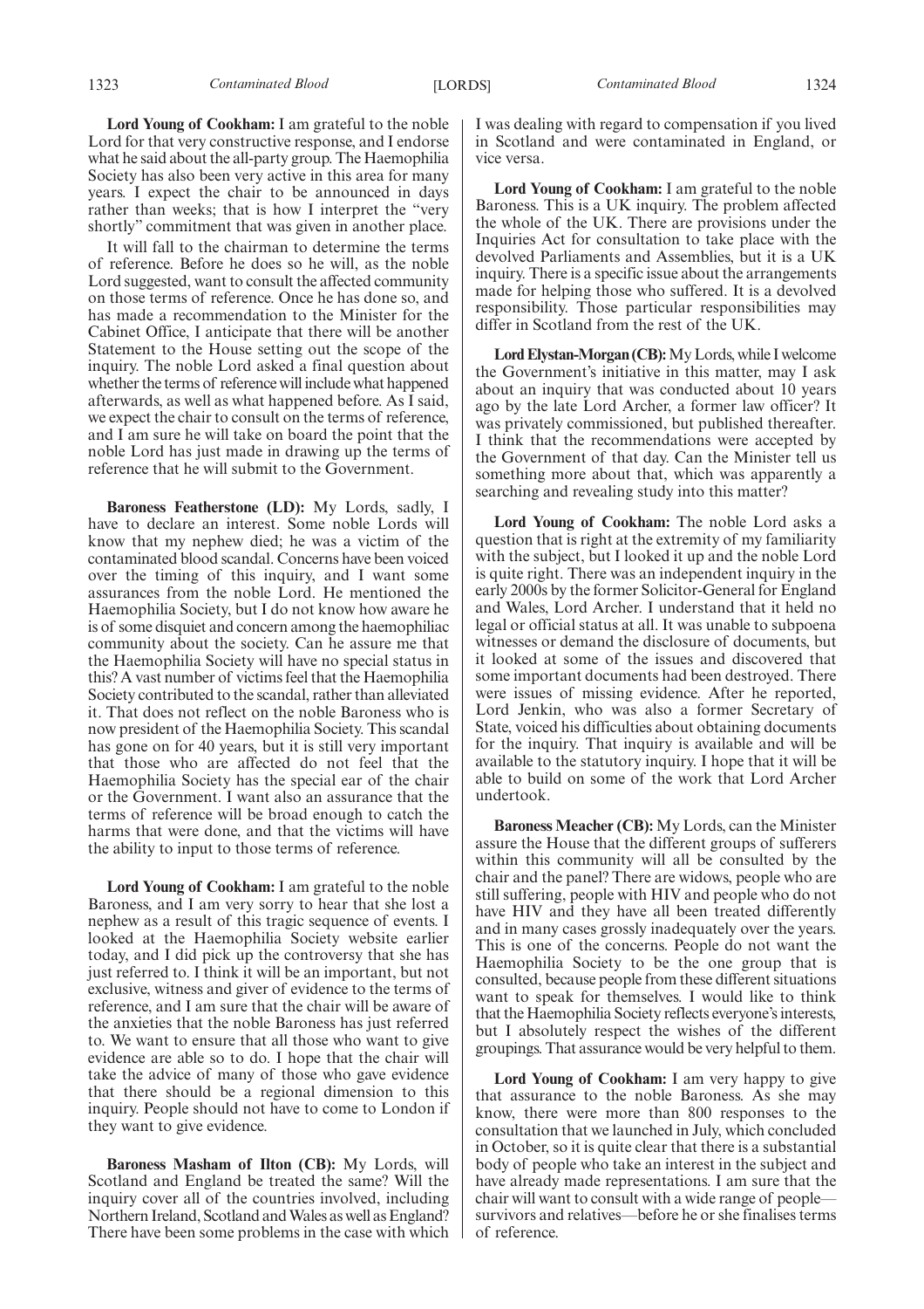**Lord Young of Cookham:** I am grateful to the noble Lord for that very constructive response, and I endorse what he said about the all-party group. The Haemophilia Society has also been very active in this area for many years. I expect the chair to be announced in days rather than weeks; that is how I interpret the "very shortly" commitment that was given in another place.

It will fall to the chairman to determine the terms of reference. Before he does so he will, as the noble Lord suggested, want to consult the affected community on those terms of reference. Once he has done so, and has made a recommendation to the Minister for the Cabinet Office, I anticipate that there will be another Statement to the House setting out the scope of the inquiry. The noble Lord asked a final question about whether the terms of reference will include what happened afterwards, as well as what happened before. As I said, we expect the chair to consult on the terms of reference, and I am sure he will take on board the point that the noble Lord has just made in drawing up the terms of reference that he will submit to the Government.

**Baroness Featherstone (LD):** My Lords, sadly, I have to declare an interest. Some noble Lords will know that my nephew died; he was a victim of the contaminated blood scandal. Concerns have been voiced over the timing of this inquiry, and I want some assurances from the noble Lord. He mentioned the Haemophilia Society, but I do not know how aware he is of some disquiet and concern among the haemophiliac community about the society. Can he assure me that the Haemophilia Society will have no special status in this? A vast number of victims feel that the Haemophilia Society contributed to the scandal, rather than alleviated it. That does not reflect on the noble Baroness who is now president of the Haemophilia Society. This scandal has gone on for 40 years, but it is still very important that those who are affected do not feel that the Haemophilia Society has the special ear of the chair or the Government. I want also an assurance that the terms of reference will be broad enough to catch the harms that were done, and that the victims will have the ability to input to those terms of reference.

**Lord Young of Cookham:** I am grateful to the noble Baroness, and I am very sorry to hear that she lost a nephew as a result of this tragic sequence of events. I looked at the Haemophilia Society website earlier today, and I did pick up the controversy that she has just referred to. I think it will be an important, but not exclusive, witness and giver of evidence to the terms of reference, and I am sure that the chair will be aware of the anxieties that the noble Baroness has just referred to. We want to ensure that all those who want to give evidence are able so to do. I hope that the chair will take the advice of many of those who gave evidence that there should be a regional dimension to this inquiry. People should not have to come to London if they want to give evidence.

**Baroness Masham of Ilton (CB):** My Lords, will Scotland and England be treated the same? Will the inquiry cover all of the countries involved, including Northern Ireland, Scotland and Wales as well as England? There have been some problems in the case with which I was dealing with regard to compensation if you lived in Scotland and were contaminated in England, or vice versa.

**Lord Young of Cookham:** I am grateful to the noble Baroness. This is a UK inquiry. The problem affected the whole of the UK. There are provisions under the Inquiries Act for consultation to take place with the devolved Parliaments and Assemblies, but it is a UK inquiry. There is a specific issue about the arrangements made for helping those who suffered. It is a devolved responsibility. Those particular responsibilities may differ in Scotland from the rest of the UK.

**Lord Elystan-Morgan (CB):** My Lords, while I welcome the Government's initiative in this matter, may I ask about an inquiry that was conducted about 10 years ago by the late Lord Archer, a former law officer? It was privately commissioned, but published thereafter. I think that the recommendations were accepted by the Government of that day. Can the Minister tell us something more about that, which was apparently a searching and revealing study into this matter?

**Lord Young of Cookham:** The noble Lord asks a question that is right at the extremity of my familiarity with the subject, but I looked it up and the noble Lord is quite right. There was an independent inquiry in the early 2000s by the former Solicitor-General for England and Wales, Lord Archer. I understand that it held no legal or official status at all. It was unable to subpoena witnesses or demand the disclosure of documents, but it looked at some of the issues and discovered that some important documents had been destroyed. There were issues of missing evidence. After he reported, Lord Jenkin, who was also a former Secretary of State, voiced his difficulties about obtaining documents for the inquiry. That inquiry is available and will be available to the statutory inquiry. I hope that it will be able to build on some of the work that Lord Archer undertook.

**Baroness Meacher (CB):** My Lords, can the Minister assure the House that the different groups of sufferers within this community will all be consulted by the chair and the panel? There are widows, people who are still suffering, people with HIV and people who do not have HIV and they have all been treated differently and in many cases grossly inadequately over the years. This is one of the concerns. People do not want the Haemophilia Society to be the one group that is consulted, because people from these different situations want to speak for themselves. I would like to think that the Haemophilia Society reflects everyone's interests, but I absolutely respect the wishes of the different groupings. That assurance would be very helpful to them.

**Lord Young of Cookham:** I am very happy to give that assurance to the noble Baroness. As she may know, there were more than 800 responses to the consultation that we launched in July, which concluded in October, so it is quite clear that there is a substantial body of people who take an interest in the subject and have already made representations. I am sure that the chair will want to consult with a wide range of people—survivors and relatives—before he or she finalises terms of reference.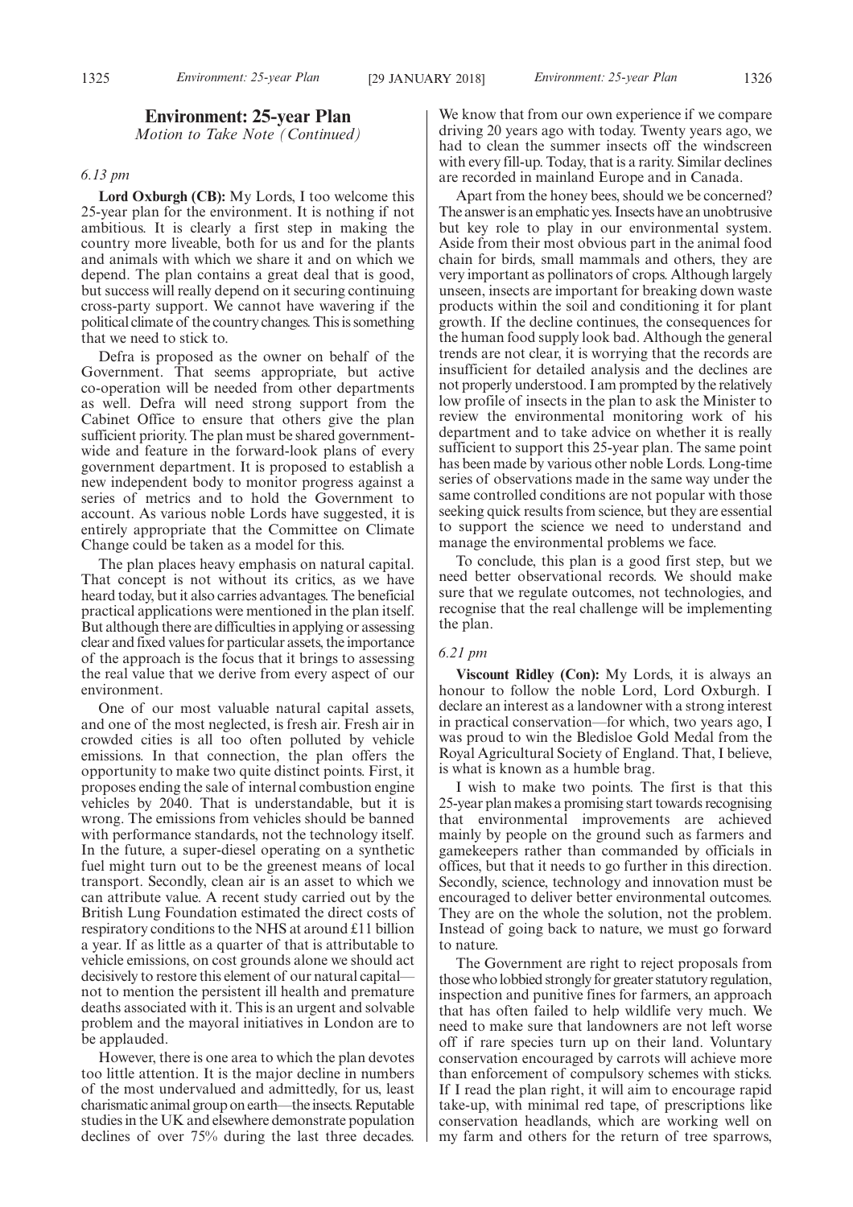# Environment: 25-year Plan

*Motion to Take Note (Continued)*

*6.13 pm*

**Lord Oxburgh (CB):** My Lords, I too welcome this 25-year plan for the environment. It is nothing if not ambitious. It is clearly a first step in making the country more liveable, both for us and for the plants and animals with which we share it and on which we depend. The plan contains a great deal that is good, but success will really depend on it securing continuing cross-party support. We cannot have wavering if the political climate of the country changes. This is something that we need to stick to.

Defra is proposed as the owner on behalf of the Government. That seems appropriate, but active co-operation will be needed from other departments as well. Defra will need strong support from the Cabinet Office to ensure that others give the plan sufficient priority. The plan must be shared government-wide and feature in the forward-look plans of every government department. It is proposed to establish a new independent body to monitor progress against a series of metrics and to hold the Government to account. As various noble Lords have suggested, it is entirely appropriate that the Committee on Climate Change could be taken as a model for this.

The plan places heavy emphasis on natural capital. That concept is not without its critics, as we have heard today, but it also carries advantages. The beneficial practical applications were mentioned in the plan itself. But although there are difficulties in applying or assessing clear and fixed values for particular assets, the importance of the approach is the focus that it brings to assessing the real value that we derive from every aspect of our environment.

One of our most valuable natural capital assets, and one of the most neglected, is fresh air. Fresh air in crowded cities is all too often polluted by vehicle emissions. In that connection, the plan offers the opportunity to make two quite distinct points. First, it proposes ending the sale of internal combustion engine vehicles by 2040. That is understandable, but it is wrong. The emissions from vehicles should be banned with performance standards, not the technology itself. In the future, a super-diesel operating on a synthetic fuel might turn out to be the greenest means of local transport. Secondly, clean air is an asset to which we can attribute value. A recent study carried out by the British Lung Foundation estimated the direct costs of respiratory conditions to the NHS at around £11 billion a year. If as little as a quarter of that is attributable to vehicle emissions, on cost grounds alone we should act decisively to restore this element of our natural capital—not to mention the persistent ill health and premature deaths associated with it. This is an urgent and solvable problem and the mayoral initiatives in London are to be applauded.

However, there is one area to which the plan devotes too little attention. It is the major decline in numbers of the most undervalued and admittedly, for us, least charismatic animal group on earth—the insects. Reputable studies in the UK and elsewhere demonstrate population declines of over 75% during the last three decades. We know that from our own experience if we compare driving 20 years ago with today. Twenty years ago, we had to clean the summer insects off the windscreen with every fill-up. Today, that is a rarity. Similar declines are recorded in mainland Europe and in Canada.

Apart from the honey bees, should we be concerned? The answer is an emphatic yes. Insects have an unobtrusive but key role to play in our environmental system. Aside from their most obvious part in the animal food chain for birds, small mammals and others, they are very important as pollinators of crops. Although largely unseen, insects are important for breaking down waste products within the soil and conditioning it for plant growth. If the decline continues, the consequences for the human food supply look bad. Although the general trends are not clear, it is worrying that the records are insufficient for detailed analysis and the declines are not properly understood. I am prompted by the relatively low profile of insects in the plan to ask the Minister to review the environmental monitoring work of his department and to take advice on whether it is really sufficient to support this 25-year plan. The same point has been made by various other noble Lords. Long-time series of observations made in the same way under the same controlled conditions are not popular with those seeking quick results from science, but they are essential to support the science we need to understand and manage the environmental problems we face.

To conclude, this plan is a good first step, but we need better observational records. We should make sure that we regulate outcomes, not technologies, and recognise that the real challenge will be implementing the plan.

*6.21 pm*

**Viscount Ridley (Con):** My Lords, it is always an honour to follow the noble Lord, Lord Oxburgh. I declare an interest as a landowner with a strong interest in practical conservation—for which, two years ago, I was proud to win the Bledisloe Gold Medal from the Royal Agricultural Society of England. That, I believe, is what is known as a humble brag.

I wish to make two points. The first is that this 25-year plan makes a promising start towards recognising that environmental improvements are achieved mainly by people on the ground such as farmers and gamekeepers rather than commanded by officials in offices, but that it needs to go further in this direction. Secondly, science, technology and innovation must be encouraged to deliver better environmental outcomes. They are on the whole the solution, not the problem. Instead of going back to nature, we must go forward to nature.

The Government are right to reject proposals from those who lobbied strongly for greater statutory regulation, inspection and punitive fines for farmers, an approach that has often failed to help wildlife very much. We need to make sure that landowners are not left worse off if rare species turn up on their land. Voluntary conservation encouraged by carrots will achieve more than enforcement of compulsory schemes with sticks. If I read the plan right, it will aim to encourage rapid take-up, with minimal red tape, of prescriptions like conservation headlands, which are working well on my farm and others for the return of tree sparrows,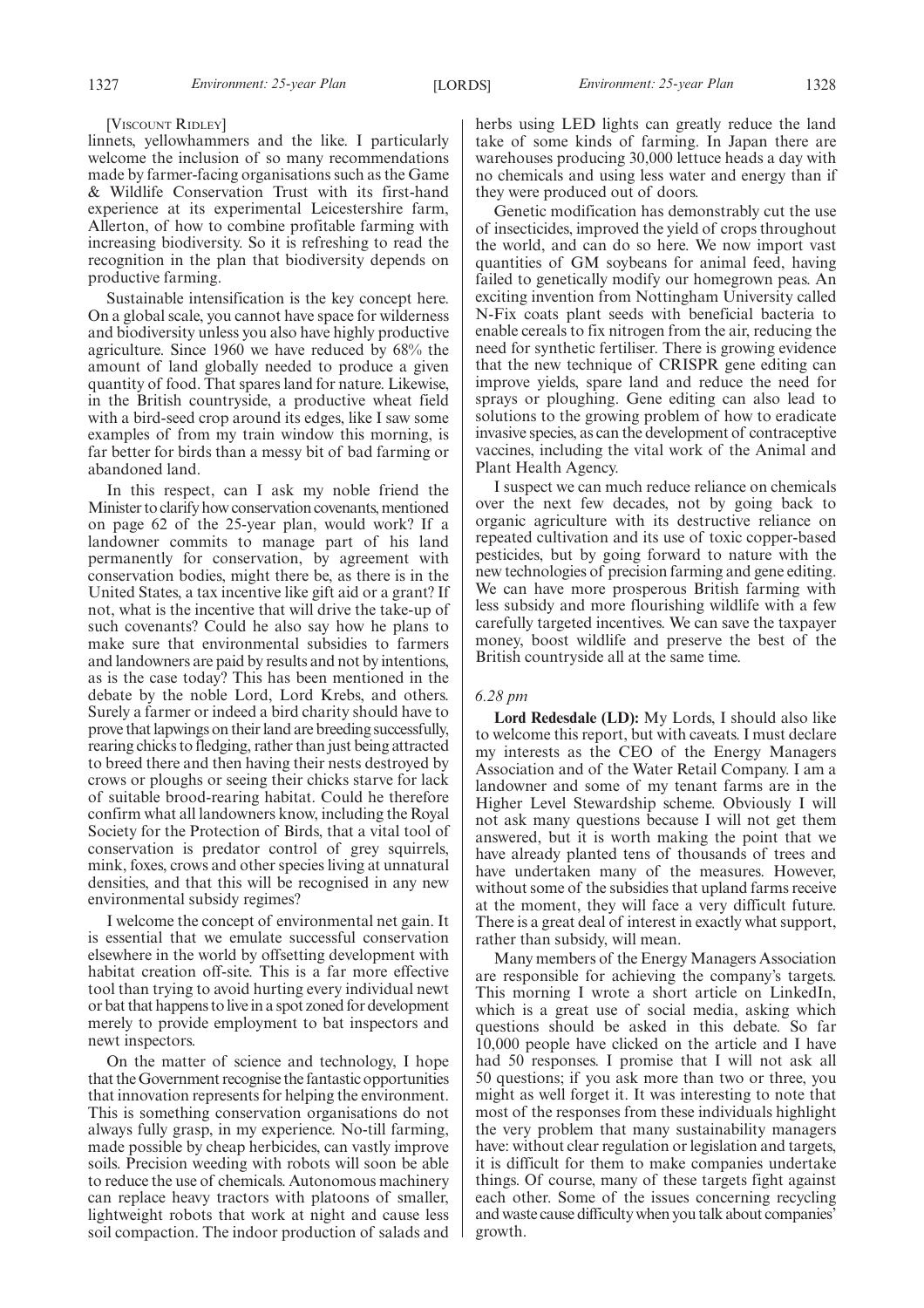[Viscount Ridley]

linnets, yellowhammers and the like. I particularly welcome the inclusion of so many recommendations made by farmer-facing organisations such as the Game & Wildlife Conservation Trust with its first-hand experience at its experimental Leicestershire farm, Allerton, of how to combine profitable farming with increasing biodiversity. So it is refreshing to read the recognition in the plan that biodiversity depends on productive farming.

Sustainable intensification is the key concept here. On a global scale, you cannot have space for wilderness and biodiversity unless you also have highly productive agriculture. Since 1960 we have reduced by 68% the amount of land globally needed to produce a given quantity of food. That spares land for nature. Likewise, in the British countryside, a productive wheat field with a bird-seed crop around its edges, like I saw some examples of from my train window this morning, is far better for birds than a messy bit of bad farming or abandoned land.

In this respect, can I ask my noble friend the Minister to clarify how conservation covenants, mentioned on page 62 of the 25-year plan, would work? If a landowner commits to manage part of his land permanently for conservation, by agreement with conservation bodies, might there be, as there is in the United States, a tax incentive like gift aid or a grant? If not, what is the incentive that will drive the take-up of such covenants? Could he also say how he plans to make sure that environmental subsidies to farmers and landowners are paid by results and not by intentions, as is the case today? This has been mentioned in the debate by the noble Lord, Lord Krebs, and others. Surely a farmer or indeed a bird charity should have to prove that lapwings on their land are breeding successfully, rearing chicks to fledging, rather than just being attracted to breed there and then having their nests destroyed by crows or ploughs or seeing their chicks starve for lack of suitable brood-rearing habitat. Could he therefore confirm what all landowners know, including the Royal Society for the Protection of Birds, that a vital tool of conservation is predator control of grey squirrels, mink, foxes, crows and other species living at unnatural densities, and that this will be recognised in any new environmental subsidy regimes?

I welcome the concept of environmental net gain. It is essential that we emulate successful conservation elsewhere in the world by offsetting development with habitat creation off-site. This is a far more effective tool than trying to avoid hurting every individual newt or bat that happens to live in a spot zoned for development merely to provide employment to bat inspectors and newt inspectors.

On the matter of science and technology, I hope that the Government recognise the fantastic opportunities that innovation represents for helping the environment. This is something conservation organisations do not always fully grasp, in my experience. No-till farming, made possible by cheap herbicides, can vastly improve soils. Precision weeding with robots will soon be able to reduce the use of chemicals. Autonomous machinery can replace heavy tractors with platoons of smaller, lightweight robots that work at night and cause less soil compaction. The indoor production of salads and herbs using LED lights can greatly reduce the land take of some kinds of farming. In Japan there are warehouses producing 30,000 lettuce heads a day with no chemicals and using less water and energy than if they were produced out of doors.

Genetic modification has demonstrably cut the use of insecticides, improved the yield of crops throughout the world, and can do so here. We now import vast quantities of GM soybeans for animal feed, having failed to genetically modify our homegrown peas. An exciting invention from Nottingham University called N-Fix coats plant seeds with beneficial bacteria to enable cereals to fix nitrogen from the air, reducing the need for synthetic fertiliser. There is growing evidence that the new technique of CRISPR gene editing can improve yields, spare land and reduce the need for sprays or ploughing. Gene editing can also lead to solutions to the growing problem of how to eradicate invasive species, as can the development of contraceptive vaccines, including the vital work of the Animal and Plant Health Agency.

I suspect we can much reduce reliance on chemicals over the next few decades, not by going back to organic agriculture with its destructive reliance on repeated cultivation and its use of toxic copper-based pesticides, but by going forward to nature with the new technologies of precision farming and gene editing. We can have more prosperous British farming with less subsidy and more flourishing wildlife with a few carefully targeted incentives. We can save the taxpayer money, boost wildlife and preserve the best of the British countryside all at the same time.

*6.28 pm*

**Lord Redesdale (LD):** My Lords, I should also like to welcome this report, but with caveats. I must declare my interests as the CEO of the Energy Managers Association and of the Water Retail Company. I am a landowner and some of my tenant farms are in the Higher Level Stewardship scheme. Obviously I will not ask many questions because I will not get them answered, but it is worth making the point that we have already planted tens of thousands of trees and have undertaken many of the measures. However, without some of the subsidies that upland farms receive at the moment, they will face a very difficult future. There is a great deal of interest in exactly what support, rather than subsidy, will mean.

Many members of the Energy Managers Association are responsible for achieving the company's targets. This morning I wrote a short article on LinkedIn, which is a great use of social media, asking which questions should be asked in this debate. So far 10,000 people have clicked on the article and I have had 50 responses. I promise that I will not ask all 50 questions; if you ask more than two or three, you might as well forget it. It was interesting to note that most of the responses from these individuals highlight the very problem that many sustainability managers have: without clear regulation or legislation and targets, it is difficult for them to make companies undertake things. Of course, many of these targets fight against each other. Some of the issues concerning recycling and waste cause difficulty when you talk about companies' growth.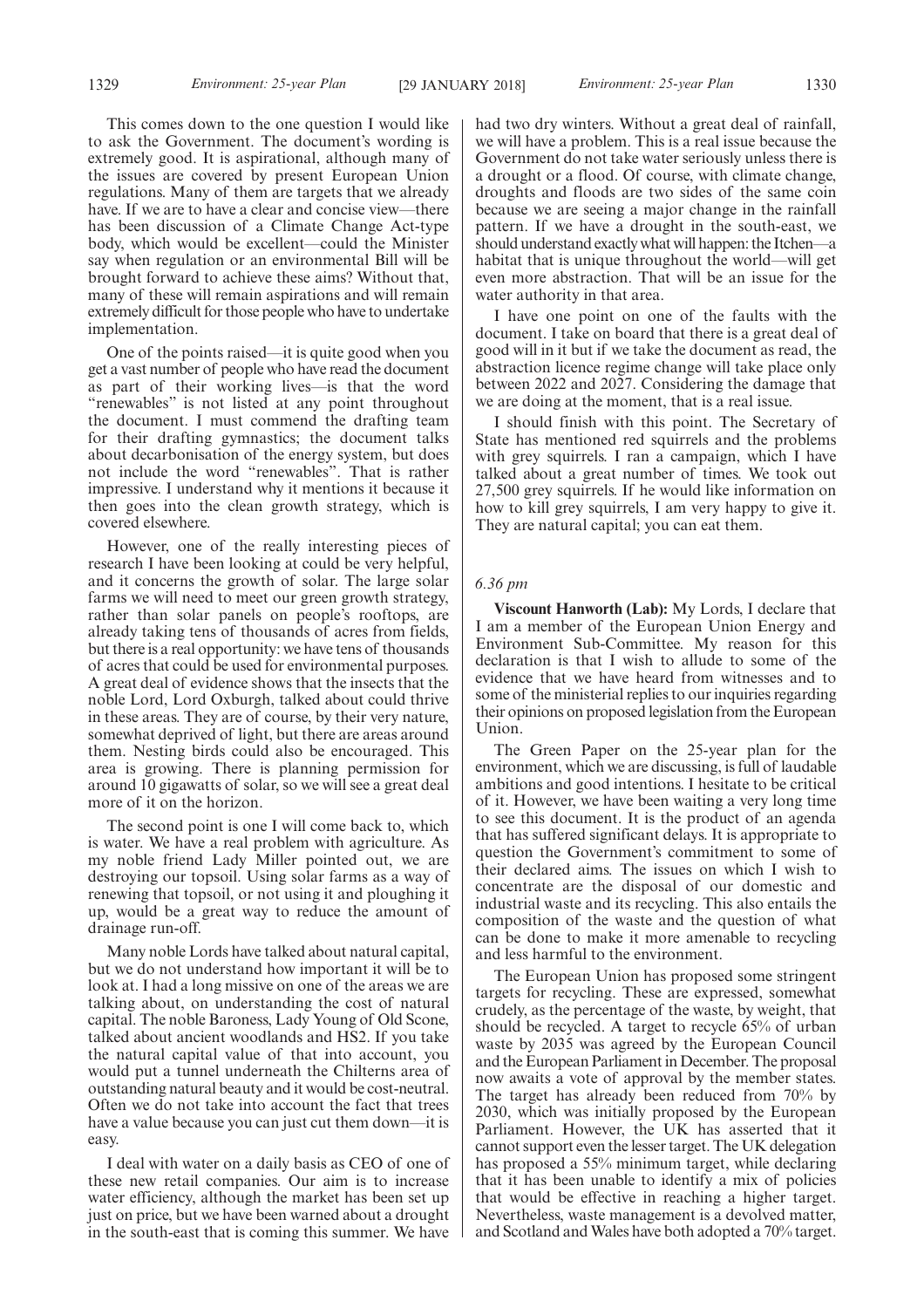This comes down to the one question I would like to ask the Government. The document's wording is extremely good. It is aspirational, although many of the issues are covered by present European Union regulations. Many of them are targets that we already have. If we are to have a clear and concise view—there has been discussion of a Climate Change Act-type body, which would be excellent—could the Minister say when regulation or an environmental Bill will be brought forward to achieve these aims? Without that, many of these will remain aspirations and will remain extremely difficult for those people who have to undertake implementation.

One of the points raised—it is quite good when you get a vast number of people who have read the document as part of their working lives—is that the word "renewables" is not listed at any point throughout the document. I must commend the drafting team for their drafting gymnastics; the document talks about decarbonisation of the energy system, but does not include the word "renewables". That is rather impressive. I understand why it mentions it because it then goes into the clean growth strategy, which is covered elsewhere.

However, one of the really interesting pieces of research I have been looking at could be very helpful, and it concerns the growth of solar. The large solar farms we will need to meet our green growth strategy, rather than solar panels on people's rooftops, are already taking tens of thousands of acres from fields, but there is a real opportunity: we have tens of thousands of acres that could be used for environmental purposes. A great deal of evidence shows that the insects that the noble Lord, Lord Oxburgh, talked about could thrive in these areas. They are of course, by their very nature, somewhat deprived of light, but there are areas around them. Nesting birds could also be encouraged. This area is growing. There is planning permission for around 10 gigawatts of solar, so we will see a great deal more of it on the horizon.

The second point is one I will come back to, which is water. We have a real problem with agriculture. As my noble friend Lady Miller pointed out, we are destroying our topsoil. Using solar farms as a way of renewing that topsoil, or not using it and ploughing it up, would be a great way to reduce the amount of drainage run-off.

Many noble Lords have talked about natural capital, but we do not understand how important it will be to look at. I had a long missive on one of the areas we are talking about, on understanding the cost of natural capital. The noble Baroness, Lady Young of Old Scone, talked about ancient woodlands and HS2. If you take the natural capital value of that into account, you would put a tunnel underneath the Chilterns area of outstanding natural beauty and it would be cost-neutral. Often we do not take into account the fact that trees have a value because you can just cut them down—it is easy.

I deal with water on a daily basis as CEO of one of these new retail companies. Our aim is to increase water efficiency, although the market has been set up just on price, but we have been warned about a drought in the south-east that is coming this summer. We have had two dry winters. Without a great deal of rainfall, we will have a problem. This is a real issue because the Government do not take water seriously unless there is a drought or a flood. Of course, with climate change, droughts and floods are two sides of the same coin because we are seeing a major change in the rainfall pattern. If we have a drought in the south-east, we should understand exactly what will happen: the Itchen—a habitat that is unique throughout the world—will get even more abstraction. That will be an issue for the water authority in that area.

I have one point on one of the faults with the document. I take on board that there is a great deal of good will in it but if we take the document as read, the abstraction licence regime change will take place only between 2022 and 2027. Considering the damage that we are doing at the moment, that is a real issue.

I should finish with this point. The Secretary of State has mentioned red squirrels and the problems with grey squirrels. I ran a campaign, which I have talked about a great number of times. We took out 27,500 grey squirrels. If he would like information on how to kill grey squirrels, I am very happy to give it. They are natural capital; you can eat them.

*6.36 pm*

**Viscount Hanworth (Lab):** My Lords, I declare that I am a member of the European Union Energy and Environment Sub-Committee. My reason for this declaration is that I wish to allude to some of the evidence that we have heard from witnesses and to some of the ministerial replies to our inquiries regarding their opinions on proposed legislation from the European Union.

The Green Paper on the 25-year plan for the environment, which we are discussing, is full of laudable ambitions and good intentions. I hesitate to be critical of it. However, we have been waiting a very long time to see this document. It is the product of an agenda that has suffered significant delays. It is appropriate to question the Government's commitment to some of their declared aims. The issues on which I wish to concentrate are the disposal of our domestic and industrial waste and its recycling. This also entails the composition of the waste and the question of what can be done to make it more amenable to recycling and less harmful to the environment.

The European Union has proposed some stringent targets for recycling. These are expressed, somewhat crudely, as the percentage of the waste, by weight, that should be recycled. A target to recycle 65% of urban waste by 2035 was agreed by the European Council and the European Parliament in December. The proposal now awaits a vote of approval by the member states. The target has already been reduced from 70% by 2030, which was initially proposed by the European Parliament. However, the UK has asserted that it cannot support even the lesser target. The UK delegation has proposed a 55% minimum target, while declaring that it has been unable to identify a mix of policies that would be effective in reaching a higher target. Nevertheless, waste management is a devolved matter, and Scotland and Wales have both adopted a 70% target.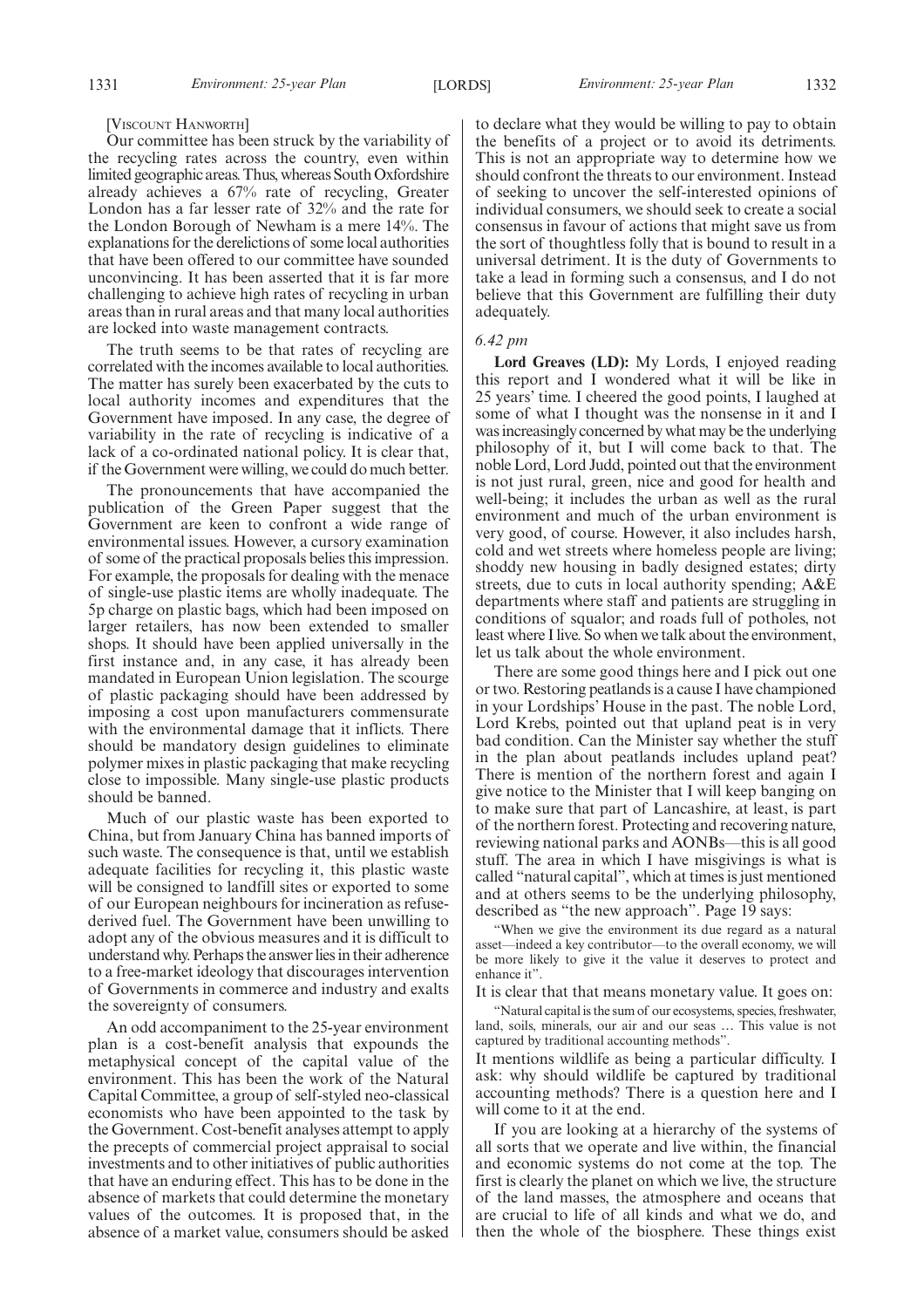[Viscount Hanworth]

Our committee has been struck by the variability of the recycling rates across the country, even within limited geographic areas. Thus, whereas South Oxfordshire already achieves a 67% rate of recycling, Greater London has a far lesser rate of 32% and the rate for the London Borough of Newham is a mere 14%. The explanations for the derelictions of some local authorities that have been offered to our committee have sounded unconvincing. It has been asserted that it is far more challenging to achieve high rates of recycling in urban areas than in rural areas and that many local authorities are locked into waste management contracts.

The truth seems to be that rates of recycling are correlated with the incomes available to local authorities. The matter has surely been exacerbated by the cuts to local authority incomes and expenditures that the Government have imposed. In any case, the degree of variability in the rate of recycling is indicative of a lack of a co-ordinated national policy. It is clear that, if the Government were willing, we could do much better.

The pronouncements that have accompanied the publication of the Green Paper suggest that the Government are keen to confront a wide range of environmental issues. However, a cursory examination of some of the practical proposals belies this impression. For example, the proposals for dealing with the menace of single-use plastic items are wholly inadequate. The 5p charge on plastic bags, which had been imposed on larger retailers, has now been extended to smaller shops. It should have been applied universally in the first instance and, in any case, it has already been mandated in European Union legislation. The scourge of plastic packaging should have been addressed by imposing a cost upon manufacturers commensurate with the environmental damage that it inflicts. There should be mandatory design guidelines to eliminate polymer mixes in plastic packaging that make recycling close to impossible. Many single-use plastic products should be banned.

Much of our plastic waste has been exported to China, but from January China has banned imports of such waste. The consequence is that, until we establish adequate facilities for recycling it, this plastic waste will be consigned to landfill sites or exported to some of our European neighbours for incineration as refuse-derived fuel. The Government have been unwilling to adopt any of the obvious measures and it is difficult to understand why. Perhaps the answer lies in their adherence to a free-market ideology that discourages intervention of Governments in commerce and industry and exalts the sovereignty of consumers.

An odd accompaniment to the 25-year environment plan is a cost-benefit analysis that expounds the metaphysical concept of the capital value of the environment. This has been the work of the Natural Capital Committee, a group of self-styled neo-classical economists who have been appointed to the task by the Government. Cost-benefit analyses attempt to apply the precepts of commercial project appraisal to social investments and to other initiatives of public authorities that have an enduring effect. This has to be done in the absence of markets that could determine the monetary values of the outcomes. It is proposed that, in the absence of a market value, consumers should be asked to declare what they would be willing to pay to obtain the benefits of a project or to avoid its detriments. This is not an appropriate way to determine how we should confront the threats to our environment. Instead of seeking to uncover the self-interested opinions of individual consumers, we should seek to create a social consensus in favour of actions that might save us from the sort of thoughtless folly that is bound to result in a universal detriment. It is the duty of Governments to take a lead in forming such a consensus, and I do not believe that this Government are fulfilling their duty adequately.

*6.42 pm*

**Lord Greaves (LD):** My Lords, I enjoyed reading this report and I wondered what it will be like in 25 years' time. I cheered the good points, I laughed at some of what I thought was the nonsense in it and I was increasingly concerned by what may be the underlying philosophy of it, but I will come back to that. The noble Lord, Lord Judd, pointed out that the environment is not just rural, green, nice and good for health and well-being; it includes the urban as well as the rural environment and much of the urban environment is very good, of course. However, it also includes harsh, cold and wet streets where homeless people are living; shoddy new housing in badly designed estates; dirty streets, due to cuts in local authority spending; A&E departments where staff and patients are struggling in conditions of squalor; and roads full of potholes, not least where I live. So when we talk about the environment, let us talk about the whole environment.

There are some good things here and I pick out one or two. Restoring peatlands is a cause I have championed in your Lordships' House in the past. The noble Lord, Lord Krebs, pointed out that upland peat is in very bad condition. Can the Minister say whether the stuff in the plan about peatlands includes upland peat? There is mention of the northern forest and again I give notice to the Minister that I will keep banging on to make sure that part of Lancashire, at least, is part of the northern forest. Protecting and recovering nature, reviewing national parks and AONBs—this is all good stuff. The area in which I have misgivings is what is called "natural capital", which at times is just mentioned and at others seems to be the underlying philosophy, described as "the new approach". Page 19 says:

"When we give the environment its due regard as a natural asset—indeed a key contributor—to the overall economy, we will be more likely to give it the value it deserves to protect and enhance it".

It is clear that that means monetary value. It goes on:

"Natural capital is the sum of our ecosystems, species, freshwater, land, soils, minerals, our air and our seas … This value is not captured by traditional accounting methods".

It mentions wildlife as being a particular difficulty. I ask: why should wildlife be captured by traditional accounting methods? There is a question here and I will come to it at the end.

If you are looking at a hierarchy of the systems of all sorts that we operate and live within, the financial and economic systems do not come at the top. The first is clearly the planet on which we live, the structure of the land masses, the atmosphere and oceans that are crucial to life of all kinds and what we do, and then the whole of the biosphere. These things exist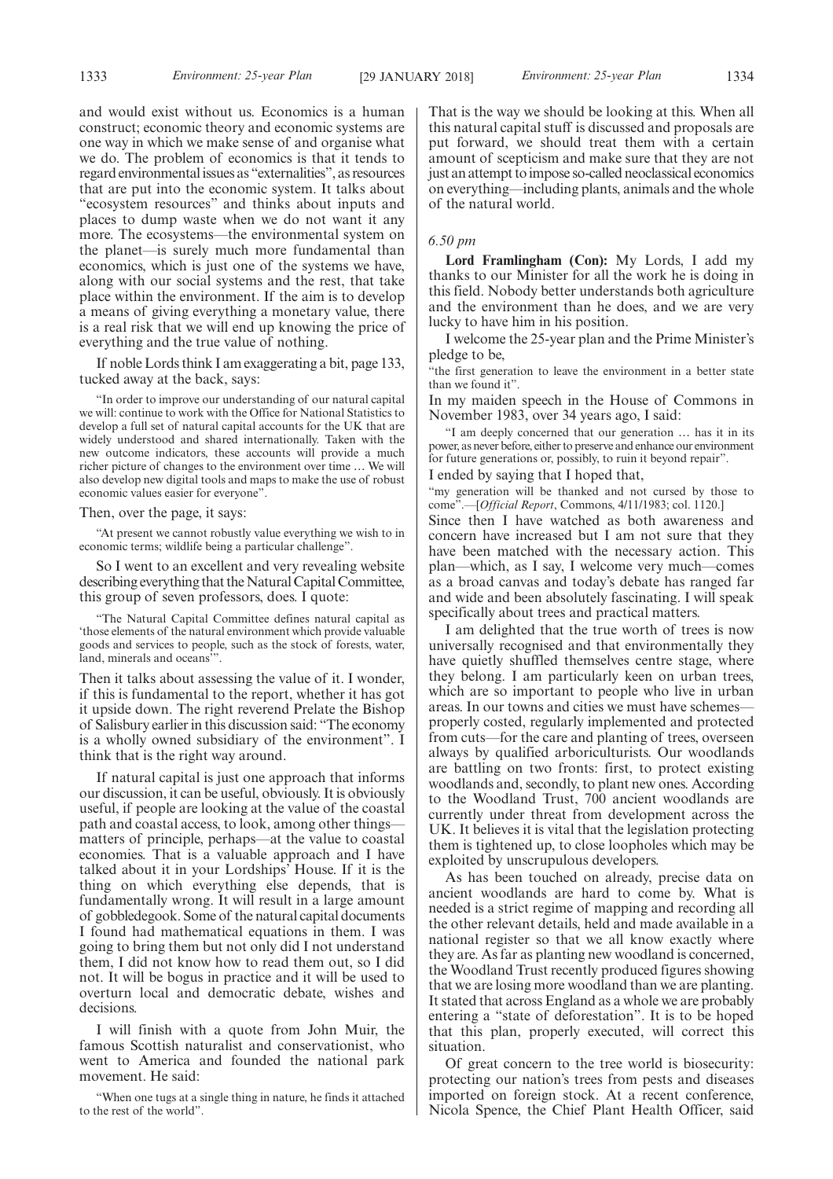and would exist without us. Economics is a human construct; economic theory and economic systems are one way in which we make sense of and organise what we do. The problem of economics is that it tends to regard environmental issues as "externalities", as resources that are put into the economic system. It talks about "ecosystem resources" and thinks about inputs and places to dump waste when we do not want it any more. The ecosystems—the environmental system on the planet—is surely much more fundamental than economics, which is just one of the systems we have, along with our social systems and the rest, that take place within the environment. If the aim is to develop a means of giving everything a monetary value, there is a real risk that we will end up knowing the price of everything and the true value of nothing.

If noble Lords think I am exaggerating a bit, page 133, tucked away at the back, says:

> "In order to improve our understanding of our natural capital we will: continue to work with the Office for National Statistics to develop a full set of natural capital accounts for the UK that are widely understood and shared internationally. Taken with the new outcome indicators, these accounts will provide a much richer picture of changes to the environment over time … We will also develop new digital tools and maps to make the use of robust economic values easier for everyone".

Then, over the page, it says:

> "At present we cannot robustly value everything we wish to in economic terms; wildlife being a particular challenge".

So I went to an excellent and very revealing website describing everything that the Natural Capital Committee, this group of seven professors, does. I quote:

> "The Natural Capital Committee defines natural capital as 'those elements of the natural environment which provide valuable goods and services to people, such as the stock of forests, water, land, minerals and oceans'".

Then it talks about assessing the value of it. I wonder, if this is fundamental to the report, whether it has got it upside down. The right reverend Prelate the Bishop of Salisbury earlier in this discussion said: "The economy is a wholly owned subsidiary of the environment". I think that is the right way around.

If natural capital is just one approach that informs our discussion, it can be useful, obviously. It is obviously useful, if people are looking at the value of the coastal path and coastal access, to look, among other things—matters of principle, perhaps—at the value to coastal economies. That is a valuable approach and I have talked about it in your Lordships' House. If it is the thing on which everything else depends, that is fundamentally wrong. It will result in a large amount of gobbledegook. Some of the natural capital documents I found had mathematical equations in them. I was going to bring them but not only did I not understand them, I did not know how to read them out, so I did not. It will be bogus in practice and it will be used to overturn local and democratic debate, wishes and decisions.

I will finish with a quote from John Muir, the famous Scottish naturalist and conservationist, who went to America and founded the national park movement. He said:

> "When one tugs at a single thing in nature, he finds it attached to the rest of the world".

That is the way we should be looking at this. When all this natural capital stuff is discussed and proposals are put forward, we should treat them with a certain amount of scepticism and make sure that they are not just an attempt to impose so-called neoclassical economics on everything—including plants, animals and the whole of the natural world.

*6.50 pm*

**Lord Framlingham (Con):** My Lords, I add my thanks to our Minister for all the work he is doing in this field. Nobody better understands both agriculture and the environment than he does, and we are very lucky to have him in his position.

I welcome the 25-year plan and the Prime Minister's pledge to be,

"the first generation to leave the environment in a better state than we found it".

In my maiden speech in the House of Commons in November 1983, over 34 years ago, I said:

> "I am deeply concerned that our generation … has it in its power, as never before, either to preserve and enhance our environment for future generations or, possibly, to ruin it beyond repair".

I ended by saying that I hoped that,

"my generation will be thanked and not cursed by those to come".—[*Official Report*, Commons, 4/11/1983; col. 1120.]

Since then I have watched as both awareness and concern have increased but I am not sure that they have been matched with the necessary action. This plan—which, as I say, I welcome very much—comes as a broad canvas and today's debate has ranged far and wide and been absolutely fascinating. I will speak specifically about trees and practical matters.

I am delighted that the true worth of trees is now universally recognised and that environmentally they have quietly shuffled themselves centre stage, where they belong. I am particularly keen on urban trees, which are so important to people who live in urban areas. In our towns and cities we must have schemes—properly costed, regularly implemented and protected from cuts—for the care and planting of trees, overseen always by qualified arboriculturists. Our woodlands are battling on two fronts: first, to protect existing woodlands and, secondly, to plant new ones. According to the Woodland Trust, 700 ancient woodlands are currently under threat from development across the UK. It believes it is vital that the legislation protecting them is tightened up, to close loopholes which may be exploited by unscrupulous developers.

As has been touched on already, precise data on ancient woodlands are hard to come by. What is needed is a strict regime of mapping and recording all the other relevant details, held and made available in a national register so that we all know exactly where they are. As far as planting new woodland is concerned, the Woodland Trust recently produced figures showing that we are losing more woodland than we are planting. It stated that across England as a whole we are probably entering a "state of deforestation". It is to be hoped that this plan, properly executed, will correct this situation.

Of great concern to the tree world is biosecurity: protecting our nation's trees from pests and diseases imported on foreign stock. At a recent conference, Nicola Spence, the Chief Plant Health Officer, said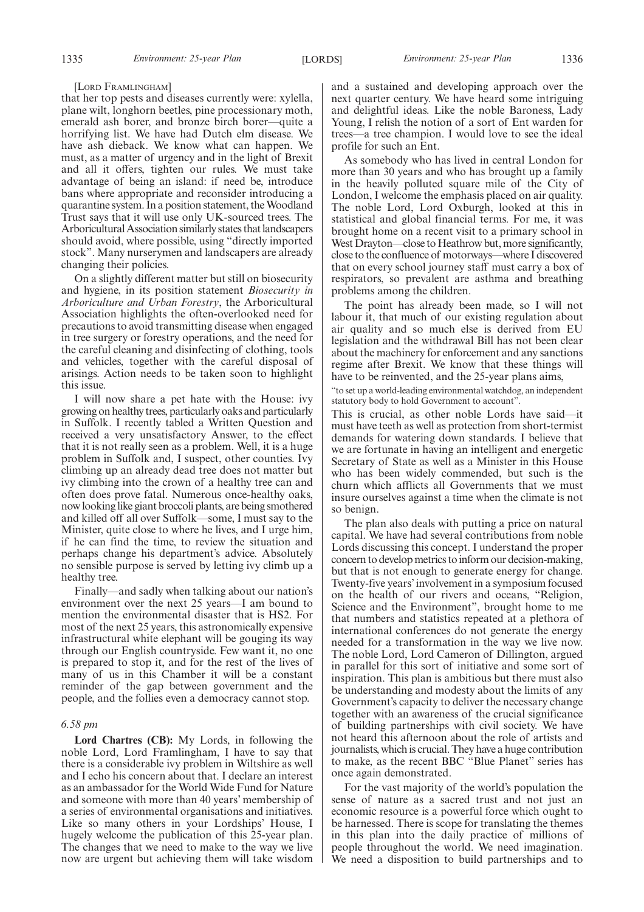[Lord Framlingham]

that her top pests and diseases currently were: xylella, plane wilt, longhorn beetles, pine processionary moth, emerald ash borer, and bronze birch borer—quite a horrifying list. We have had Dutch elm disease. We have ash dieback. We know what can happen. We must, as a matter of urgency and in the light of Brexit and all it offers, tighten our rules. We must take advantage of being an island: if need be, introduce bans where appropriate and reconsider introducing a quarantine system. In a position statement, the Woodland Trust says that it will use only UK-sourced trees. The Arboricultural Association similarly states that landscapers should avoid, where possible, using "directly imported stock". Many nurserymen and landscapers are already changing their policies.

On a slightly different matter but still on biosecurity and hygiene, in its position statement *Biosecurity in Arboriculture and Urban Forestry*, the Arboricultural Association highlights the often-overlooked need for precautions to avoid transmitting disease when engaged in tree surgery or forestry operations, and the need for the careful cleaning and disinfecting of clothing, tools and vehicles, together with the careful disposal of arisings. Action needs to be taken soon to highlight this issue.

I will now share a pet hate with the House: ivy growing on healthy trees, particularly oaks and particularly in Suffolk. I recently tabled a Written Question and received a very unsatisfactory Answer, to the effect that it is not really seen as a problem. Well, it is a huge problem in Suffolk and, I suspect, other counties. Ivy climbing up an already dead tree does not matter but ivy climbing into the crown of a healthy tree can and often does prove fatal. Numerous once-healthy oaks, now looking like giant broccoli plants, are being smothered and killed off all over Suffolk—some, I must say to the Minister, quite close to where he lives, and I urge him, if he can find the time, to review the situation and perhaps change his department's advice. Absolutely no sensible purpose is served by letting ivy climb up a healthy tree.

Finally—and sadly when talking about our nation's environment over the next 25 years—I am bound to mention the environmental disaster that is HS2. For most of the next 25 years, this astronomically expensive infrastructural white elephant will be gouging its way through our English countryside. Few want it, no one is prepared to stop it, and for the rest of the lives of many of us in this Chamber it will be a constant reminder of the gap between government and the people, and the follies even a democracy cannot stop.

*6.58 pm*

**Lord Chartres (CB):** My Lords, in following the noble Lord, Lord Framlingham, I have to say that there is a considerable ivy problem in Wiltshire as well and I echo his concern about that. I declare an interest as an ambassador for the World Wide Fund for Nature and someone with more than 40 years' membership of a series of environmental organisations and initiatives. Like so many others in your Lordships' House, I hugely welcome the publication of this 25-year plan. The changes that we need to make to the way we live now are urgent but achieving them will take wisdom and a sustained and developing approach over the next quarter century. We have heard some intriguing and delightful ideas. Like the noble Baroness, Lady Young, I relish the notion of a sort of Ent warden for trees—a tree champion. I would love to see the ideal profile for such an Ent.

As somebody who has lived in central London for more than 30 years and who has brought up a family in the heavily polluted square mile of the City of London, I welcome the emphasis placed on air quality. The noble Lord, Lord Oxburgh, looked at this in statistical and global financial terms. For me, it was brought home on a recent visit to a primary school in West Drayton—close to Heathrow but, more significantly, close to the confluence of motorways—where I discovered that on every school journey staff must carry a box of respirators, so prevalent are asthma and breathing problems among the children.

The point has already been made, so I will not labour it, that much of our existing regulation about air quality and so much else is derived from EU legislation and the withdrawal Bill has not been clear about the machinery for enforcement and any sanctions regime after Brexit. We know that these things will have to be reinvented, and the 25-year plans aims,

"to set up a world-leading environmental watchdog, an independent statutory body to hold Government to account".

This is crucial, as other noble Lords have said—it must have teeth as well as protection from short-termist demands for watering down standards. I believe that we are fortunate in having an intelligent and energetic Secretary of State as well as a Minister in this House who has been widely commended, but such is the churn which afflicts all Governments that we must insure ourselves against a time when the climate is not so benign.

The plan also deals with putting a price on natural capital. We have had several contributions from noble Lords discussing this concept. I understand the proper concern to develop metrics to inform our decision-making, but that is not enough to generate energy for change. Twenty-five years' involvement in a symposium focused on the health of our rivers and oceans, "Religion, Science and the Environment", brought home to me that numbers and statistics repeated at a plethora of international conferences do not generate the energy needed for a transformation in the way we live now. The noble Lord, Lord Cameron of Dillington, argued in parallel for this sort of initiative and some sort of inspiration. This plan is ambitious but there must also be understanding and modesty about the limits of any Government's capacity to deliver the necessary change together with an awareness of the crucial significance of building partnerships with civil society. We have not heard this afternoon about the role of artists and journalists, which is crucial. They have a huge contribution to make, as the recent BBC "Blue Planet" series has once again demonstrated.

For the vast majority of the world's population the sense of nature as a sacred trust and not just an economic resource is a powerful force which ought to be harnessed. There is scope for translating the themes in this plan into the daily practice of millions of people throughout the world. We need imagination. We need a disposition to build partnerships and to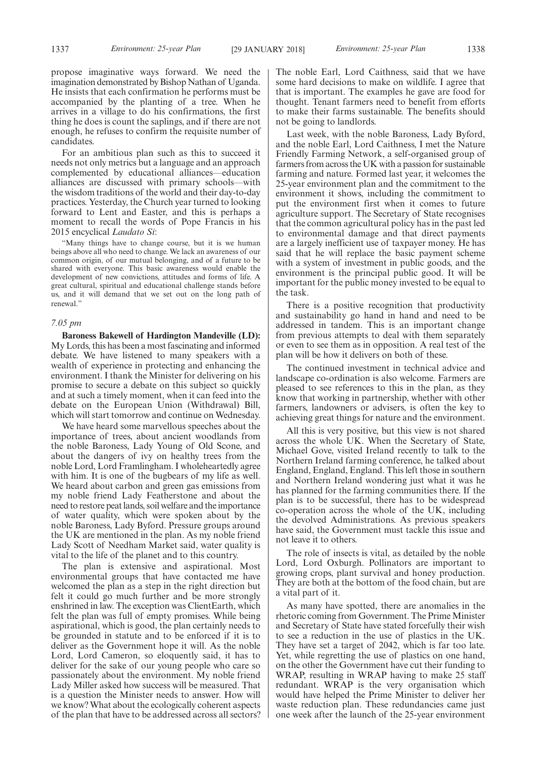propose imaginative ways forward. We need the imagination demonstrated by Bishop Nathan of Uganda. He insists that each confirmation he performs must be accompanied by the planting of a tree. When he arrives in a village to do his confirmations, the first thing he does is count the saplings, and if there are not enough, he refuses to confirm the requisite number of candidates.

For an ambitious plan such as this to succeed it needs not only metrics but a language and an approach complemented by educational alliances—education alliances are discussed with primary schools—with the wisdom traditions of the world and their day-to-day practices. Yesterday, the Church year turned to looking forward to Lent and Easter, and this is perhaps a moment to recall the words of Pope Francis in his 2015 encyclical *Laudato Si*:

> "Many things have to change course, but it is we human beings above all who need to change. We lack an awareness of our common origin, of our mutual belonging, and of a future to be shared with everyone. This basic awareness would enable the development of new convictions, attitudes and forms of life. A great cultural, spiritual and educational challenge stands before us, and it will demand that we set out on the long path of renewal."

*7.05 pm*

**Baroness Bakewell of Hardington Mandeville (LD):** My Lords, this has been a most fascinating and informed debate. We have listened to many speakers with a wealth of experience in protecting and enhancing the environment. I thank the Minister for delivering on his promise to secure a debate on this subject so quickly and at such a timely moment, when it can feed into the debate on the European Union (Withdrawal) Bill, which will start tomorrow and continue on Wednesday.

We have heard some marvellous speeches about the importance of trees, about ancient woodlands from the noble Baroness, Lady Young of Old Scone, and about the dangers of ivy on healthy trees from the noble Lord, Lord Framlingham. I wholeheartedly agree with him. It is one of the bugbears of my life as well. We heard about carbon and green gas emissions from my noble friend Lady Featherstone and about the need to restore peat lands, soil welfare and the importance of water quality, which were spoken about by the noble Baroness, Lady Byford. Pressure groups around the UK are mentioned in the plan. As my noble friend Lady Scott of Needham Market said, water quality is vital to the life of the planet and to this country.

The plan is extensive and aspirational. Most environmental groups that have contacted me have welcomed the plan as a step in the right direction but felt it could go much further and be more strongly enshrined in law. The exception was ClientEarth, which felt the plan was full of empty promises. While being aspirational, which is good, the plan certainly needs to be grounded in statute and to be enforced if it is to deliver as the Government hope it will. As the noble Lord, Lord Cameron, so eloquently said, it has to deliver for the sake of our young people who care so passionately about the environment. My noble friend Lady Miller asked how success will be measured. That is a question the Minister needs to answer. How will we know? What about the ecologically coherent aspects of the plan that have to be addressed across all sectors?

The noble Earl, Lord Caithness, said that we have some hard decisions to make on wildlife. I agree that that is important. The examples he gave are food for thought. Tenant farmers need to benefit from efforts to make their farms sustainable. The benefits should not be going to landlords.

Last week, with the noble Baroness, Lady Byford, and the noble Earl, Lord Caithness, I met the Nature Friendly Farming Network, a self-organised group of farmers from across the UK with a passion for sustainable farming and nature. Formed last year, it welcomes the 25-year environment plan and the commitment to the environment it shows, including the commitment to put the environment first when it comes to future agriculture support. The Secretary of State recognises that the common agricultural policy has in the past led to environmental damage and that direct payments are a largely inefficient use of taxpayer money. He has said that he will replace the basic payment scheme with a system of investment in public goods, and the environment is the principal public good. It will be important for the public money invested to be equal to the task.

There is a positive recognition that productivity and sustainability go hand in hand and need to be addressed in tandem. This is an important change from previous attempts to deal with them separately or even to see them as in opposition. A real test of the plan will be how it delivers on both of these.

The continued investment in technical advice and landscape co-ordination is also welcome. Farmers are pleased to see references to this in the plan, as they know that working in partnership, whether with other farmers, landowners or advisers, is often the key to achieving great things for nature and the environment.

All this is very positive, but this view is not shared across the whole UK. When the Secretary of State, Michael Gove, visited Ireland recently to talk to the Northern Ireland farming conference, he talked about England, England, England. This left those in southern and Northern Ireland wondering just what it was he has planned for the farming communities there. If the plan is to be successful, there has to be widespread co-operation across the whole of the UK, including the devolved Administrations. As previous speakers have said, the Government must tackle this issue and not leave it to others.

The role of insects is vital, as detailed by the noble Lord, Lord Oxburgh. Pollinators are important to growing crops, plant survival and honey production. They are both at the bottom of the food chain, but are a vital part of it.

As many have spotted, there are anomalies in the rhetoric coming from Government. The Prime Minister and Secretary of State have stated forcefully their wish to see a reduction in the use of plastics in the UK. They have set a target of 2042, which is far too late. Yet, while regretting the use of plastics on one hand, on the other the Government have cut their funding to WRAP, resulting in WRAP having to make 25 staff redundant. WRAP is the very organisation which would have helped the Prime Minister to deliver her waste reduction plan. These redundancies came just one week after the launch of the 25-year environment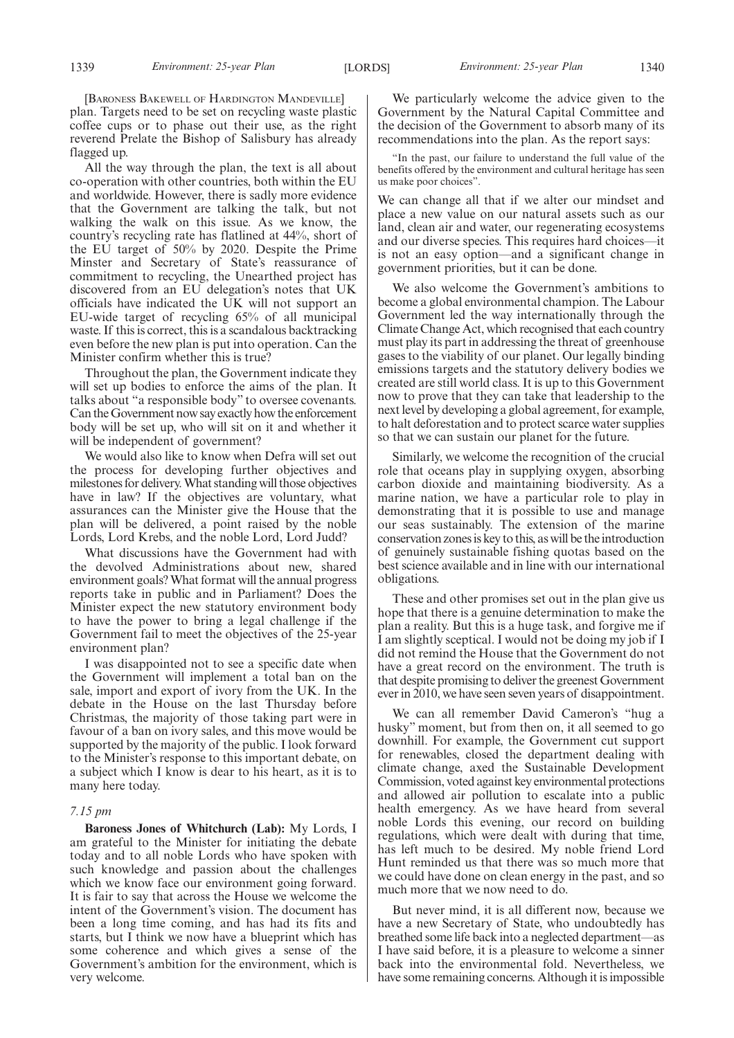[BARONESS BAKEWELL OF HARDINGTON MANDEVILLE]

plan. Targets need to be set on recycling waste plastic coffee cups or to phase out their use, as the right reverend Prelate the Bishop of Salisbury has already flagged up.

All the way through the plan, the text is all about co-operation with other countries, both within the EU and worldwide. However, there is sadly more evidence that the Government are talking the talk, but not walking the walk on this issue. As we know, the country's recycling rate has flatlined at 44%, short of the EU target of 50% by 2020. Despite the Prime Minster and Secretary of State's reassurance of commitment to recycling, the Unearthed project has discovered from an EU delegation's notes that UK officials have indicated the UK will not support an EU-wide target of recycling 65% of all municipal waste. If this is correct, this is a scandalous backtracking even before the new plan is put into operation. Can the Minister confirm whether this is true?

Throughout the plan, the Government indicate they will set up bodies to enforce the aims of the plan. It talks about "a responsible body" to oversee covenants. Can the Government now say exactly how the enforcement body will be set up, who will sit on it and whether it will be independent of government?

We would also like to know when Defra will set out the process for developing further objectives and milestones for delivery. What standing will those objectives have in law? If the objectives are voluntary, what assurances can the Minister give the House that the plan will be delivered, a point raised by the noble Lords, Lord Krebs, and the noble Lord, Lord Judd?

What discussions have the Government had with the devolved Administrations about new, shared environment goals? What format will the annual progress reports take in public and in Parliament? Does the Minister expect the new statutory environment body to have the power to bring a legal challenge if the Government fail to meet the objectives of the 25-year environment plan?

I was disappointed not to see a specific date when the Government will implement a total ban on the sale, import and export of ivory from the UK. In the debate in the House on the last Thursday before Christmas, the majority of those taking part were in favour of a ban on ivory sales, and this move would be supported by the majority of the public. I look forward to the Minister's response to this important debate, on a subject which I know is dear to his heart, as it is to many here today.

*7.15 pm*

**Baroness Jones of Whitchurch (Lab):** My Lords, I am grateful to the Minister for initiating the debate today and to all noble Lords who have spoken with such knowledge and passion about the challenges which we know face our environment going forward. It is fair to say that across the House we welcome the intent of the Government's vision. The document has been a long time coming, and has had its fits and starts, but I think we now have a blueprint which has some coherence and which gives a sense of the Government's ambition for the environment, which is very welcome.

We particularly welcome the advice given to the Government by the Natural Capital Committee and the decision of the Government to absorb many of its recommendations into the plan. As the report says:

"In the past, our failure to understand the full value of the benefits offered by the environment and cultural heritage has seen us make poor choices".

We can change all that if we alter our mindset and place a new value on our natural assets such as our land, clean air and water, our regenerating ecosystems and our diverse species. This requires hard choices—it is not an easy option—and a significant change in government priorities, but it can be done.

We also welcome the Government's ambitions to become a global environmental champion. The Labour Government led the way internationally through the Climate Change Act, which recognised that each country must play its part in addressing the threat of greenhouse gases to the viability of our planet. Our legally binding emissions targets and the statutory delivery bodies we created are still world class. It is up to this Government now to prove that they can take that leadership to the next level by developing a global agreement, for example, to halt deforestation and to protect scarce water supplies so that we can sustain our planet for the future.

Similarly, we welcome the recognition of the crucial role that oceans play in supplying oxygen, absorbing carbon dioxide and maintaining biodiversity. As a marine nation, we have a particular role to play in demonstrating that it is possible to use and manage our seas sustainably. The extension of the marine conservation zones is key to this, as will be the introduction of genuinely sustainable fishing quotas based on the best science available and in line with our international obligations.

These and other promises set out in the plan give us hope that there is a genuine determination to make the plan a reality. But this is a huge task, and forgive me if I am slightly sceptical. I would not be doing my job if I did not remind the House that the Government do not have a great record on the environment. The truth is that despite promising to deliver the greenest Government ever in 2010, we have seen seven years of disappointment.

We can all remember David Cameron's "hug a husky" moment, but from then on, it all seemed to go downhill. For example, the Government cut support for renewables, closed the department dealing with climate change, axed the Sustainable Development Commission, voted against key environmental protections and allowed air pollution to escalate into a public health emergency. As we have heard from several noble Lords this evening, our record on building regulations, which were dealt with during that time, has left much to be desired. My noble friend Lord Hunt reminded us that there was so much more that we could have done on clean energy in the past, and so much more that we now need to do.

But never mind, it is all different now, because we have a new Secretary of State, who undoubtedly has breathed some life back into a neglected department—as I have said before, it is a pleasure to welcome a sinner back into the environmental fold. Nevertheless, we have some remaining concerns. Although it is impossible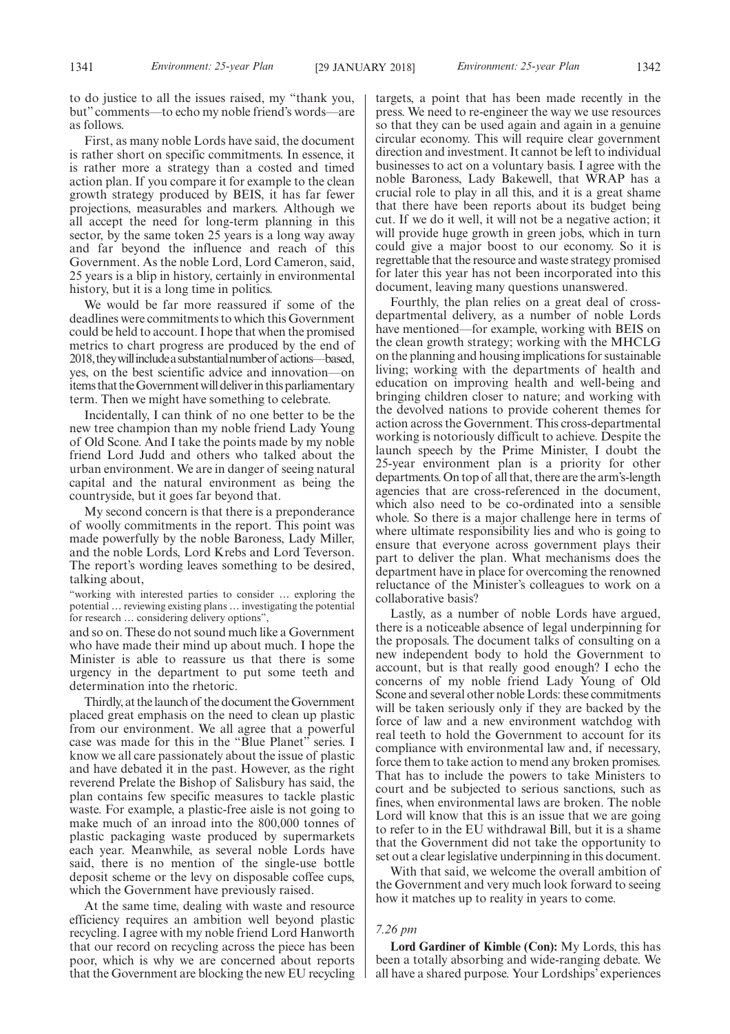to do justice to all the issues raised, my "thank you, but" comments—to echo my noble friend's words—are as follows.

First, as many noble Lords have said, the document is rather short on specific commitments. In essence, it is rather more a strategy than a costed and timed action plan. If you compare it for example to the clean growth strategy produced by BEIS, it has far fewer projections, measurables and markers. Although we all accept the need for long-term planning in this sector, by the same token 25 years is a long way away and far beyond the influence and reach of this Government. As the noble Lord, Lord Cameron, said, 25 years is a blip in history, certainly in environmental history, but it is a long time in politics.

We would be far more reassured if some of the deadlines were commitments to which this Government could be held to account. I hope that when the promised metrics to chart progress are produced by the end of 2018, they will include a substantial number of actions—based, yes, on the best scientific advice and innovation—on items that the Government will deliver in this parliamentary term. Then we might have something to celebrate.

Incidentally, I can think of no one better to be the new tree champion than my noble friend Lady Young of Old Scone. And I take the points made by my noble friend Lord Judd and others who talked about the urban environment. We are in danger of seeing natural capital and the natural environment as being the countryside, but it goes far beyond that.

My second concern is that there is a preponderance of woolly commitments in the report. This point was made powerfully by the noble Baroness, Lady Miller, and the noble Lords, Lord Krebs and Lord Teverson. The report's wording leaves something to be desired, talking about,

"working with interested parties to consider … exploring the potential … reviewing existing plans … investigating the potential for research … considering delivery options",

and so on. These do not sound much like a Government who have made their mind up about much. I hope the Minister is able to reassure us that there is some urgency in the department to put some teeth and determination into the rhetoric.

Thirdly, at the launch of the document the Government placed great emphasis on the need to clean up plastic from our environment. We all agree that a powerful case was made for this in the "Blue Planet" series. I know we all care passionately about the issue of plastic and have debated it in the past. However, as the right reverend Prelate the Bishop of Salisbury has said, the plan contains few specific measures to tackle plastic waste. For example, a plastic-free aisle is not going to make much of an inroad into the 800,000 tonnes of plastic packaging waste produced by supermarkets each year. Meanwhile, as several noble Lords have said, there is no mention of the single-use bottle deposit scheme or the levy on disposable coffee cups, which the Government have previously raised.

At the same time, dealing with waste and resource efficiency requires an ambition well beyond plastic recycling. I agree with my noble friend Lord Hanworth that our record on recycling across the piece has been poor, which is why we are concerned about reports that the Government are blocking the new EU recycling targets, a point that has been made recently in the press. We need to re-engineer the way we use resources so that they can be used again and again in a genuine circular economy. This will require clear government direction and investment. It cannot be left to individual businesses to act on a voluntary basis. I agree with the noble Baroness, Lady Bakewell, that WRAP has a crucial role to play in all this, and it is a great shame that there have been reports about its budget being cut. If we do it well, it will not be a negative action; it will provide huge growth in green jobs, which in turn could give a major boost to our economy. So it is regrettable that the resource and waste strategy promised for later this year has not been incorporated into this document, leaving many questions unanswered.

Fourthly, the plan relies on a great deal of cross-departmental delivery, as a number of noble Lords have mentioned—for example, working with BEIS on the clean growth strategy; working with the MHCLG on the planning and housing implications for sustainable living; working with the departments of health and education on improving health and well-being and bringing children closer to nature; and working with the devolved nations to provide coherent themes for action across the Government. This cross-departmental working is notoriously difficult to achieve. Despite the launch speech by the Prime Minister, I doubt the 25-year environment plan is a priority for other departments. On top of all that, there are the arm's-length agencies that are cross-referenced in the document, which also need to be co-ordinated into a sensible whole. So there is a major challenge here in terms of where ultimate responsibility lies and who is going to ensure that everyone across government plays their part to deliver the plan. What mechanisms does the department have in place for overcoming the renowned reluctance of the Minister's colleagues to work on a collaborative basis?

Lastly, as a number of noble Lords have argued, there is a noticeable absence of legal underpinning for the proposals. The document talks of consulting on a new independent body to hold the Government to account, but is that really good enough? I echo the concerns of my noble friend Lady Young of Old Scone and several other noble Lords: these commitments will be taken seriously only if they are backed by the force of law and a new environment watchdog with real teeth to hold the Government to account for its compliance with environmental law and, if necessary, force them to take action to mend any broken promises. That has to include the powers to take Ministers to court and be subjected to serious sanctions, such as fines, when environmental laws are broken. The noble Lord will know that this is an issue that we are going to refer to in the EU withdrawal Bill, but it is a shame that the Government did not take the opportunity to set out a clear legislative underpinning in this document.

With that said, we welcome the overall ambition of the Government and very much look forward to seeing how it matches up to reality in years to come.

*7.26 pm*

**Lord Gardiner of Kimble (Con):** My Lords, this has been a totally absorbing and wide-ranging debate. We all have a shared purpose. Your Lordships' experiences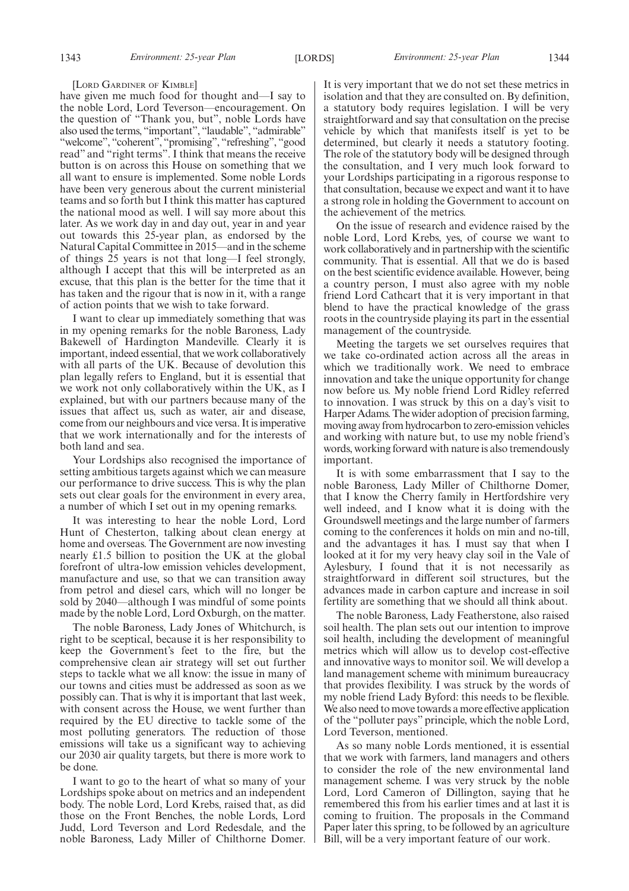[LORD GARDINER OF KIMBLE]

have given me much food for thought and—I say to the noble Lord, Lord Teverson—encouragement. On the question of "Thank you, but", noble Lords have also used the terms, "important", "laudable", "admirable" "welcome", "coherent", "promising", "refreshing", "good read" and "right terms". I think that means the receive button is on across this House on something that we all want to ensure is implemented. Some noble Lords have been very generous about the current ministerial teams and so forth but I think this matter has captured the national mood as well. I will say more about this later. As we work day in and day out, year in and year out towards this 25-year plan, as endorsed by the Natural Capital Committee in 2015—and in the scheme of things 25 years is not that long—I feel strongly, although I accept that this will be interpreted as an excuse, that this plan is the better for the time that it has taken and the rigour that is now in it, with a range of action points that we wish to take forward.

I want to clear up immediately something that was in my opening remarks for the noble Baroness, Lady Bakewell of Hardington Mandeville. Clearly it is important, indeed essential, that we work collaboratively with all parts of the UK. Because of devolution this plan legally refers to England, but it is essential that we work not only collaboratively within the UK, as I explained, but with our partners because many of the issues that affect us, such as water, air and disease, come from our neighbours and vice versa. It is imperative that we work internationally and for the interests of both land and sea.

Your Lordships also recognised the importance of setting ambitious targets against which we can measure our performance to drive success. This is why the plan sets out clear goals for the environment in every area, a number of which I set out in my opening remarks.

It was interesting to hear the noble Lord, Lord Hunt of Chesterton, talking about clean energy at home and overseas. The Government are now investing nearly £1.5 billion to position the UK at the global forefront of ultra-low emission vehicles development, manufacture and use, so that we can transition away from petrol and diesel cars, which will no longer be sold by 2040—although I was mindful of some points made by the noble Lord, Lord Oxburgh, on the matter.

The noble Baroness, Lady Jones of Whitchurch, is right to be sceptical, because it is her responsibility to keep the Government's feet to the fire, but the comprehensive clean air strategy will set out further steps to tackle what we all know: the issue in many of our towns and cities must be addressed as soon as we possibly can. That is why it is important that last week, with consent across the House, we went further than required by the EU directive to tackle some of the most polluting generators. The reduction of those emissions will take us a significant way to achieving our 2030 air quality targets, but there is more work to be done.

I want to go to the heart of what so many of your Lordships spoke about on metrics and an independent body. The noble Lord, Lord Krebs, raised that, as did those on the Front Benches, the noble Lords, Lord Judd, Lord Teverson and Lord Redesdale, and the noble Baroness, Lady Miller of Chilthorne Domer. It is very important that we do not set these metrics in isolation and that they are consulted on. By definition, a statutory body requires legislation. I will be very straightforward and say that consultation on the precise vehicle by which that manifests itself is yet to be determined, but clearly it needs a statutory footing. The role of the statutory body will be designed through the consultation, and I very much look forward to your Lordships participating in a rigorous response to that consultation, because we expect and want it to have a strong role in holding the Government to account on the achievement of the metrics.

On the issue of research and evidence raised by the noble Lord, Lord Krebs, yes, of course we want to work collaboratively and in partnership with the scientific community. That is essential. All that we do is based on the best scientific evidence available. However, being a country person, I must also agree with my noble friend Lord Cathcart that it is very important in that blend to have the practical knowledge of the grass roots in the countryside playing its part in the essential management of the countryside.

Meeting the targets we set ourselves requires that we take co-ordinated action across all the areas in which we traditionally work. We need to embrace innovation and take the unique opportunity for change now before us. My noble friend Lord Ridley referred to innovation. I was struck by this on a day's visit to Harper Adams. The wider adoption of precision farming, moving away from hydrocarbon to zero-emission vehicles and working with nature but, to use my noble friend's words, working forward with nature is also tremendously important.

It is with some embarrassment that I say to the noble Baroness, Lady Miller of Chilthorne Domer, that I know the Cherry family in Hertfordshire very well indeed, and I know what it is doing with the Groundswell meetings and the large number of farmers coming to the conferences it holds on min and no-till, and the advantages it has. I must say that when I looked at it for my very heavy clay soil in the Vale of Aylesbury, I found that it is not necessarily as straightforward in different soil structures, but the advances made in carbon capture and increase in soil fertility are something that we should all think about.

The noble Baroness, Lady Featherstone, also raised soil health. The plan sets out our intention to improve soil health, including the development of meaningful metrics which will allow us to develop cost-effective and innovative ways to monitor soil. We will develop a land management scheme with minimum bureaucracy that provides flexibility. I was struck by the words of my noble friend Lady Byford: this needs to be flexible. We also need to move towards a more effective application of the "polluter pays" principle, which the noble Lord, Lord Teverson, mentioned.

As so many noble Lords mentioned, it is essential that we work with farmers, land managers and others to consider the role of the new environmental land management scheme. I was very struck by the noble Lord, Lord Cameron of Dillington, saying that he remembered this from his earlier times and at last it is coming to fruition. The proposals in the Command Paper later this spring, to be followed by an agriculture Bill, will be a very important feature of our work.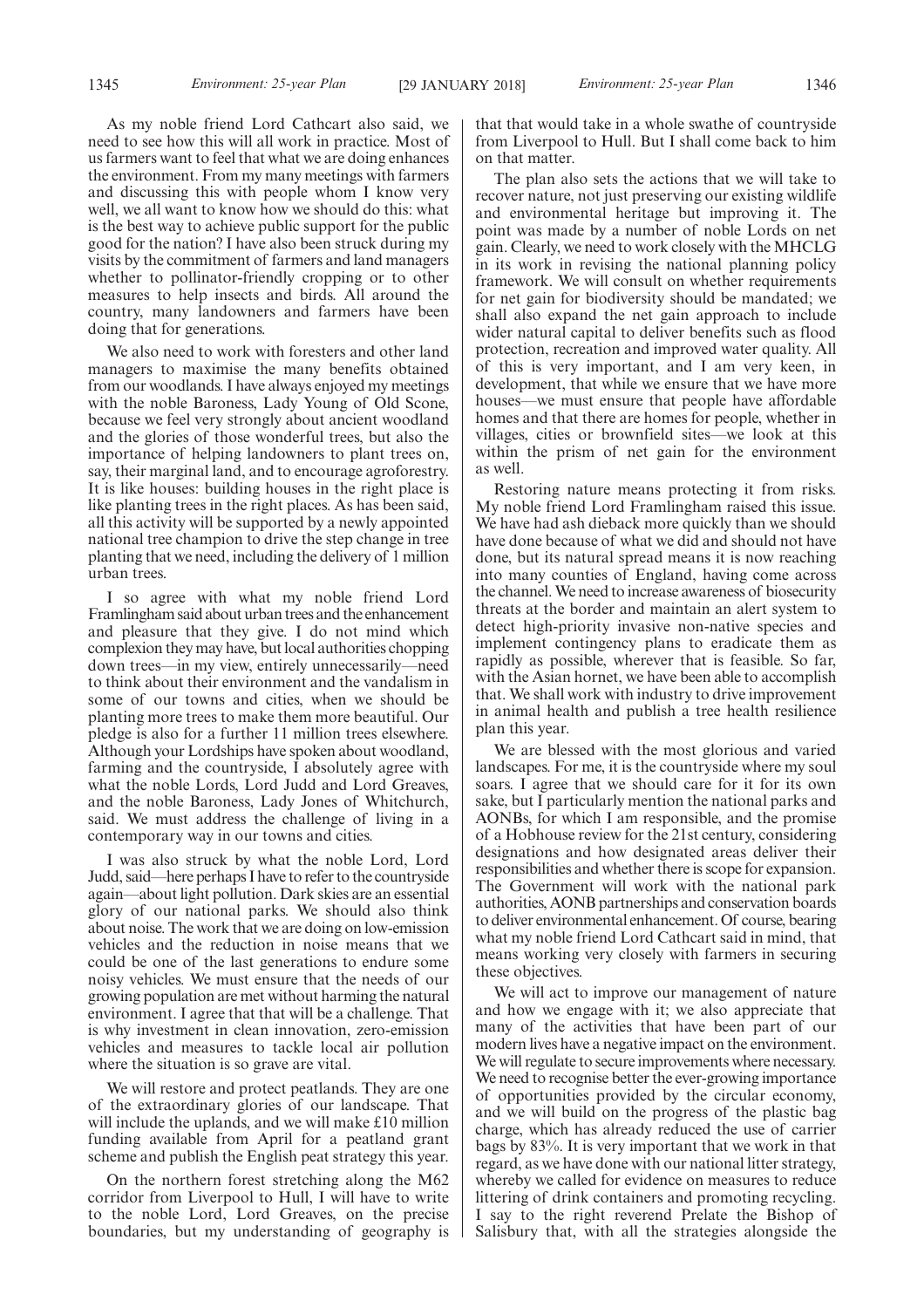As my noble friend Lord Cathcart also said, we need to see how this will all work in practice. Most of us farmers want to feel that what we are doing enhances the environment. From my many meetings with farmers and discussing this with people whom I know very well, we all want to know how we should do this: what is the best way to achieve public support for the public good for the nation? I have also been struck during my visits by the commitment of farmers and land managers whether to pollinator-friendly cropping or to other measures to help insects and birds. All around the country, many landowners and farmers have been doing that for generations.

We also need to work with foresters and other land managers to maximise the many benefits obtained from our woodlands. I have always enjoyed my meetings with the noble Baroness, Lady Young of Old Scone, because we feel very strongly about ancient woodland and the glories of those wonderful trees, but also the importance of helping landowners to plant trees on, say, their marginal land, and to encourage agroforestry. It is like houses: building houses in the right place is like planting trees in the right places. As has been said, all this activity will be supported by a newly appointed national tree champion to drive the step change in tree planting that we need, including the delivery of 1 million urban trees.

I so agree with what my noble friend Lord Framlingham said about urban trees and the enhancement and pleasure that they give. I do not mind which complexion they may have, but local authorities chopping down trees—in my view, entirely unnecessarily—need to think about their environment and the vandalism in some of our towns and cities, when we should be planting more trees to make them more beautiful. Our pledge is also for a further 11 million trees elsewhere. Although your Lordships have spoken about woodland, farming and the countryside, I absolutely agree with what the noble Lords, Lord Judd and Lord Greaves, and the noble Baroness, Lady Jones of Whitchurch, said. We must address the challenge of living in a contemporary way in our towns and cities.

I was also struck by what the noble Lord, Lord Judd, said—here perhaps I have to refer to the countryside again—about light pollution. Dark skies are an essential glory of our national parks. We should also think about noise. The work that we are doing on low-emission vehicles and the reduction in noise means that we could be one of the last generations to endure some noisy vehicles. We must ensure that the needs of our growing population are met without harming the natural environment. I agree that that will be a challenge. That is why investment in clean innovation, zero-emission vehicles and measures to tackle local air pollution where the situation is so grave are vital.

We will restore and protect peatlands. They are one of the extraordinary glories of our landscape. That will include the uplands, and we will make £10 million funding available from April for a peatland grant scheme and publish the English peat strategy this year.

On the northern forest stretching along the M62 corridor from Liverpool to Hull, I will have to write to the noble Lord, Lord Greaves, on the precise boundaries, but my understanding of geography is that that would take in a whole swathe of countryside from Liverpool to Hull. But I shall come back to him on that matter.

The plan also sets the actions that we will take to recover nature, not just preserving our existing wildlife and environmental heritage but improving it. The point was made by a number of noble Lords on net gain. Clearly, we need to work closely with the MHCLG in its work in revising the national planning policy framework. We will consult on whether requirements for net gain for biodiversity should be mandated; we shall also expand the net gain approach to include wider natural capital to deliver benefits such as flood protection, recreation and improved water quality. All of this is very important, and I am very keen, in development, that while we ensure that we have more houses—we must ensure that people have affordable homes and that there are homes for people, whether in villages, cities or brownfield sites—we look at this within the prism of net gain for the environment as well.

Restoring nature means protecting it from risks. My noble friend Lord Framlingham raised this issue. We have had ash dieback more quickly than we should have done because of what we did and should not have done, but its natural spread means it is now reaching into many counties of England, having come across the channel. We need to increase awareness of biosecurity threats at the border and maintain an alert system to detect high-priority invasive non-native species and implement contingency plans to eradicate them as rapidly as possible, wherever that is feasible. So far, with the Asian hornet, we have been able to accomplish that. We shall work with industry to drive improvement in animal health and publish a tree health resilience plan this year.

We are blessed with the most glorious and varied landscapes. For me, it is the countryside where my soul soars. I agree that we should care for it for its own sake, but I particularly mention the national parks and AONBs, for which I am responsible, and the promise of a Hobhouse review for the 21st century, considering designations and how designated areas deliver their responsibilities and whether there is scope for expansion. The Government will work with the national park authorities, AONB partnerships and conservation boards to deliver environmental enhancement. Of course, bearing what my noble friend Lord Cathcart said in mind, that means working very closely with farmers in securing these objectives.

We will act to improve our management of nature and how we engage with it; we also appreciate that many of the activities that have been part of our modern lives have a negative impact on the environment. We will regulate to secure improvements where necessary. We need to recognise better the ever-growing importance of opportunities provided by the circular economy, and we will build on the progress of the plastic bag charge, which has already reduced the use of carrier bags by 83%. It is very important that we work in that regard, as we have done with our national litter strategy, whereby we called for evidence on measures to reduce littering of drink containers and promoting recycling. I say to the right reverend Prelate the Bishop of Salisbury that, with all the strategies alongside the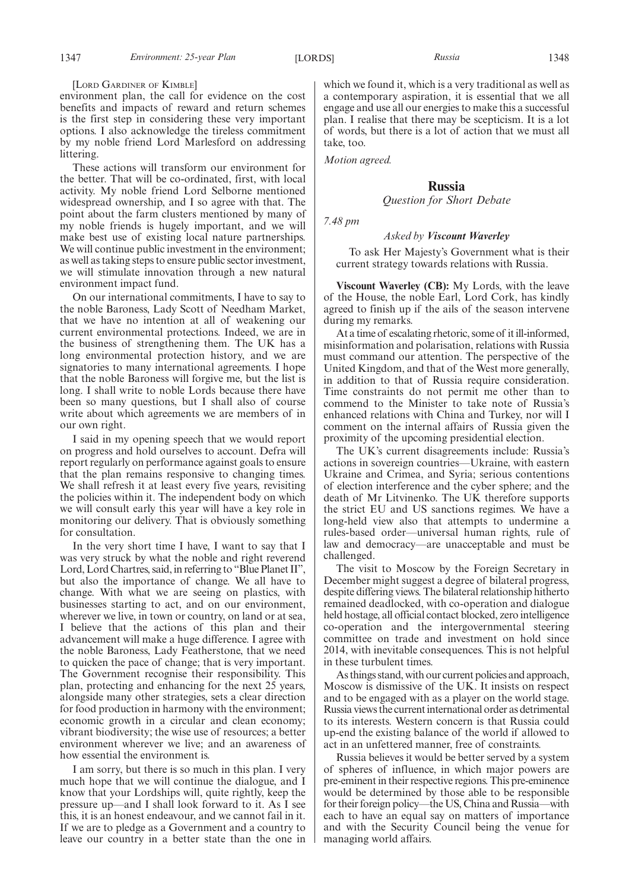[Lord Gardiner of Kimble]

environment plan, the call for evidence on the cost benefits and impacts of reward and return schemes is the first step in considering these very important options. I also acknowledge the tireless commitment by my noble friend Lord Marlesford on addressing littering.

These actions will transform our environment for the better. That will be co-ordinated, first, with local activity. My noble friend Lord Selborne mentioned widespread ownership, and I so agree with that. The point about the farm clusters mentioned by many of my noble friends is hugely important, and we will make best use of existing local nature partnerships. We will continue public investment in the environment; as well as taking steps to ensure public sector investment, we will stimulate innovation through a new natural environment impact fund.

On our international commitments, I have to say to the noble Baroness, Lady Scott of Needham Market, that we have no intention at all of weakening our current environmental protections. Indeed, we are in the business of strengthening them. The UK has a long environmental protection history, and we are signatories to many international agreements. I hope that the noble Baroness will forgive me, but the list is long. I shall write to noble Lords because there have been so many questions, but I shall also of course write about which agreements we are members of in our own right.

I said in my opening speech that we would report on progress and hold ourselves to account. Defra will report regularly on performance against goals to ensure that the plan remains responsive to changing times. We shall refresh it at least every five years, revisiting the policies within it. The independent body on which we will consult early this year will have a key role in monitoring our delivery. That is obviously something for consultation.

In the very short time I have, I want to say that I was very struck by what the noble and right reverend Lord, Lord Chartres, said, in referring to "Blue Planet II", but also the importance of change. We all have to change. With what we are seeing on plastics, with businesses starting to act, and on our environment, wherever we live, in town or country, on land or at sea, I believe that the actions of this plan and their advancement will make a huge difference. I agree with the noble Baroness, Lady Featherstone, that we need to quicken the pace of change; that is very important. The Government recognise their responsibility. This plan, protecting and enhancing for the next 25 years, alongside many other strategies, sets a clear direction for food production in harmony with the environment; economic growth in a circular and clean economy; vibrant biodiversity; the wise use of resources; a better environment wherever we live; and an awareness of how essential the environment is.

I am sorry, but there is so much in this plan. I very much hope that we will continue the dialogue, and I know that your Lordships will, quite rightly, keep the pressure up—and I shall look forward to it. As I see this, it is an honest endeavour, and we cannot fail in it. If we are to pledge as a Government and a country to leave our country in a better state than the one in which we found it, which is a very traditional as well as a contemporary aspiration, it is essential that we all engage and use all our energies to make this a successful plan. I realise that there may be scepticism. It is a lot of words, but there is a lot of action that we must all take, too.

*Motion agreed.*

## Russia

*Question for Short Debate*

*7.48 pm*

*Asked by **Viscount Waverley***

To ask Her Majesty's Government what is their current strategy towards relations with Russia.

**Viscount Waverley (CB):** My Lords, with the leave of the House, the noble Earl, Lord Cork, has kindly agreed to finish up if the ails of the season intervene during my remarks.

At a time of escalating rhetoric, some of it ill-informed, misinformation and polarisation, relations with Russia must command our attention. The perspective of the United Kingdom, and that of the West more generally, in addition to that of Russia require consideration. Time constraints do not permit me other than to commend to the Minister to take note of Russia's enhanced relations with China and Turkey, nor will I comment on the internal affairs of Russia given the proximity of the upcoming presidential election.

The UK's current disagreements include: Russia's actions in sovereign countries—Ukraine, with eastern Ukraine and Crimea, and Syria; serious contentions of election interference and the cyber sphere; and the death of Mr Litvinenko. The UK therefore supports the strict EU and US sanctions regimes. We have a long-held view also that attempts to undermine a rules-based order—universal human rights, rule of law and democracy—are unacceptable and must be challenged.

The visit to Moscow by the Foreign Secretary in December might suggest a degree of bilateral progress, despite differing views. The bilateral relationship hitherto remained deadlocked, with co-operation and dialogue held hostage, all official contact blocked, zero intelligence co-operation and the intergovernmental steering committee on trade and investment on hold since 2014, with inevitable consequences. This is not helpful in these turbulent times.

As things stand, with our current policies and approach, Moscow is dismissive of the UK. It insists on respect and to be engaged with as a player on the world stage. Russia views the current international order as detrimental to its interests. Western concern is that Russia could up-end the existing balance of the world if allowed to act in an unfettered manner, free of constraints.

Russia believes it would be better served by a system of spheres of influence, in which major powers are pre-eminent in their respective regions. This pre-eminence would be determined by those able to be responsible for their foreign policy—the US, China and Russia—with each to have an equal say on matters of importance and with the Security Council being the venue for managing world affairs.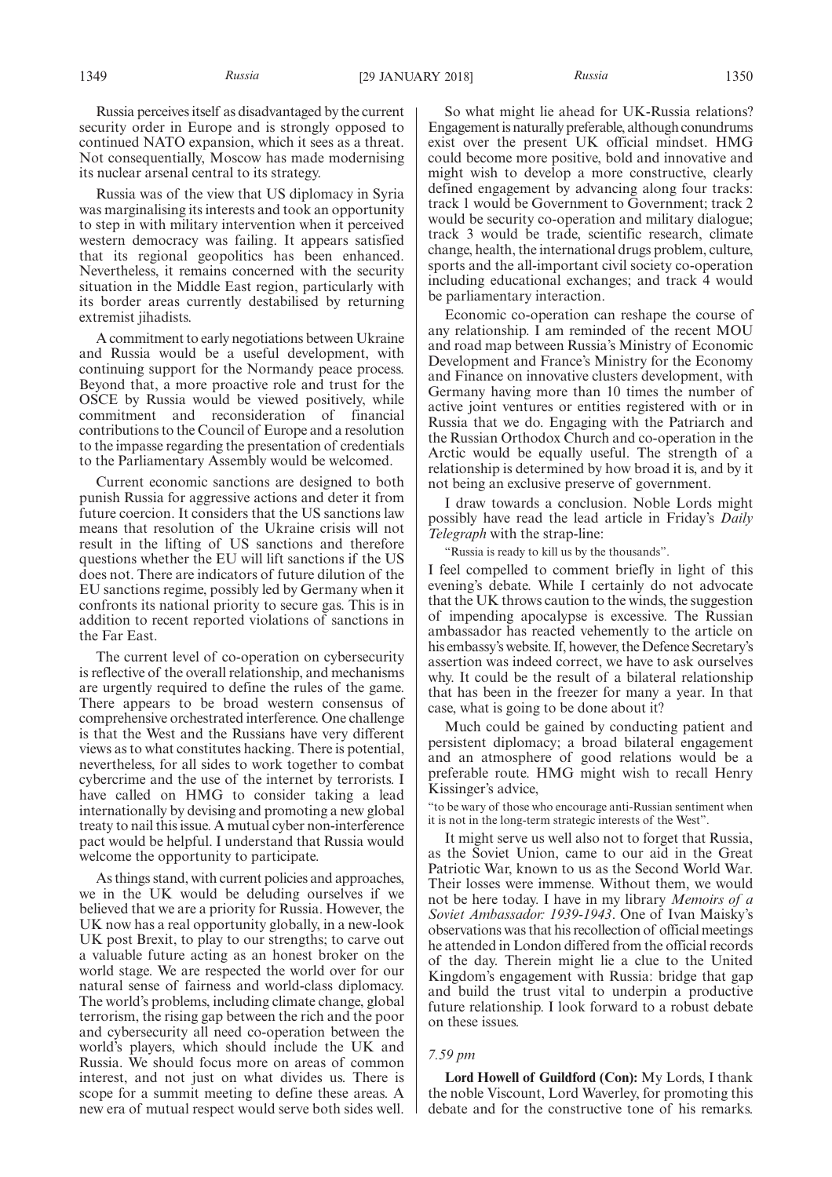Russia perceives itself as disadvantaged by the current security order in Europe and is strongly opposed to continued NATO expansion, which it sees as a threat. Not consequentially, Moscow has made modernising its nuclear arsenal central to its strategy.

Russia was of the view that US diplomacy in Syria was marginalising its interests and took an opportunity to step in with military intervention when it perceived western democracy was failing. It appears satisfied that its regional geopolitics has been enhanced. Nevertheless, it remains concerned with the security situation in the Middle East region, particularly with its border areas currently destabilised by returning extremist jihadists.

A commitment to early negotiations between Ukraine and Russia would be a useful development, with continuing support for the Normandy peace process. Beyond that, a more proactive role and trust for the OSCE by Russia would be viewed positively, while commitment and reconsideration of financial contributions to the Council of Europe and a resolution to the impasse regarding the presentation of credentials to the Parliamentary Assembly would be welcomed.

Current economic sanctions are designed to both punish Russia for aggressive actions and deter it from future coercion. It considers that the US sanctions law means that resolution of the Ukraine crisis will not result in the lifting of US sanctions and therefore questions whether the EU will lift sanctions if the US does not. There are indicators of future dilution of the EU sanctions regime, possibly led by Germany when it confronts its national priority to secure gas. This is in addition to recent reported violations of sanctions in the Far East.

The current level of co-operation on cybersecurity is reflective of the overall relationship, and mechanisms are urgently required to define the rules of the game. There appears to be broad western consensus of comprehensive orchestrated interference. One challenge is that the West and the Russians have very different views as to what constitutes hacking. There is potential, nevertheless, for all sides to work together to combat cybercrime and the use of the internet by terrorists. I have called on HMG to consider taking a lead internationally by devising and promoting a new global treaty to nail this issue. A mutual cyber non-interference pact would be helpful. I understand that Russia would welcome the opportunity to participate.

As things stand, with current policies and approaches, we in the UK would be deluding ourselves if we believed that we are a priority for Russia. However, the UK now has a real opportunity globally, in a new-look UK post Brexit, to play to our strengths; to carve out a valuable future acting as an honest broker on the world stage. We are respected the world over for our natural sense of fairness and world-class diplomacy. The world's problems, including climate change, global terrorism, the rising gap between the rich and the poor and cybersecurity all need co-operation between the world's players, which should include the UK and Russia. We should focus more on areas of common interest, and not just on what divides us. There is scope for a summit meeting to define these areas. A new era of mutual respect would serve both sides well.

So what might lie ahead for UK-Russia relations? Engagement is naturally preferable, although conundrums exist over the present UK official mindset. HMG could become more positive, bold and innovative and might wish to develop a more constructive, clearly defined engagement by advancing along four tracks: track 1 would be Government to Government; track 2 would be security co-operation and military dialogue; track 3 would be trade, scientific research, climate change, health, the international drugs problem, culture, sports and the all-important civil society co-operation including educational exchanges; and track 4 would be parliamentary interaction.

Economic co-operation can reshape the course of any relationship. I am reminded of the recent MOU and road map between Russia's Ministry of Economic Development and France's Ministry for the Economy and Finance on innovative clusters development, with Germany having more than 10 times the number of active joint ventures or entities registered with or in Russia that we do. Engaging with the Patriarch and the Russian Orthodox Church and co-operation in the Arctic would be equally useful. The strength of a relationship is determined by how broad it is, and by it not being an exclusive preserve of government.

I draw towards a conclusion. Noble Lords might possibly have read the lead article in Friday's *Daily Telegraph* with the strap-line:

"Russia is ready to kill us by the thousands".

I feel compelled to comment briefly in light of this evening's debate. While I certainly do not advocate that the UK throws caution to the winds, the suggestion of impending apocalypse is excessive. The Russian ambassador has reacted vehemently to the article on his embassy's website. If, however, the Defence Secretary's assertion was indeed correct, we have to ask ourselves why. It could be the result of a bilateral relationship that has been in the freezer for many a year. In that case, what is going to be done about it?

Much could be gained by conducting patient and persistent diplomacy; a broad bilateral engagement and an atmosphere of good relations would be a preferable route. HMG might wish to recall Henry Kissinger's advice,

"to be wary of those who encourage anti-Russian sentiment when it is not in the long-term strategic interests of the West".

It might serve us well also not to forget that Russia, as the Soviet Union, came to our aid in the Great Patriotic War, known to us as the Second World War. Their losses were immense. Without them, we would not be here today. I have in my library *Memoirs of a Soviet Ambassador: 1939-1943*. One of Ivan Maisky's observations was that his recollection of official meetings he attended in London differed from the official records of the day. Therein might lie a clue to the United Kingdom's engagement with Russia: bridge that gap and build the trust vital to underpin a productive future relationship. I look forward to a robust debate on these issues.

*7.59 pm*

**Lord Howell of Guildford (Con):** My Lords, I thank the noble Viscount, Lord Waverley, for promoting this debate and for the constructive tone of his remarks.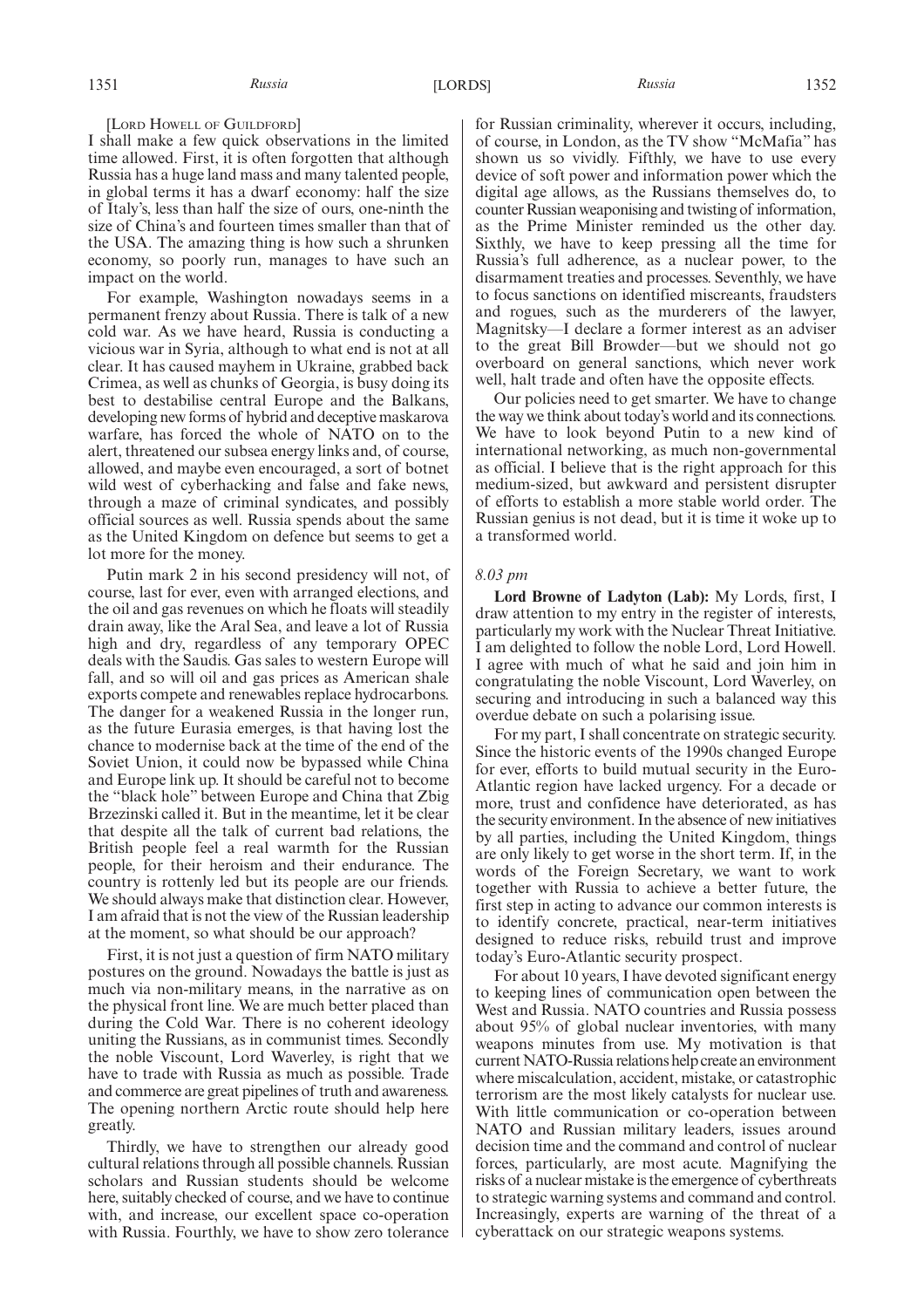[Lord Howell of Guildford]

I shall make a few quick observations in the limited time allowed. First, it is often forgotten that although Russia has a huge land mass and many talented people, in global terms it has a dwarf economy: half the size of Italy's, less than half the size of ours, one-ninth the size of China's and fourteen times smaller than that of the USA. The amazing thing is how such a shrunken economy, so poorly run, manages to have such an impact on the world.

For example, Washington nowadays seems in a permanent frenzy about Russia. There is talk of a new cold war. As we have heard, Russia is conducting a vicious war in Syria, although to what end is not at all clear. It has caused mayhem in Ukraine, grabbed back Crimea, as well as chunks of Georgia, is busy doing its best to destabilise central Europe and the Balkans, developing new forms of hybrid and deceptive maskarova warfare, has forced the whole of NATO on to the alert, threatened our subsea energy links and, of course, allowed, and maybe even encouraged, a sort of botnet wild west of cyberhacking and false and fake news, through a maze of criminal syndicates, and possibly official sources as well. Russia spends about the same as the United Kingdom on defence but seems to get a lot more for the money.

Putin mark 2 in his second presidency will not, of course, last for ever, even with arranged elections, and the oil and gas revenues on which he floats will steadily drain away, like the Aral Sea, and leave a lot of Russia high and dry, regardless of any temporary OPEC deals with the Saudis. Gas sales to western Europe will fall, and so will oil and gas prices as American shale exports compete and renewables replace hydrocarbons. The danger for a weakened Russia in the longer run, as the future Eurasia emerges, is that having lost the chance to modernise back at the time of the end of the Soviet Union, it could now be bypassed while China and Europe link up. It should be careful not to become the "black hole" between Europe and China that Zbig Brzezinski called it. But in the meantime, let it be clear that despite all the talk of current bad relations, the British people feel a real warmth for the Russian people, for their heroism and their endurance. The country is rottenly led but its people are our friends. We should always make that distinction clear. However, I am afraid that is not the view of the Russian leadership at the moment, so what should be our approach?

First, it is not just a question of firm NATO military postures on the ground. Nowadays the battle is just as much via non-military means, in the narrative as on the physical front line. We are much better placed than during the Cold War. There is no coherent ideology uniting the Russians, as in communist times. Secondly the noble Viscount, Lord Waverley, is right that we have to trade with Russia as much as possible. Trade and commerce are great pipelines of truth and awareness. The opening northern Arctic route should help here greatly.

Thirdly, we have to strengthen our already good cultural relations through all possible channels. Russian scholars and Russian students should be welcome here, suitably checked of course, and we have to continue with, and increase, our excellent space co-operation with Russia. Fourthly, we have to show zero tolerance for Russian criminality, wherever it occurs, including, of course, in London, as the TV show "McMafia" has shown us so vividly. Fifthly, we have to use every device of soft power and information power which the digital age allows, as the Russians themselves do, to counter Russian weaponising and twisting of information, as the Prime Minister reminded us the other day. Sixthly, we have to keep pressing all the time for Russia's full adherence, as a nuclear power, to the disarmament treaties and processes. Seventhly, we have to focus sanctions on identified miscreants, fraudsters and rogues, such as the murderers of the lawyer, Magnitsky—I declare a former interest as an adviser to the great Bill Browder—but we should not go overboard on general sanctions, which never work well, halt trade and often have the opposite effects.

Our policies need to get smarter. We have to change the way we think about today's world and its connections. We have to look beyond Putin to a new kind of international networking, as much non-governmental as official. I believe that is the right approach for this medium-sized, but awkward and persistent disrupter of efforts to establish a more stable world order. The Russian genius is not dead, but it is time it woke up to a transformed world.

*8.03 pm*

**Lord Browne of Ladyton (Lab):** My Lords, first, I draw attention to my entry in the register of interests, particularly my work with the Nuclear Threat Initiative. I am delighted to follow the noble Lord, Lord Howell. I agree with much of what he said and join him in congratulating the noble Viscount, Lord Waverley, on securing and introducing in such a balanced way this overdue debate on such a polarising issue.

For my part, I shall concentrate on strategic security. Since the historic events of the 1990s changed Europe for ever, efforts to build mutual security in the Euro-Atlantic region have lacked urgency. For a decade or more, trust and confidence have deteriorated, as has the security environment. In the absence of new initiatives by all parties, including the United Kingdom, things are only likely to get worse in the short term. If, in the words of the Foreign Secretary, we want to work together with Russia to achieve a better future, the first step in acting to advance our common interests is to identify concrete, practical, near-term initiatives designed to reduce risks, rebuild trust and improve today's Euro-Atlantic security prospect.

For about 10 years, I have devoted significant energy to keeping lines of communication open between the West and Russia. NATO countries and Russia possess about 95% of global nuclear inventories, with many weapons minutes from use. My motivation is that current NATO-Russia relations help create an environment where miscalculation, accident, mistake, or catastrophic terrorism are the most likely catalysts for nuclear use. With little communication or co-operation between NATO and Russian military leaders, issues around decision time and the command and control of nuclear forces, particularly, are most acute. Magnifying the risks of a nuclear mistake is the emergence of cyberthreats to strategic warning systems and command and control. Increasingly, experts are warning of the threat of a cyberattack on our strategic weapons systems.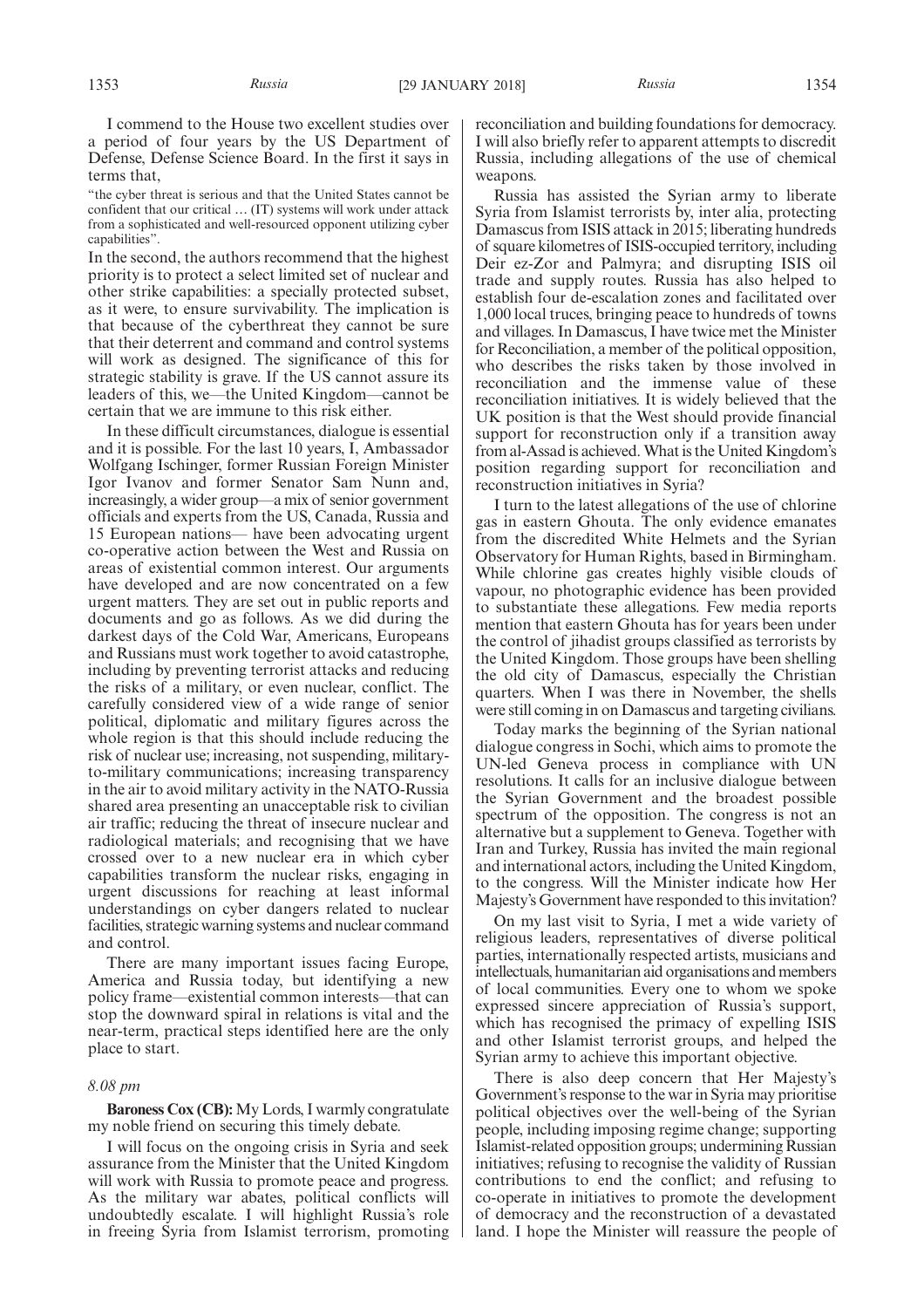I commend to the House two excellent studies over a period of four years by the US Department of Defense, Defense Science Board. In the first it says in terms that,

"the cyber threat is serious and that the United States cannot be confident that our critical … (IT) systems will work under attack from a sophisticated and well-resourced opponent utilizing cyber capabilities".

In the second, the authors recommend that the highest priority is to protect a select limited set of nuclear and other strike capabilities: a specially protected subset, as it were, to ensure survivability. The implication is that because of the cyberthreat they cannot be sure that their deterrent and command and control systems will work as designed. The significance of this for strategic stability is grave. If the US cannot assure its leaders of this, we—the United Kingdom—cannot be certain that we are immune to this risk either.

In these difficult circumstances, dialogue is essential and it is possible. For the last 10 years, I, Ambassador Wolfgang Ischinger, former Russian Foreign Minister Igor Ivanov and former Senator Sam Nunn and, increasingly, a wider group—a mix of senior government officials and experts from the US, Canada, Russia and 15 European nations— have been advocating urgent co-operative action between the West and Russia on areas of existential common interest. Our arguments have developed and are now concentrated on a few urgent matters. They are set out in public reports and documents and go as follows. As we did during the darkest days of the Cold War, Americans, Europeans and Russians must work together to avoid catastrophe, including by preventing terrorist attacks and reducing the risks of a military, or even nuclear, conflict. The carefully considered view of a wide range of senior political, diplomatic and military figures across the whole region is that this should include reducing the risk of nuclear use; increasing, not suspending, military-to-military communications; increasing transparency in the air to avoid military activity in the NATO-Russia shared area presenting an unacceptable risk to civilian air traffic; reducing the threat of insecure nuclear and radiological materials; and recognising that we have crossed over to a new nuclear era in which cyber capabilities transform the nuclear risks, engaging in urgent discussions for reaching at least informal understandings on cyber dangers related to nuclear facilities, strategic warning systems and nuclear command and control.

There are many important issues facing Europe, America and Russia today, but identifying a new policy frame—existential common interests—that can stop the downward spiral in relations is vital and the near-term, practical steps identified here are the only place to start.

*8.08 pm*

**Baroness Cox (CB):** My Lords, I warmly congratulate my noble friend on securing this timely debate.

I will focus on the ongoing crisis in Syria and seek assurance from the Minister that the United Kingdom will work with Russia to promote peace and progress. As the military war abates, political conflicts will undoubtedly escalate. I will highlight Russia's role in freeing Syria from Islamist terrorism, promoting reconciliation and building foundations for democracy. I will also briefly refer to apparent attempts to discredit Russia, including allegations of the use of chemical weapons.

Russia has assisted the Syrian army to liberate Syria from Islamist terrorists by, inter alia, protecting Damascus from ISIS attack in 2015; liberating hundreds of square kilometres of ISIS-occupied territory, including Deir ez-Zor and Palmyra; and disrupting ISIS oil trade and supply routes. Russia has also helped to establish four de-escalation zones and facilitated over 1,000 local truces, bringing peace to hundreds of towns and villages. In Damascus, I have twice met the Minister for Reconciliation, a member of the political opposition, who describes the risks taken by those involved in reconciliation and the immense value of these reconciliation initiatives. It is widely believed that the UK position is that the West should provide financial support for reconstruction only if a transition away from al-Assad is achieved. What is the United Kingdom's position regarding support for reconciliation and reconstruction initiatives in Syria?

I turn to the latest allegations of the use of chlorine gas in eastern Ghouta. The only evidence emanates from the discredited White Helmets and the Syrian Observatory for Human Rights, based in Birmingham. While chlorine gas creates highly visible clouds of vapour, no photographic evidence has been provided to substantiate these allegations. Few media reports mention that eastern Ghouta has for years been under the control of jihadist groups classified as terrorists by the United Kingdom. Those groups have been shelling the old city of Damascus, especially the Christian quarters. When I was there in November, the shells were still coming in on Damascus and targeting civilians.

Today marks the beginning of the Syrian national dialogue congress in Sochi, which aims to promote the UN-led Geneva process in compliance with UN resolutions. It calls for an inclusive dialogue between the Syrian Government and the broadest possible spectrum of the opposition. The congress is not an alternative but a supplement to Geneva. Together with Iran and Turkey, Russia has invited the main regional and international actors, including the United Kingdom, to the congress. Will the Minister indicate how Her Majesty's Government have responded to this invitation?

On my last visit to Syria, I met a wide variety of religious leaders, representatives of diverse political parties, internationally respected artists, musicians and intellectuals, humanitarian aid organisations and members of local communities. Every one to whom we spoke expressed sincere appreciation of Russia's support, which has recognised the primacy of expelling ISIS and other Islamist terrorist groups, and helped the Syrian army to achieve this important objective.

There is also deep concern that Her Majesty's Government's response to the war in Syria may prioritise political objectives over the well-being of the Syrian people, including imposing regime change; supporting Islamist-related opposition groups; undermining Russian initiatives; refusing to recognise the validity of Russian contributions to end the conflict; and refusing to co-operate in initiatives to promote the development of democracy and the reconstruction of a devastated land. I hope the Minister will reassure the people of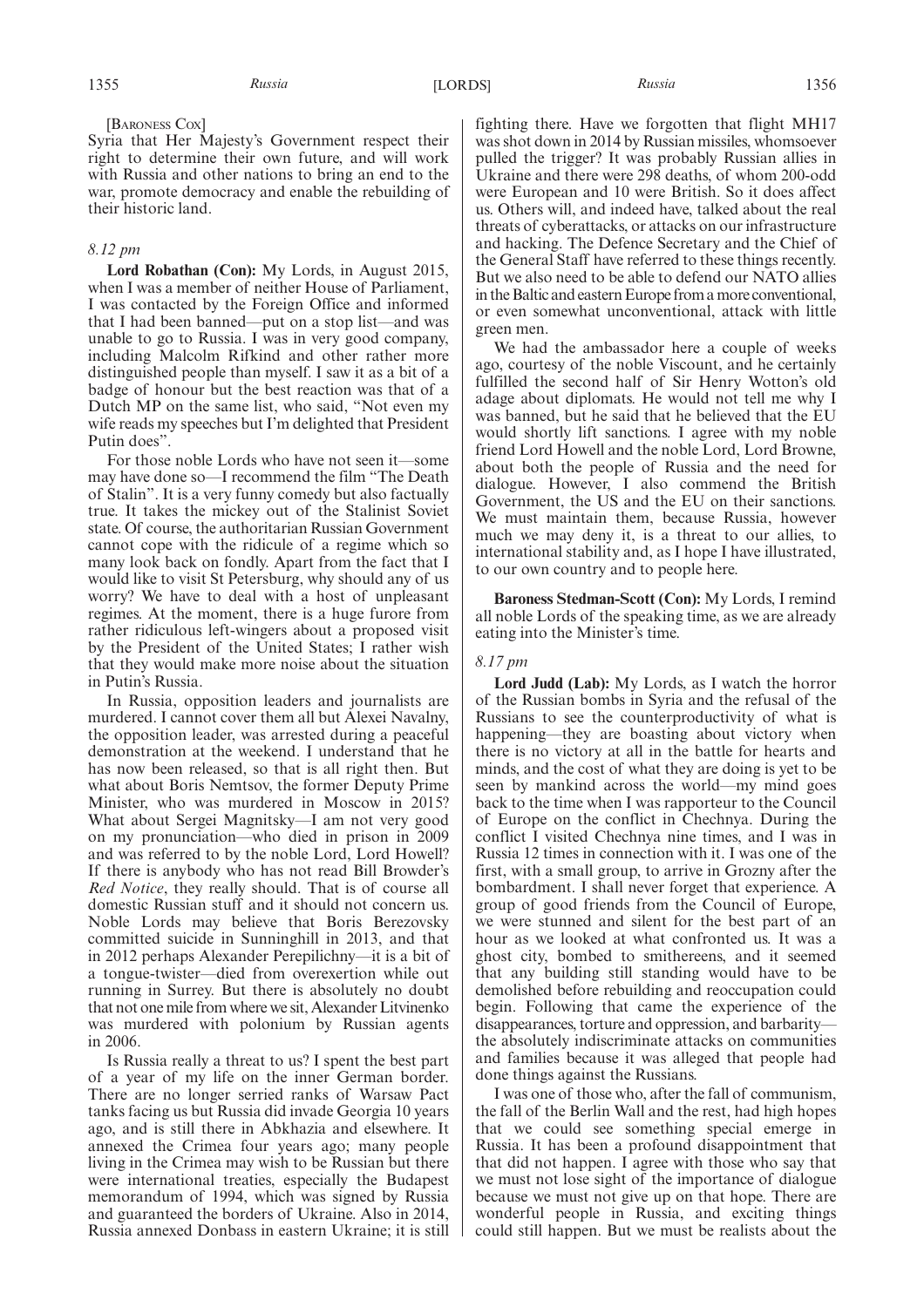[Baroness Cox]

Syria that Her Majesty's Government respect their right to determine their own future, and will work with Russia and other nations to bring an end to the war, promote democracy and enable the rebuilding of their historic land.

*8.12 pm*

**Lord Robathan (Con):** My Lords, in August 2015, when I was a member of neither House of Parliament, I was contacted by the Foreign Office and informed that I had been banned—put on a stop list—and was unable to go to Russia. I was in very good company, including Malcolm Rifkind and other rather more distinguished people than myself. I saw it as a bit of a badge of honour but the best reaction was that of a Dutch MP on the same list, who said, "Not even my wife reads my speeches but I'm delighted that President Putin does".

For those noble Lords who have not seen it—some may have done so—I recommend the film "The Death of Stalin". It is a very funny comedy but also factually true. It takes the mickey out of the Stalinist Soviet state. Of course, the authoritarian Russian Government cannot cope with the ridicule of a regime which so many look back on fondly. Apart from the fact that I would like to visit St Petersburg, why should any of us worry? We have to deal with a host of unpleasant regimes. At the moment, there is a huge furore from rather ridiculous left-wingers about a proposed visit by the President of the United States; I rather wish that they would make more noise about the situation in Putin's Russia.

In Russia, opposition leaders and journalists are murdered. I cannot cover them all but Alexei Navalny, the opposition leader, was arrested during a peaceful demonstration at the weekend. I understand that he has now been released, so that is all right then. But what about Boris Nemtsov, the former Deputy Prime Minister, who was murdered in Moscow in 2015? What about Sergei Magnitsky—I am not very good on my pronunciation—who died in prison in 2009 and was referred to by the noble Lord, Lord Howell? If there is anybody who has not read Bill Browder's *Red Notice*, they really should. That is of course all domestic Russian stuff and it should not concern us. Noble Lords may believe that Boris Berezovsky committed suicide in Sunninghill in 2013, and that in 2012 perhaps Alexander Perepilichny—it is a bit of a tongue-twister—died from overexertion while out running in Surrey. But there is absolutely no doubt that not one mile from where we sit, Alexander Litvinenko was murdered with polonium by Russian agents in 2006.

Is Russia really a threat to us? I spent the best part of a year of my life on the inner German border. There are no longer serried ranks of Warsaw Pact tanks facing us but Russia did invade Georgia 10 years ago, and is still there in Abkhazia and elsewhere. It annexed the Crimea four years ago; many people living in the Crimea may wish to be Russian but there were international treaties, especially the Budapest memorandum of 1994, which was signed by Russia and guaranteed the borders of Ukraine. Also in 2014, Russia annexed Donbass in eastern Ukraine; it is still fighting there. Have we forgotten that flight MH17 was shot down in 2014 by Russian missiles, whomsoever pulled the trigger? It was probably Russian allies in Ukraine and there were 298 deaths, of whom 200-odd were European and 10 were British. So it does affect us. Others will, and indeed have, talked about the real threats of cyberattacks, or attacks on our infrastructure and hacking. The Defence Secretary and the Chief of the General Staff have referred to these things recently. But we also need to be able to defend our NATO allies in the Baltic and eastern Europe from a more conventional, or even somewhat unconventional, attack with little green men.

We had the ambassador here a couple of weeks ago, courtesy of the noble Viscount, and he certainly fulfilled the second half of Sir Henry Wotton's old adage about diplomats. He would not tell me why I was banned, but he said that he believed that the EU would shortly lift sanctions. I agree with my noble friend Lord Howell and the noble Lord, Lord Browne, about both the people of Russia and the need for dialogue. However, I also commend the British Government, the US and the EU on their sanctions. We must maintain them, because Russia, however much we may deny it, is a threat to our allies, to international stability and, as I hope I have illustrated, to our own country and to people here.

**Baroness Stedman-Scott (Con):** My Lords, I remind all noble Lords of the speaking time, as we are already eating into the Minister's time.

*8.17 pm*

**Lord Judd (Lab):** My Lords, as I watch the horror of the Russian bombs in Syria and the refusal of the Russians to see the counterproductivity of what is happening—they are boasting about victory when there is no victory at all in the battle for hearts and minds, and the cost of what they are doing is yet to be seen by mankind across the world—my mind goes back to the time when I was rapporteur to the Council of Europe on the conflict in Chechnya. During the conflict I visited Chechnya nine times, and I was in Russia 12 times in connection with it. I was one of the first, with a small group, to arrive in Grozny after the bombardment. I shall never forget that experience. A group of good friends from the Council of Europe, we were stunned and silent for the best part of an hour as we looked at what confronted us. It was a ghost city, bombed to smithereens, and it seemed that any building still standing would have to be demolished before rebuilding and reoccupation could begin. Following that came the experience of the disappearances, torture and oppression, and barbarity—the absolutely indiscriminate attacks on communities and families because it was alleged that people had done things against the Russians.

I was one of those who, after the fall of communism, the fall of the Berlin Wall and the rest, had high hopes that we could see something special emerge in Russia. It has been a profound disappointment that that did not happen. I agree with those who say that we must not lose sight of the importance of dialogue because we must not give up on that hope. There are wonderful people in Russia, and exciting things could still happen. But we must be realists about the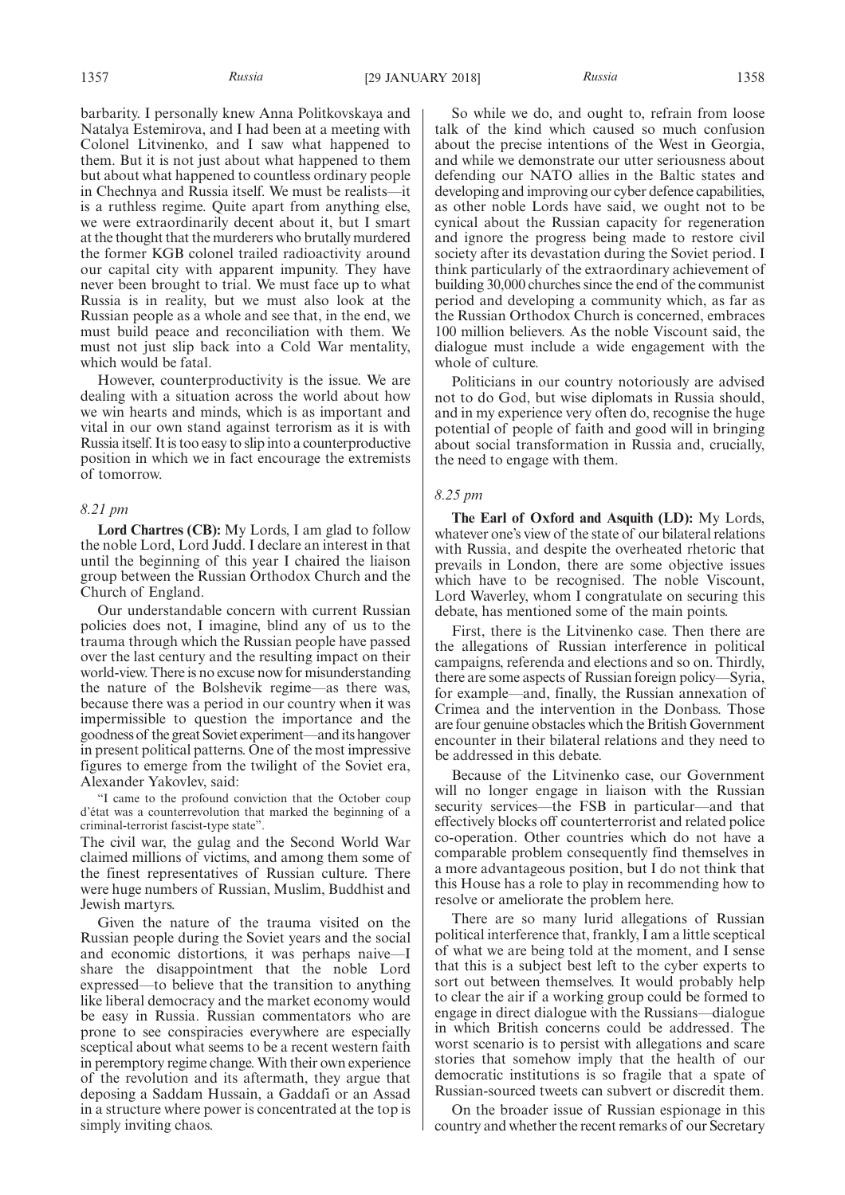barbarity. I personally knew Anna Politkovskaya and Natalya Estemirova, and I had been at a meeting with Colonel Litvinenko, and I saw what happened to them. But it is not just about what happened to them but about what happened to countless ordinary people in Chechnya and Russia itself. We must be realists—it is a ruthless regime. Quite apart from anything else, we were extraordinarily decent about it, but I smart at the thought that the murderers who brutally murdered the former KGB colonel trailed radioactivity around our capital city with apparent impunity. They have never been brought to trial. We must face up to what Russia is in reality, but we must also look at the Russian people as a whole and see that, in the end, we must build peace and reconciliation with them. We must not just slip back into a Cold War mentality, which would be fatal.

However, counterproductivity is the issue. We are dealing with a situation across the world about how we win hearts and minds, which is as important and vital in our own stand against terrorism as it is with Russia itself. It is too easy to slip into a counterproductive position in which we in fact encourage the extremists of tomorrow.

*8.21 pm*

**Lord Chartres (CB):** My Lords, I am glad to follow the noble Lord, Lord Judd. I declare an interest in that until the beginning of this year I chaired the liaison group between the Russian Orthodox Church and the Church of England.

Our understandable concern with current Russian policies does not, I imagine, blind any of us to the trauma through which the Russian people have passed over the last century and the resulting impact on their world-view. There is no excuse now for misunderstanding the nature of the Bolshevik regime—as there was, because there was a period in our country when it was impermissible to question the importance and the goodness of the great Soviet experiment—and its hangover in present political patterns. One of the most impressive figures to emerge from the twilight of the Soviet era, Alexander Yakovlev, said:

"I came to the profound conviction that the October coup d'état was a counterrevolution that marked the beginning of a criminal-terrorist fascist-type state".

The civil war, the gulag and the Second World War claimed millions of victims, and among them some of the finest representatives of Russian culture. There were huge numbers of Russian, Muslim, Buddhist and Jewish martyrs.

Given the nature of the trauma visited on the Russian people during the Soviet years and the social and economic distortions, it was perhaps naive—I share the disappointment that the noble Lord expressed—to believe that the transition to anything like liberal democracy and the market economy would be easy in Russia. Russian commentators who are prone to see conspiracies everywhere are especially sceptical about what seems to be a recent western faith in peremptory regime change. With their own experience of the revolution and its aftermath, they argue that deposing a Saddam Hussein, a Gaddafi or an Assad in a structure where power is concentrated at the top is simply inviting chaos.

So while we do, and ought to, refrain from loose talk of the kind which caused so much confusion about the precise intentions of the West in Georgia, and while we demonstrate our utter seriousness about defending our NATO allies in the Baltic states and developing and improving our cyber defence capabilities, as other noble Lords have said, we ought not to be cynical about the Russian capacity for regeneration and ignore the progress being made to restore civil society after its devastation during the Soviet period. I think particularly of the extraordinary achievement of building 30,000 churches since the end of the communist period and developing a community which, as far as the Russian Orthodox Church is concerned, embraces 100 million believers. As the noble Viscount said, the dialogue must include a wide engagement with the whole of culture.

Politicians in our country notoriously are advised not to do God, but wise diplomats in Russia should, and in my experience very often do, recognise the huge potential of people of faith and good will in bringing about social transformation in Russia and, crucially, the need to engage with them.

*8.25 pm*

**The Earl of Oxford and Asquith (LD):** My Lords, whatever one's view of the state of our bilateral relations with Russia, and despite the overheated rhetoric that prevails in London, there are some objective issues which have to be recognised. The noble Viscount, Lord Waverley, whom I congratulate on securing this debate, has mentioned some of the main points.

First, there is the Litvinenko case. Then there are the allegations of Russian interference in political campaigns, referenda and elections and so on. Thirdly, there are some aspects of Russian foreign policy—Syria, for example—and, finally, the Russian annexation of Crimea and the intervention in the Donbass. Those are four genuine obstacles which the British Government encounter in their bilateral relations and they need to be addressed in this debate.

Because of the Litvinenko case, our Government will no longer engage in liaison with the Russian security services—the FSB in particular—and that effectively blocks off counterterrorist and related police co-operation. Other countries which do not have a comparable problem consequently find themselves in a more advantageous position, but I do not think that this House has a role to play in recommending how to resolve or ameliorate the problem here.

There are so many lurid allegations of Russian political interference that, frankly, I am a little sceptical of what we are being told at the moment, and I sense that this is a subject best left to the cyber experts to sort out between themselves. It would probably help to clear the air if a working group could be formed to engage in direct dialogue with the Russians—dialogue in which British concerns could be addressed. The worst scenario is to persist with allegations and scare stories that somehow imply that the health of our democratic institutions is so fragile that a spate of Russian-sourced tweets can subvert or discredit them.

On the broader issue of Russian espionage in this country and whether the recent remarks of our Secretary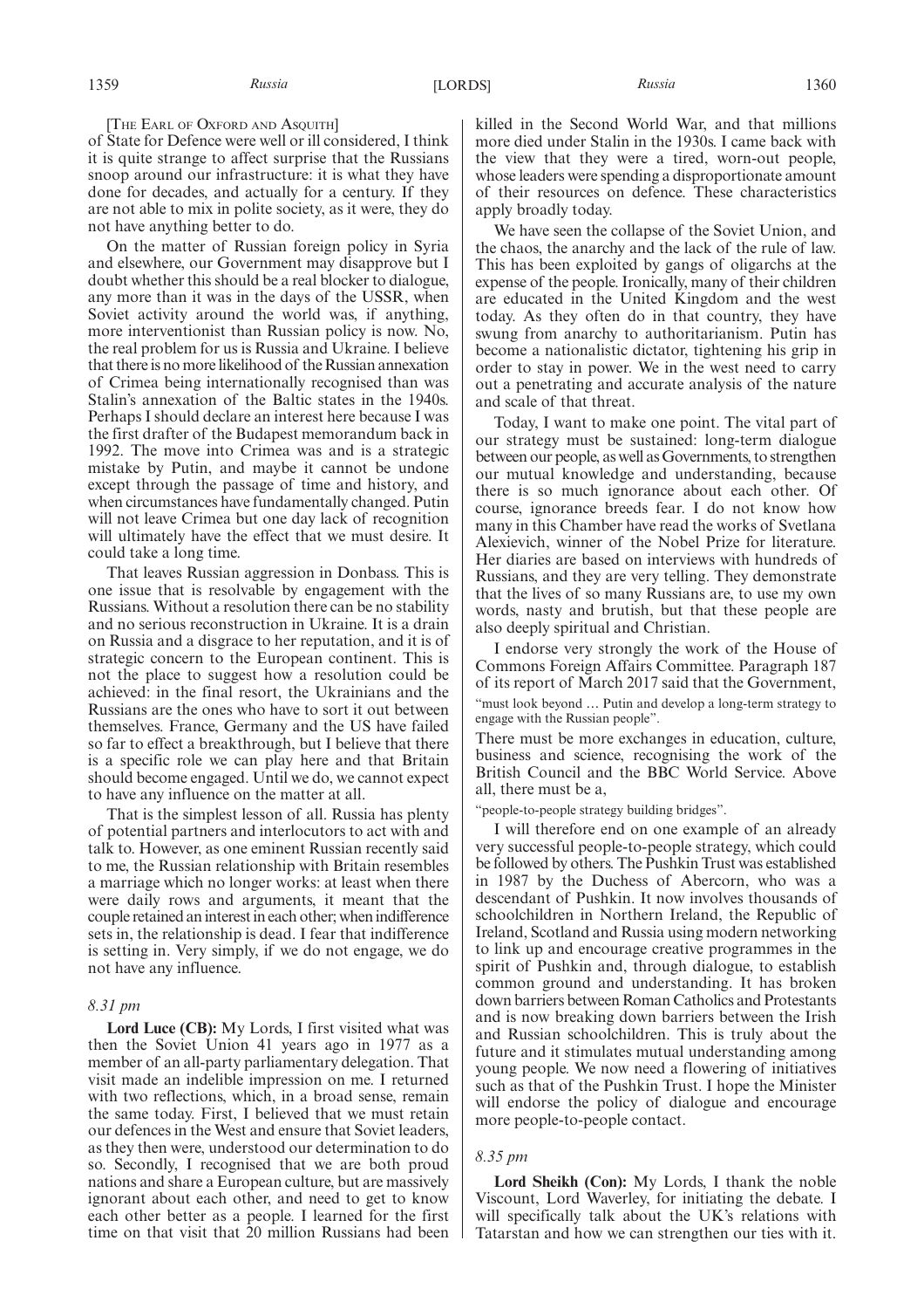[The Earl of Oxford and Asquith]

of State for Defence were well or ill considered, I think it is quite strange to affect surprise that the Russians snoop around our infrastructure: it is what they have done for decades, and actually for a century. If they are not able to mix in polite society, as it were, they do not have anything better to do.

On the matter of Russian foreign policy in Syria and elsewhere, our Government may disapprove but I doubt whether this should be a real blocker to dialogue, any more than it was in the days of the USSR, when Soviet activity around the world was, if anything, more interventionist than Russian policy is now. No, the real problem for us is Russia and Ukraine. I believe that there is no more likelihood of the Russian annexation of Crimea being internationally recognised than was Stalin's annexation of the Baltic states in the 1940s. Perhaps I should declare an interest here because I was the first drafter of the Budapest memorandum back in 1992. The move into Crimea was and is a strategic mistake by Putin, and maybe it cannot be undone except through the passage of time and history, and when circumstances have fundamentally changed. Putin will not leave Crimea but one day lack of recognition will ultimately have the effect that we must desire. It could take a long time.

That leaves Russian aggression in Donbass. This is one issue that is resolvable by engagement with the Russians. Without a resolution there can be no stability and no serious reconstruction in Ukraine. It is a drain on Russia and a disgrace to her reputation, and it is of strategic concern to the European continent. This is not the place to suggest how a resolution could be achieved: in the final resort, the Ukrainians and the Russians are the ones who have to sort it out between themselves. France, Germany and the US have failed so far to effect a breakthrough, but I believe that there is a specific role we can play here and that Britain should become engaged. Until we do, we cannot expect to have any influence on the matter at all.

That is the simplest lesson of all. Russia has plenty of potential partners and interlocutors to act with and talk to. However, as one eminent Russian recently said to me, the Russian relationship with Britain resembles a marriage which no longer works: at least when there were daily rows and arguments, it meant that the couple retained an interest in each other; when indifference sets in, the relationship is dead. I fear that indifference is setting in. Very simply, if we do not engage, we do not have any influence.

*8.31 pm*

**Lord Luce (CB):** My Lords, I first visited what was then the Soviet Union 41 years ago in 1977 as a member of an all-party parliamentary delegation. That visit made an indelible impression on me. I returned with two reflections, which, in a broad sense, remain the same today. First, I believed that we must retain our defences in the West and ensure that Soviet leaders, as they then were, understood our determination to do so. Secondly, I recognised that we are both proud nations and share a European culture, but are massively ignorant about each other, and need to get to know each other better as a people. I learned for the first time on that visit that 20 million Russians had been killed in the Second World War, and that millions more died under Stalin in the 1930s. I came back with the view that they were a tired, worn-out people, whose leaders were spending a disproportionate amount of their resources on defence. These characteristics apply broadly today.

We have seen the collapse of the Soviet Union, and the chaos, the anarchy and the lack of the rule of law. This has been exploited by gangs of oligarchs at the expense of the people. Ironically, many of their children are educated in the United Kingdom and the west today. As they often do in that country, they have swung from anarchy to authoritarianism. Putin has become a nationalistic dictator, tightening his grip in order to stay in power. We in the west need to carry out a penetrating and accurate analysis of the nature and scale of that threat.

Today, I want to make one point. The vital part of our strategy must be sustained: long-term dialogue between our people, as well as Governments, to strengthen our mutual knowledge and understanding, because there is so much ignorance about each other. Of course, ignorance breeds fear. I do not know how many in this Chamber have read the works of Svetlana Alexievich, winner of the Nobel Prize for literature. Her diaries are based on interviews with hundreds of Russians, and they are very telling. They demonstrate that the lives of so many Russians are, to use my own words, nasty and brutish, but that these people are also deeply spiritual and Christian.

I endorse very strongly the work of the House of Commons Foreign Affairs Committee. Paragraph 187 of its report of March 2017 said that the Government,

"must look beyond … Putin and develop a long-term strategy to engage with the Russian people".

There must be more exchanges in education, culture, business and science, recognising the work of the British Council and the BBC World Service. Above all, there must be a,

"people-to-people strategy building bridges".

I will therefore end on one example of an already very successful people-to-people strategy, which could be followed by others. The Pushkin Trust was established in 1987 by the Duchess of Abercorn, who was a descendant of Pushkin. It now involves thousands of schoolchildren in Northern Ireland, the Republic of Ireland, Scotland and Russia using modern networking to link up and encourage creative programmes in the spirit of Pushkin and, through dialogue, to establish common ground and understanding. It has broken down barriers between Roman Catholics and Protestants and is now breaking down barriers between the Irish and Russian schoolchildren. This is truly about the future and it stimulates mutual understanding among young people. We now need a flowering of initiatives such as that of the Pushkin Trust. I hope the Minister will endorse the policy of dialogue and encourage more people-to-people contact.

*8.35 pm*

**Lord Sheikh (Con):** My Lords, I thank the noble Viscount, Lord Waverley, for initiating the debate. I will specifically talk about the UK's relations with Tatarstan and how we can strengthen our ties with it.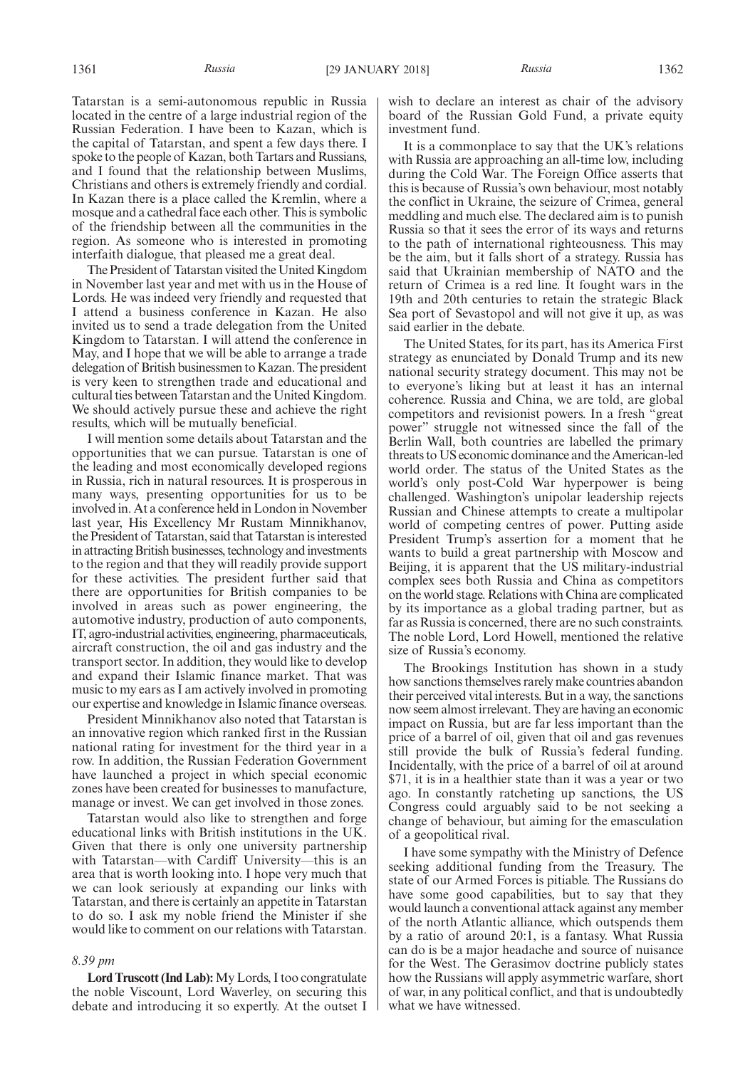Tatarstan is a semi-autonomous republic in Russia located in the centre of a large industrial region of the Russian Federation. I have been to Kazan, which is the capital of Tatarstan, and spent a few days there. I spoke to the people of Kazan, both Tartars and Russians, and I found that the relationship between Muslims, Christians and others is extremely friendly and cordial. In Kazan there is a place called the Kremlin, where a mosque and a cathedral face each other. This is symbolic of the friendship between all the communities in the region. As someone who is interested in promoting interfaith dialogue, that pleased me a great deal.

The President of Tatarstan visited the United Kingdom in November last year and met with us in the House of Lords. He was indeed very friendly and requested that I attend a business conference in Kazan. He also invited us to send a trade delegation from the United Kingdom to Tatarstan. I will attend the conference in May, and I hope that we will be able to arrange a trade delegation of British businessmen to Kazan. The president is very keen to strengthen trade and educational and cultural ties between Tatarstan and the United Kingdom. We should actively pursue these and achieve the right results, which will be mutually beneficial.

I will mention some details about Tatarstan and the opportunities that we can pursue. Tatarstan is one of the leading and most economically developed regions in Russia, rich in natural resources. It is prosperous in many ways, presenting opportunities for us to be involved in. At a conference held in London in November last year, His Excellency Mr Rustam Minnikhanov, the President of Tatarstan, said that Tatarstan is interested in attracting British businesses, technology and investments to the region and that they will readily provide support for these activities. The president further said that there are opportunities for British companies to be involved in areas such as power engineering, the automotive industry, production of auto components, IT, agro-industrial activities, engineering, pharmaceuticals, aircraft construction, the oil and gas industry and the transport sector. In addition, they would like to develop and expand their Islamic finance market. That was music to my ears as I am actively involved in promoting our expertise and knowledge in Islamic finance overseas.

President Minnikhanov also noted that Tatarstan is an innovative region which ranked first in the Russian national rating for investment for the third year in a row. In addition, the Russian Federation Government have launched a project in which special economic zones have been created for businesses to manufacture, manage or invest. We can get involved in those zones.

Tatarstan would also like to strengthen and forge educational links with British institutions in the UK. Given that there is only one university partnership with Tatarstan—with Cardiff University—this is an area that is worth looking into. I hope very much that we can look seriously at expanding our links with Tatarstan, and there is certainly an appetite in Tatarstan to do so. I ask my noble friend the Minister if she would like to comment on our relations with Tatarstan.

*8.39 pm*

**Lord Truscott (Ind Lab):** My Lords, I too congratulate the noble Viscount, Lord Waverley, on securing this debate and introducing it so expertly. At the outset I wish to declare an interest as chair of the advisory board of the Russian Gold Fund, a private equity investment fund.

It is a commonplace to say that the UK's relations with Russia are approaching an all-time low, including during the Cold War. The Foreign Office asserts that this is because of Russia's own behaviour, most notably the conflict in Ukraine, the seizure of Crimea, general meddling and much else. The declared aim is to punish Russia so that it sees the error of its ways and returns to the path of international righteousness. This may be the aim, but it falls short of a strategy. Russia has said that Ukrainian membership of NATO and the return of Crimea is a red line. It fought wars in the 19th and 20th centuries to retain the strategic Black Sea port of Sevastopol and will not give it up, as was said earlier in the debate.

The United States, for its part, has its America First strategy as enunciated by Donald Trump and its new national security strategy document. This may not be to everyone's liking but at least it has an internal coherence. Russia and China, we are told, are global competitors and revisionist powers. In a fresh "great power" struggle not witnessed since the fall of the Berlin Wall, both countries are labelled the primary threats to US economic dominance and the American-led world order. The status of the United States as the world's only post-Cold War hyperpower is being challenged. Washington's unipolar leadership rejects Russian and Chinese attempts to create a multipolar world of competing centres of power. Putting aside President Trump's assertion for a moment that he wants to build a great partnership with Moscow and Beijing, it is apparent that the US military-industrial complex sees both Russia and China as competitors on the world stage. Relations with China are complicated by its importance as a global trading partner, but as far as Russia is concerned, there are no such constraints. The noble Lord, Lord Howell, mentioned the relative size of Russia's economy.

The Brookings Institution has shown in a study how sanctions themselves rarely make countries abandon their perceived vital interests. But in a way, the sanctions now seem almost irrelevant. They are having an economic impact on Russia, but are far less important than the price of a barrel of oil, given that oil and gas revenues still provide the bulk of Russia's federal funding. Incidentally, with the price of a barrel of oil at around \$71, it is in a healthier state than it was a year or two ago. In constantly ratcheting up sanctions, the US Congress could arguably said to be not seeking a change of behaviour, but aiming for the emasculation of a geopolitical rival.

I have some sympathy with the Ministry of Defence seeking additional funding from the Treasury. The state of our Armed Forces is pitiable. The Russians do have some good capabilities, but to say that they would launch a conventional attack against any member of the north Atlantic alliance, which outspends them by a ratio of around 20:1, is a fantasy. What Russia can do is be a major headache and source of nuisance for the West. The Gerasimov doctrine publicly states how the Russians will apply asymmetric warfare, short of war, in any political conflict, and that is undoubtedly what we have witnessed.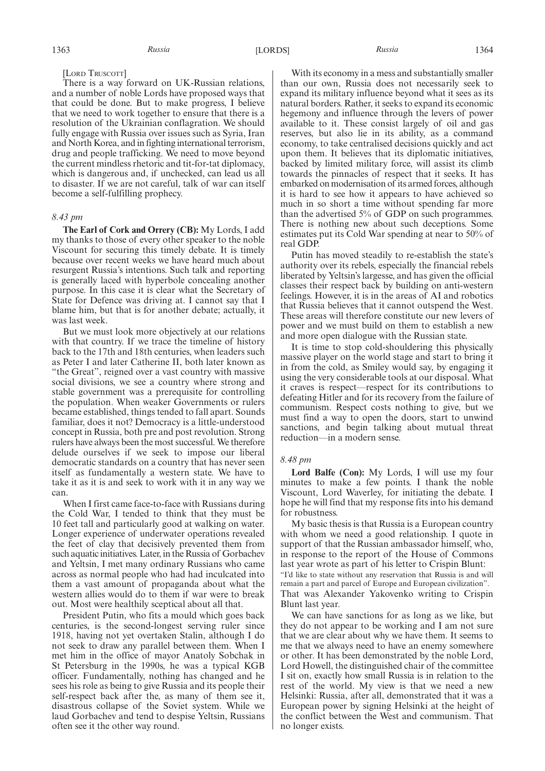[Lord Truscott]

There is a way forward on UK-Russian relations, and a number of noble Lords have proposed ways that that could be done. But to make progress, I believe that we need to work together to ensure that there is a resolution of the Ukrainian conflagration. We should fully engage with Russia over issues such as Syria, Iran and North Korea, and in fighting international terrorism, drug and people trafficking. We need to move beyond the current mindless rhetoric and tit-for-tat diplomacy, which is dangerous and, if unchecked, can lead us all to disaster. If we are not careful, talk of war can itself become a self-fulfilling prophecy.

*8.43 pm*

**The Earl of Cork and Orrery (CB):** My Lords, I add my thanks to those of every other speaker to the noble Viscount for securing this timely debate. It is timely because over recent weeks we have heard much about resurgent Russia's intentions. Such talk and reporting is generally laced with hyperbole concealing another purpose. In this case it is clear what the Secretary of State for Defence was driving at. I cannot say that I blame him, but that is for another debate; actually, it was last week.

But we must look more objectively at our relations with that country. If we trace the timeline of history back to the 17th and 18th centuries, when leaders such as Peter I and later Catherine II, both later known as "the Great", reigned over a vast country with massive social divisions, we see a country where strong and stable government was a prerequisite for controlling the population. When weaker Governments or rulers became established, things tended to fall apart. Sounds familiar, does it not? Democracy is a little-understood concept in Russia, both pre and post revolution. Strong rulers have always been the most successful. We therefore delude ourselves if we seek to impose our liberal democratic standards on a country that has never seen itself as fundamentally a western state. We have to take it as it is and seek to work with it in any way we can.

When I first came face-to-face with Russians during the Cold War, I tended to think that they must be 10 feet tall and particularly good at walking on water. Longer experience of underwater operations revealed the feet of clay that decisively prevented them from such aquatic initiatives. Later, in the Russia of Gorbachev and Yeltsin, I met many ordinary Russians who came across as normal people who had had inculcated into them a vast amount of propaganda about what the western allies would do to them if war were to break out. Most were healthily sceptical about all that.

President Putin, who fits a mould which goes back centuries, is the second-longest serving ruler since 1918, having not yet overtaken Stalin, although I do not seek to draw any parallel between them. When I met him in the office of mayor Anatoly Sobchak in St Petersburg in the 1990s, he was a typical KGB officer. Fundamentally, nothing has changed and he sees his role as being to give Russia and its people their self-respect back after the, as many of them see it, disastrous collapse of the Soviet system. While we laud Gorbachev and tend to despise Yeltsin, Russians often see it the other way round.

With its economy in a mess and substantially smaller than our own, Russia does not necessarily seek to expand its military influence beyond what it sees as its natural borders. Rather, it seeks to expand its economic hegemony and influence through the levers of power available to it. These consist largely of oil and gas reserves, but also lie in its ability, as a command economy, to take centralised decisions quickly and act upon them. It believes that its diplomatic initiatives, backed by limited military force, will assist its climb towards the pinnacles of respect that it seeks. It has embarked on modernisation of its armed forces, although it is hard to see how it appears to have achieved so much in so short a time without spending far more than the advertised 5% of GDP on such programmes. There is nothing new about such deceptions. Some estimates put its Cold War spending at near to 50% of real GDP.

Putin has moved steadily to re-establish the state's authority over its rebels, especially the financial rebels liberated by Yeltsin's largesse, and has given the official classes their respect back by building on anti-western feelings. However, it is in the areas of AI and robotics that Russia believes that it cannot outspend the West. These areas will therefore constitute our new levers of power and we must build on them to establish a new and more open dialogue with the Russian state.

It is time to stop cold-shouldering this physically massive player on the world stage and start to bring it in from the cold, as Smiley would say, by engaging it using the very considerable tools at our disposal. What it craves is respect—respect for its contributions to defeating Hitler and for its recovery from the failure of communism. Respect costs nothing to give, but we must find a way to open the doors, start to unwind sanctions, and begin talking about mutual threat reduction—in a modern sense.

*8.48 pm*

**Lord Balfe (Con):** My Lords, I will use my four minutes to make a few points. I thank the noble Viscount, Lord Waverley, for initiating the debate. I hope he will find that my response fits into his demand for robustness.

My basic thesis is that Russia is a European country with whom we need a good relationship. I quote in support of that the Russian ambassador himself, who, in response to the report of the House of Commons last year wrote as part of his letter to Crispin Blunt:

"I'd like to state without any reservation that Russia is and will remain a part and parcel of Europe and European civilization".

That was Alexander Yakovenko writing to Crispin Blunt last year.

We can have sanctions for as long as we like, but they do not appear to be working and I am not sure that we are clear about why we have them. It seems to me that we always need to have an enemy somewhere or other. It has been demonstrated by the noble Lord, Lord Howell, the distinguished chair of the committee I sit on, exactly how small Russia is in relation to the rest of the world. My view is that we need a new Helsinki: Russia, after all, demonstrated that it was a European power by signing Helsinki at the height of the conflict between the West and communism. That no longer exists.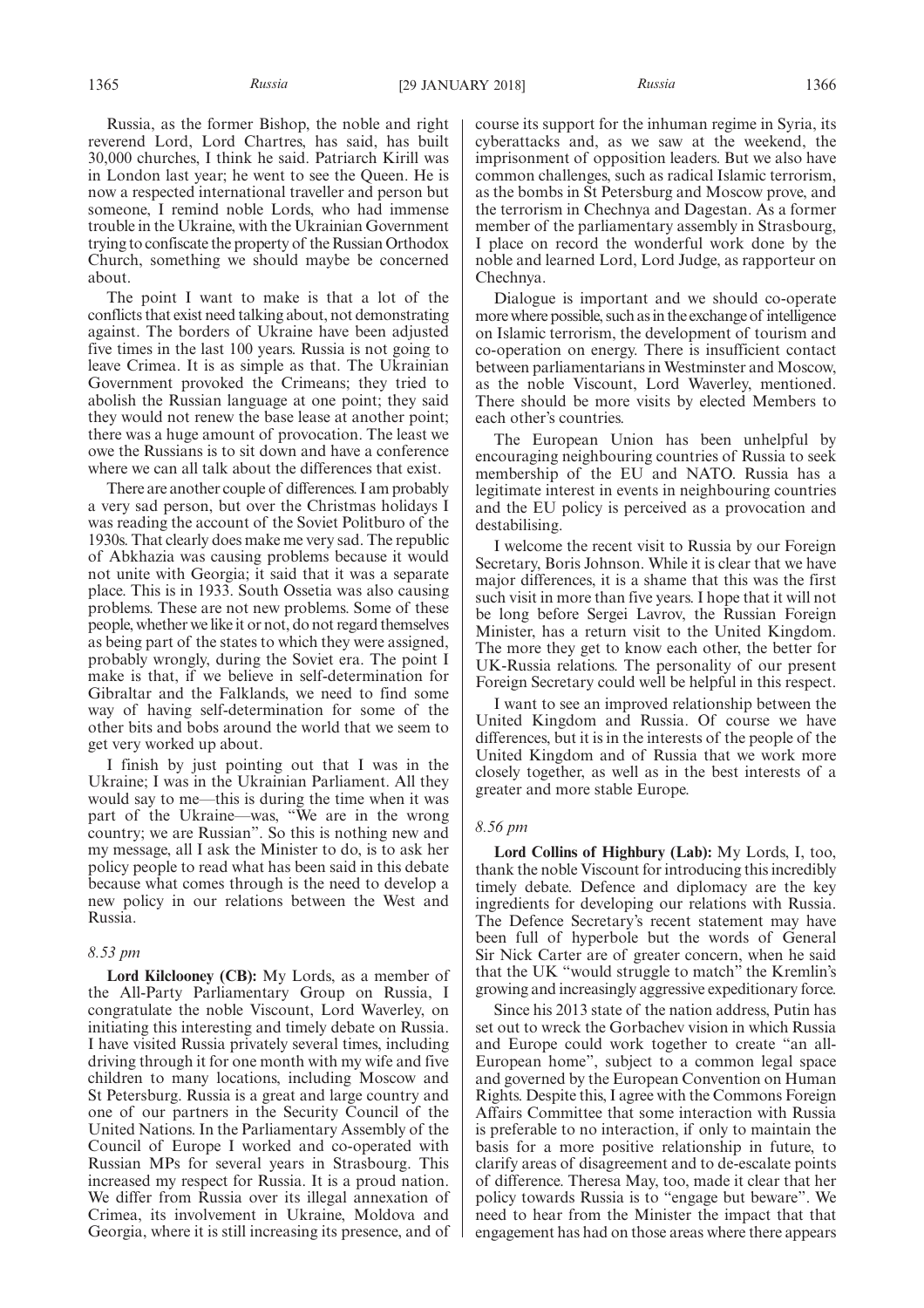Russia, as the former Bishop, the noble and right reverend Lord, Lord Chartres, has said, has built 30,000 churches, I think he said. Patriarch Kirill was in London last year; he went to see the Queen. He is now a respected international traveller and person but someone, I remind noble Lords, who had immense trouble in the Ukraine, with the Ukrainian Government trying to confiscate the property of the Russian Orthodox Church, something we should maybe be concerned about.

The point I want to make is that a lot of the conflicts that exist need talking about, not demonstrating against. The borders of Ukraine have been adjusted five times in the last 100 years. Russia is not going to leave Crimea. It is as simple as that. The Ukrainian Government provoked the Crimeans; they tried to abolish the Russian language at one point; they said they would not renew the base lease at another point; there was a huge amount of provocation. The least we owe the Russians is to sit down and have a conference where we can all talk about the differences that exist.

There are another couple of differences. I am probably a very sad person, but over the Christmas holidays I was reading the account of the Soviet Politburo of the 1930s. That clearly does make me very sad. The republic of Abkhazia was causing problems because it would not unite with Georgia; it said that it was a separate place. This is in 1933. South Ossetia was also causing problems. These are not new problems. Some of these people, whether we like it or not, do not regard themselves as being part of the states to which they were assigned, probably wrongly, during the Soviet era. The point I make is that, if we believe in self-determination for Gibraltar and the Falklands, we need to find some way of having self-determination for some of the other bits and bobs around the world that we seem to get very worked up about.

I finish by just pointing out that I was in the Ukraine; I was in the Ukrainian Parliament. All they would say to me—this is during the time when it was part of the Ukraine—was, "We are in the wrong country; we are Russian". So this is nothing new and my message, all I ask the Minister to do, is to ask her policy people to read what has been said in this debate because what comes through is the need to develop a new policy in our relations between the West and Russia.

*8.53 pm*

**Lord Kilclooney (CB):** My Lords, as a member of the All-Party Parliamentary Group on Russia, I congratulate the noble Viscount, Lord Waverley, on initiating this interesting and timely debate on Russia. I have visited Russia privately several times, including driving through it for one month with my wife and five children to many locations, including Moscow and St Petersburg. Russia is a great and large country and one of our partners in the Security Council of the United Nations. In the Parliamentary Assembly of the Council of Europe I worked and co-operated with Russian MPs for several years in Strasbourg. This increased my respect for Russia. It is a proud nation. We differ from Russia over its illegal annexation of Crimea, its involvement in Ukraine, Moldova and Georgia, where it is still increasing its presence, and of course its support for the inhuman regime in Syria, its cyberattacks and, as we saw at the weekend, the imprisonment of opposition leaders. But we also have common challenges, such as radical Islamic terrorism, as the bombs in St Petersburg and Moscow prove, and the terrorism in Chechnya and Dagestan. As a former member of the parliamentary assembly in Strasbourg, I place on record the wonderful work done by the noble and learned Lord, Lord Judge, as rapporteur on Chechnya.

Dialogue is important and we should co-operate more where possible, such as in the exchange of intelligence on Islamic terrorism, the development of tourism and co-operation on energy. There is insufficient contact between parliamentarians in Westminster and Moscow, as the noble Viscount, Lord Waverley, mentioned. There should be more visits by elected Members to each other's countries.

The European Union has been unhelpful by encouraging neighbouring countries of Russia to seek membership of the EU and NATO. Russia has a legitimate interest in events in neighbouring countries and the EU policy is perceived as a provocation and destabilising.

I welcome the recent visit to Russia by our Foreign Secretary, Boris Johnson. While it is clear that we have major differences, it is a shame that this was the first such visit in more than five years. I hope that it will not be long before Sergei Lavrov, the Russian Foreign Minister, has a return visit to the United Kingdom. The more they get to know each other, the better for UK-Russia relations. The personality of our present Foreign Secretary could well be helpful in this respect.

I want to see an improved relationship between the United Kingdom and Russia. Of course we have differences, but it is in the interests of the people of the United Kingdom and of Russia that we work more closely together, as well as in the best interests of a greater and more stable Europe.

*8.56 pm*

**Lord Collins of Highbury (Lab):** My Lords, I, too, thank the noble Viscount for introducing this incredibly timely debate. Defence and diplomacy are the key ingredients for developing our relations with Russia. The Defence Secretary's recent statement may have been full of hyperbole but the words of General Sir Nick Carter are of greater concern, when he said that the UK "would struggle to match" the Kremlin's growing and increasingly aggressive expeditionary force.

Since his 2013 state of the nation address, Putin has set out to wreck the Gorbachev vision in which Russia and Europe could work together to create "an all-European home", subject to a common legal space and governed by the European Convention on Human Rights. Despite this, I agree with the Commons Foreign Affairs Committee that some interaction with Russia is preferable to no interaction, if only to maintain the basis for a more positive relationship in future, to clarify areas of disagreement and to de-escalate points of difference. Theresa May, too, made it clear that her policy towards Russia is to "engage but beware". We need to hear from the Minister the impact that that engagement has had on those areas where there appears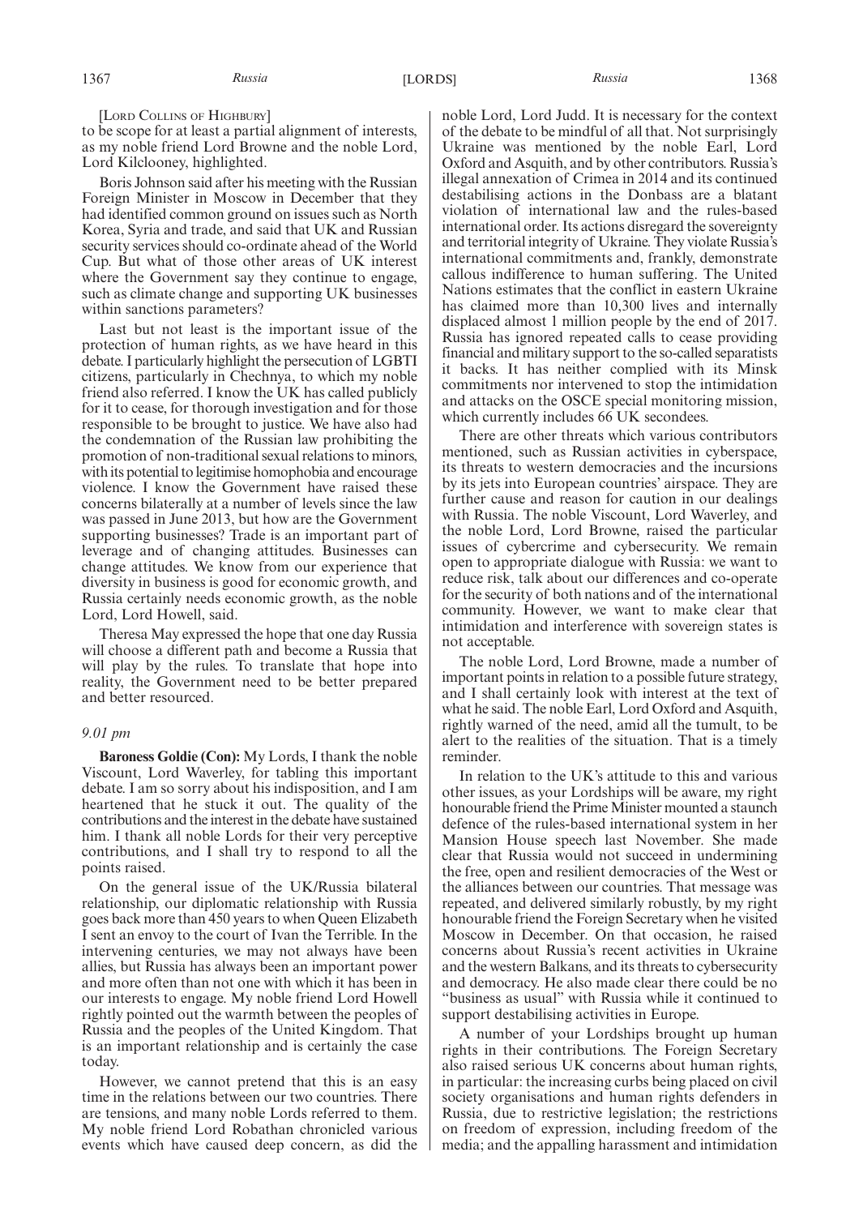[Lord Collins of Highbury]

to be scope for at least a partial alignment of interests, as my noble friend Lord Browne and the noble Lord, Lord Kilclooney, highlighted.

Boris Johnson said after his meeting with the Russian Foreign Minister in Moscow in December that they had identified common ground on issues such as North Korea, Syria and trade, and said that UK and Russian security services should co-ordinate ahead of the World Cup. But what of those other areas of UK interest where the Government say they continue to engage, such as climate change and supporting UK businesses within sanctions parameters?

Last but not least is the important issue of the protection of human rights, as we have heard in this debate. I particularly highlight the persecution of LGBTI citizens, particularly in Chechnya, to which my noble friend also referred. I know the UK has called publicly for it to cease, for thorough investigation and for those responsible to be brought to justice. We have also had the condemnation of the Russian law prohibiting the promotion of non-traditional sexual relations to minors, with its potential to legitimise homophobia and encourage violence. I know the Government have raised these concerns bilaterally at a number of levels since the law was passed in June 2013, but how are the Government supporting businesses? Trade is an important part of leverage and of changing attitudes. Businesses can change attitudes. We know from our experience that diversity in business is good for economic growth, and Russia certainly needs economic growth, as the noble Lord, Lord Howell, said.

Theresa May expressed the hope that one day Russia will choose a different path and become a Russia that will play by the rules. To translate that hope into reality, the Government need to be better prepared and better resourced.

*9.01 pm*

**Baroness Goldie (Con):** My Lords, I thank the noble Viscount, Lord Waverley, for tabling this important debate. I am so sorry about his indisposition, and I am heartened that he stuck it out. The quality of the contributions and the interest in the debate have sustained him. I thank all noble Lords for their very perceptive contributions, and I shall try to respond to all the points raised.

On the general issue of the UK/Russia bilateral relationship, our diplomatic relationship with Russia goes back more than 450 years to when Queen Elizabeth I sent an envoy to the court of Ivan the Terrible. In the intervening centuries, we may not always have been allies, but Russia has always been an important power and more often than not one with which it has been in our interests to engage. My noble friend Lord Howell rightly pointed out the warmth between the peoples of Russia and the peoples of the United Kingdom. That is an important relationship and is certainly the case today.

However, we cannot pretend that this is an easy time in the relations between our two countries. There are tensions, and many noble Lords referred to them. My noble friend Lord Robathan chronicled various events which have caused deep concern, as did the noble Lord, Lord Judd. It is necessary for the context of the debate to be mindful of all that. Not surprisingly Ukraine was mentioned by the noble Earl, Lord Oxford and Asquith, and by other contributors. Russia's illegal annexation of Crimea in 2014 and its continued destabilising actions in the Donbass are a blatant violation of international law and the rules-based international order. Its actions disregard the sovereignty and territorial integrity of Ukraine. They violate Russia's international commitments and, frankly, demonstrate callous indifference to human suffering. The United Nations estimates that the conflict in eastern Ukraine has claimed more than 10,300 lives and internally displaced almost 1 million people by the end of 2017. Russia has ignored repeated calls to cease providing financial and military support to the so-called separatists it backs. It has neither complied with its Minsk commitments nor intervened to stop the intimidation and attacks on the OSCE special monitoring mission, which currently includes 66 UK secondees.

There are other threats which various contributors mentioned, such as Russian activities in cyberspace, its threats to western democracies and the incursions by its jets into European countries' airspace. They are further cause and reason for caution in our dealings with Russia. The noble Viscount, Lord Waverley, and the noble Lord, Lord Browne, raised the particular issues of cybercrime and cybersecurity. We remain open to appropriate dialogue with Russia: we want to reduce risk, talk about our differences and co-operate for the security of both nations and of the international community. However, we want to make clear that intimidation and interference with sovereign states is not acceptable.

The noble Lord, Lord Browne, made a number of important points in relation to a possible future strategy, and I shall certainly look with interest at the text of what he said. The noble Earl, Lord Oxford and Asquith, rightly warned of the need, amid all the tumult, to be alert to the realities of the situation. That is a timely reminder.

In relation to the UK's attitude to this and various other issues, as your Lordships will be aware, my right honourable friend the Prime Minister mounted a staunch defence of the rules-based international system in her Mansion House speech last November. She made clear that Russia would not succeed in undermining the free, open and resilient democracies of the West or the alliances between our countries. That message was repeated, and delivered similarly robustly, by my right honourable friend the Foreign Secretary when he visited Moscow in December. On that occasion, he raised concerns about Russia's recent activities in Ukraine and the western Balkans, and its threats to cybersecurity and democracy. He also made clear there could be no "business as usual" with Russia while it continued to support destabilising activities in Europe.

A number of your Lordships brought up human rights in their contributions. The Foreign Secretary also raised serious UK concerns about human rights, in particular: the increasing curbs being placed on civil society organisations and human rights defenders in Russia, due to restrictive legislation; the restrictions on freedom of expression, including freedom of the media; and the appalling harassment and intimidation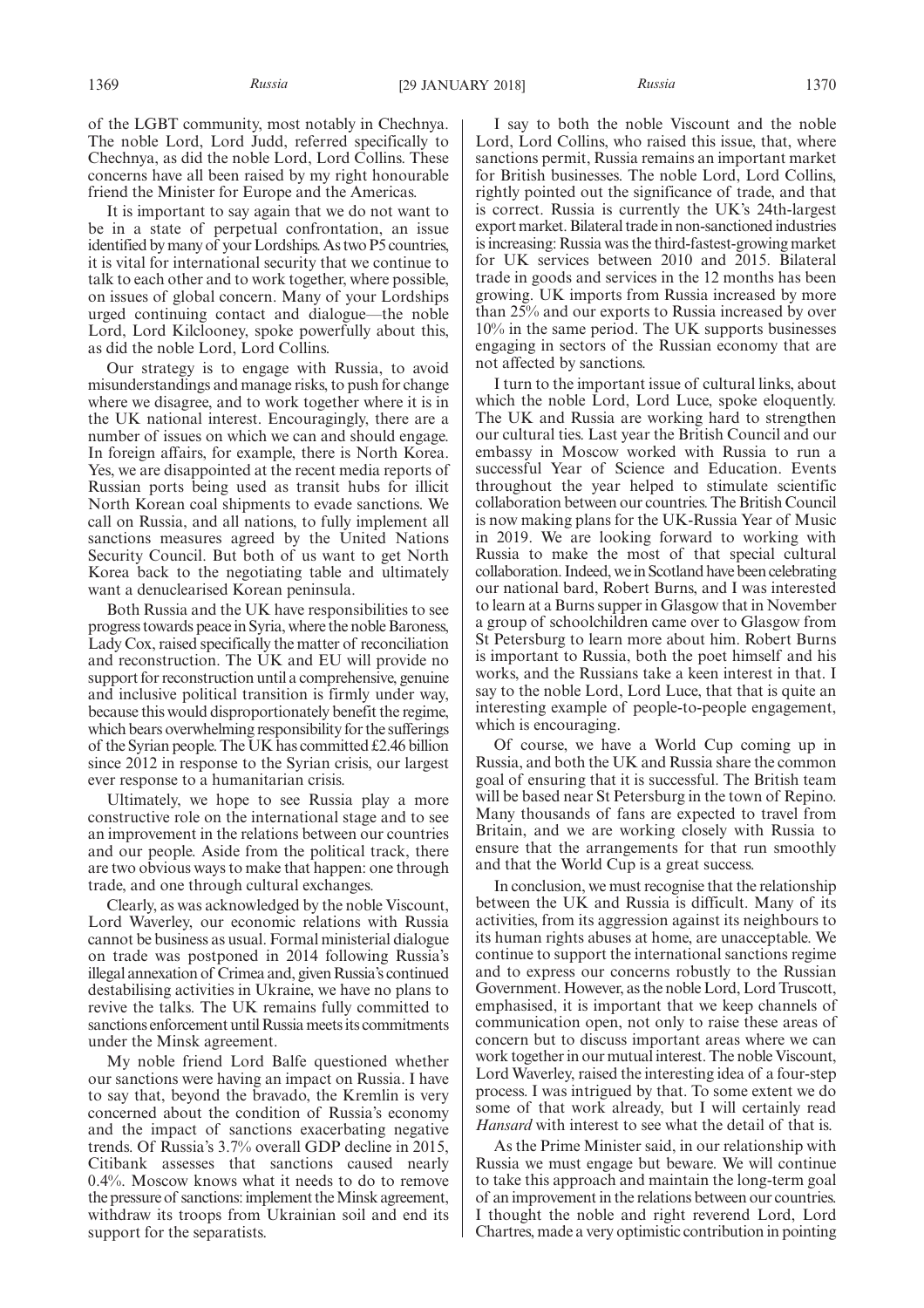of the LGBT community, most notably in Chechnya. The noble Lord, Lord Judd, referred specifically to Chechnya, as did the noble Lord, Lord Collins. These concerns have all been raised by my right honourable friend the Minister for Europe and the Americas.

It is important to say again that we do not want to be in a state of perpetual confrontation, an issue identified by many of your Lordships. As two P5 countries, it is vital for international security that we continue to talk to each other and to work together, where possible, on issues of global concern. Many of your Lordships urged continuing contact and dialogue—the noble Lord, Lord Kilclooney, spoke powerfully about this, as did the noble Lord, Lord Collins.

Our strategy is to engage with Russia, to avoid misunderstandings and manage risks, to push for change where we disagree, and to work together where it is in the UK national interest. Encouragingly, there are a number of issues on which we can and should engage. In foreign affairs, for example, there is North Korea. Yes, we are disappointed at the recent media reports of Russian ports being used as transit hubs for illicit North Korean coal shipments to evade sanctions. We call on Russia, and all nations, to fully implement all sanctions measures agreed by the United Nations Security Council. But both of us want to get North Korea back to the negotiating table and ultimately want a denuclearised Korean peninsula.

Both Russia and the UK have responsibilities to see progress towards peace in Syria, where the noble Baroness, Lady Cox, raised specifically the matter of reconciliation and reconstruction. The UK and EU will provide no support for reconstruction until a comprehensive, genuine and inclusive political transition is firmly under way, because this would disproportionately benefit the regime, which bears overwhelming responsibility for the sufferings of the Syrian people. The UK has committed £2.46 billion since 2012 in response to the Syrian crisis, our largest ever response to a humanitarian crisis.

Ultimately, we hope to see Russia play a more constructive role on the international stage and to see an improvement in the relations between our countries and our people. Aside from the political track, there are two obvious ways to make that happen: one through trade, and one through cultural exchanges.

Clearly, as was acknowledged by the noble Viscount, Lord Waverley, our economic relations with Russia cannot be business as usual. Formal ministerial dialogue on trade was postponed in 2014 following Russia's illegal annexation of Crimea and, given Russia's continued destabilising activities in Ukraine, we have no plans to revive the talks. The UK remains fully committed to sanctions enforcement until Russia meets its commitments under the Minsk agreement.

My noble friend Lord Balfe questioned whether our sanctions were having an impact on Russia. I have to say that, beyond the bravado, the Kremlin is very concerned about the condition of Russia's economy and the impact of sanctions exacerbating negative trends. Of Russia's 3.7% overall GDP decline in 2015, Citibank assesses that sanctions caused nearly 0.4%. Moscow knows what it needs to do to remove the pressure of sanctions: implement the Minsk agreement, withdraw its troops from Ukrainian soil and end its support for the separatists.

I say to both the noble Viscount and the noble Lord, Lord Collins, who raised this issue, that, where sanctions permit, Russia remains an important market for British businesses. The noble Lord, Lord Collins, rightly pointed out the significance of trade, and that is correct. Russia is currently the UK's 24th-largest export market. Bilateral trade in non-sanctioned industries is increasing: Russia was the third-fastest-growing market for UK services between 2010 and 2015. Bilateral trade in goods and services in the 12 months has been growing. UK imports from Russia increased by more than 25% and our exports to Russia increased by over 10% in the same period. The UK supports businesses engaging in sectors of the Russian economy that are not affected by sanctions.

I turn to the important issue of cultural links, about which the noble Lord, Lord Luce, spoke eloquently. The UK and Russia are working hard to strengthen our cultural ties. Last year the British Council and our embassy in Moscow worked with Russia to run a successful Year of Science and Education. Events throughout the year helped to stimulate scientific collaboration between our countries. The British Council is now making plans for the UK-Russia Year of Music in 2019. We are looking forward to working with Russia to make the most of that special cultural collaboration. Indeed, we in Scotland have been celebrating our national bard, Robert Burns, and I was interested to learn at a Burns supper in Glasgow that in November a group of schoolchildren came over to Glasgow from St Petersburg to learn more about him. Robert Burns is important to Russia, both the poet himself and his works, and the Russians take a keen interest in that. I say to the noble Lord, Lord Luce, that that is quite an interesting example of people-to-people engagement, which is encouraging.

Of course, we have a World Cup coming up in Russia, and both the UK and Russia share the common goal of ensuring that it is successful. The British team will be based near St Petersburg in the town of Repino. Many thousands of fans are expected to travel from Britain, and we are working closely with Russia to ensure that the arrangements for that run smoothly and that the World Cup is a great success.

In conclusion, we must recognise that the relationship between the UK and Russia is difficult. Many of its activities, from its aggression against its neighbours to its human rights abuses at home, are unacceptable. We continue to support the international sanctions regime and to express our concerns robustly to the Russian Government. However, as the noble Lord, Lord Truscott, emphasised, it is important that we keep channels of communication open, not only to raise these areas of concern but to discuss important areas where we can work together in our mutual interest. The noble Viscount, Lord Waverley, raised the interesting idea of a four-step process. I was intrigued by that. To some extent we do some of that work already, but I will certainly read *Hansard* with interest to see what the detail of that is.

As the Prime Minister said, in our relationship with Russia we must engage but beware. We will continue to take this approach and maintain the long-term goal of an improvement in the relations between our countries. I thought the noble and right reverend Lord, Lord Chartres, made a very optimistic contribution in pointing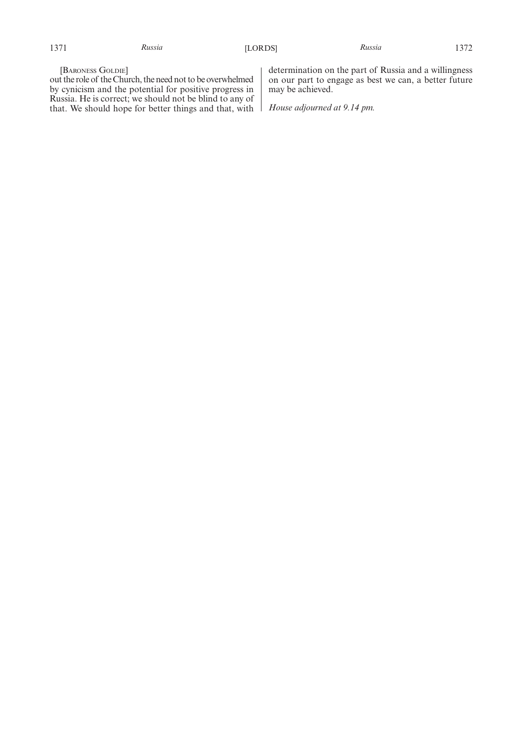[Baroness Goldie]

out the role of the Church, the need not to be overwhelmed by cynicism and the potential for positive progress in Russia. He is correct; we should not be blind to any of that. We should hope for better things and that, with determination on the part of Russia and a willingness on our part to engage as best we can, a better future may be achieved.

*House adjourned at 9.14 pm.*